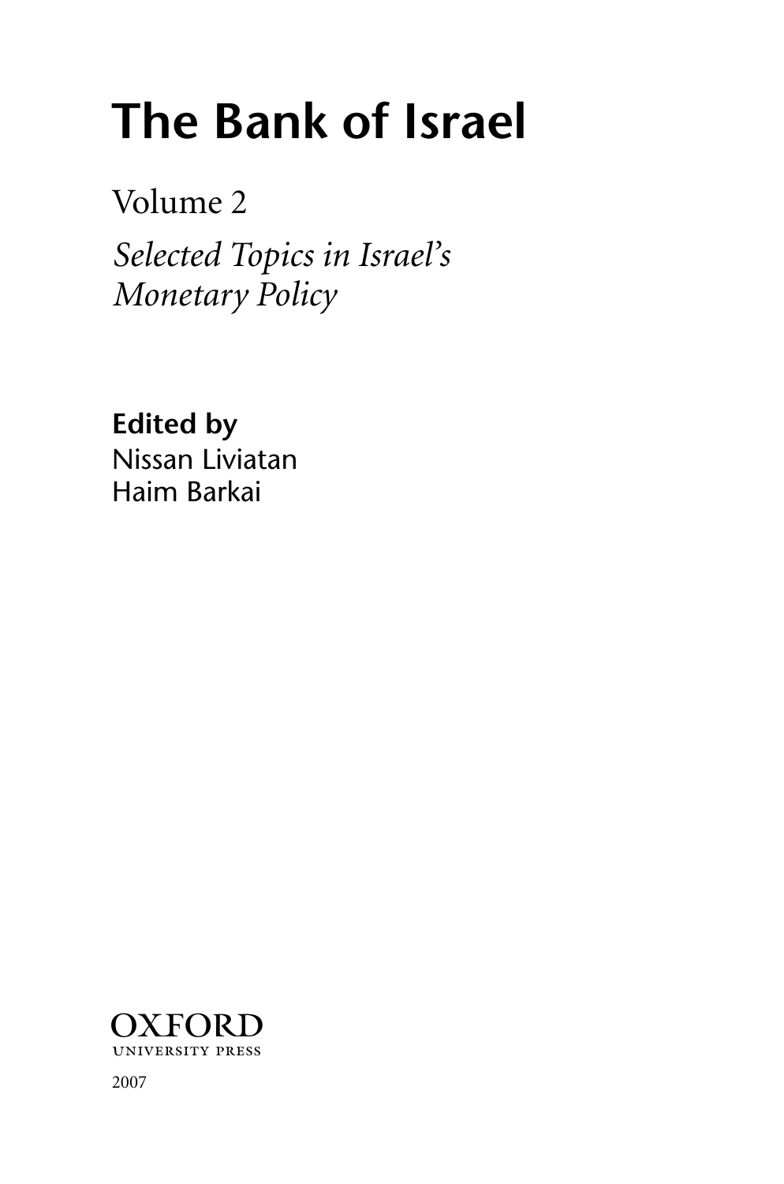# The Bank of Israel

Volume 2

*Selected Topics in Israel's Monetary Policy*

**Edited by**
Nissan Liviatan
Haim Barkai

OXFORD
UNIVERSITY PRESS

2007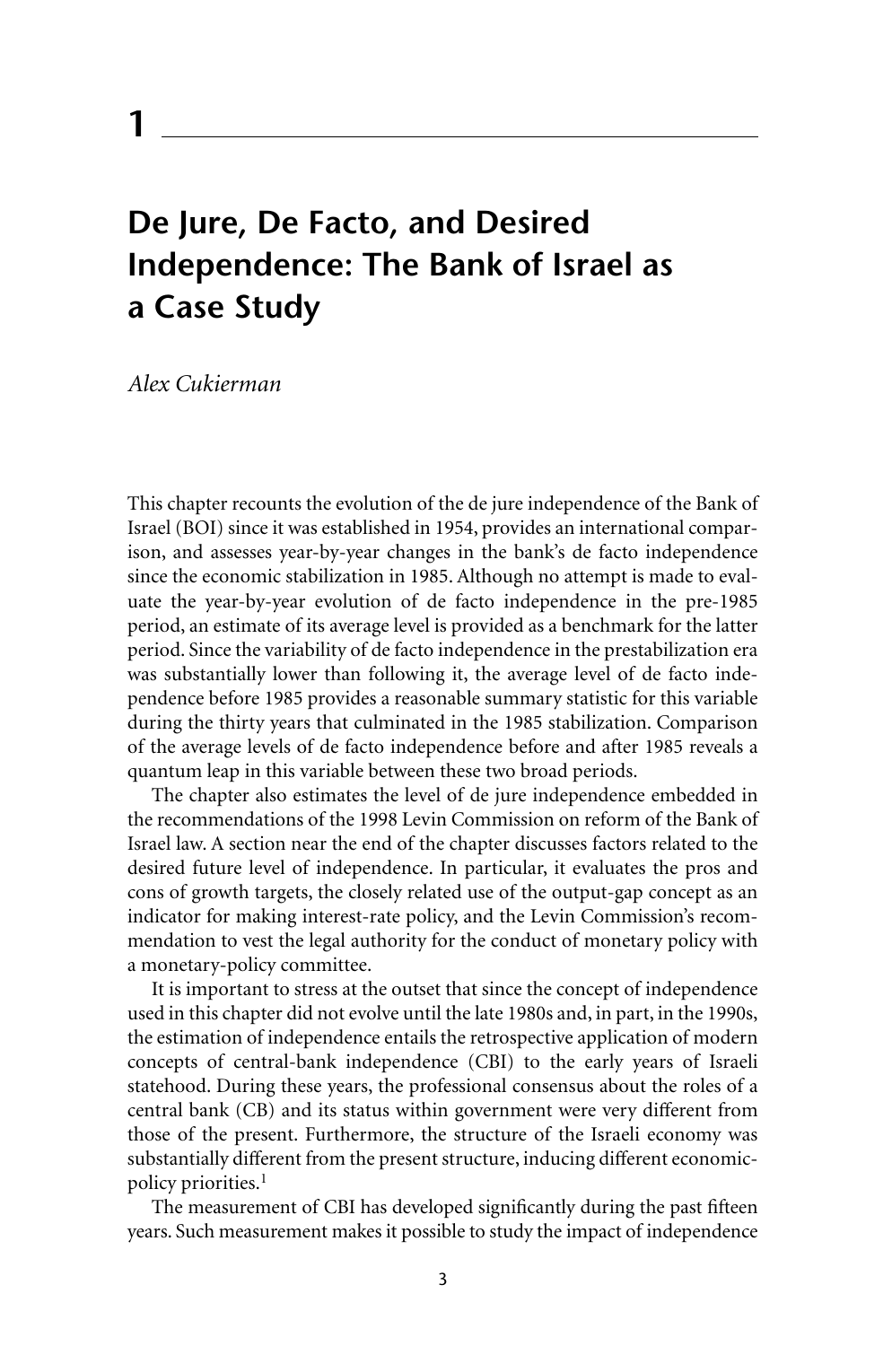# 1

# De Jure, De Facto, and Desired Independence: The Bank of Israel as a Case Study

*Alex Cukierman*

This chapter recounts the evolution of the de jure independence of the Bank of Israel (BOI) since it was established in 1954, provides an international comparison, and assesses year-by-year changes in the bank's de facto independence since the economic stabilization in 1985. Although no attempt is made to evaluate the year-by-year evolution of de facto independence in the pre-1985 period, an estimate of its average level is provided as a benchmark for the latter period. Since the variability of de facto independence in the prestabilization era was substantially lower than following it, the average level of de facto independence before 1985 provides a reasonable summary statistic for this variable during the thirty years that culminated in the 1985 stabilization. Comparison of the average levels of de facto independence before and after 1985 reveals a quantum leap in this variable between these two broad periods.

The chapter also estimates the level of de jure independence embedded in the recommendations of the 1998 Levin Commission on reform of the Bank of Israel law. A section near the end of the chapter discusses factors related to the desired future level of independence. In particular, it evaluates the pros and cons of growth targets, the closely related use of the output-gap concept as an indicator for making interest-rate policy, and the Levin Commission's recommendation to vest the legal authority for the conduct of monetary policy with a monetary-policy committee.

It is important to stress at the outset that since the concept of independence used in this chapter did not evolve until the late 1980s and, in part, in the 1990s, the estimation of independence entails the retrospective application of modern concepts of central-bank independence (CBI) to the early years of Israeli statehood. During these years, the professional consensus about the roles of a central bank (CB) and its status within government were very different from those of the present. Furthermore, the structure of the Israeli economy was substantially different from the present structure, inducing different economic-policy priorities.[1]

The measurement of CBI has developed significantly during the past fifteen years. Such measurement makes it possible to study the impact of independence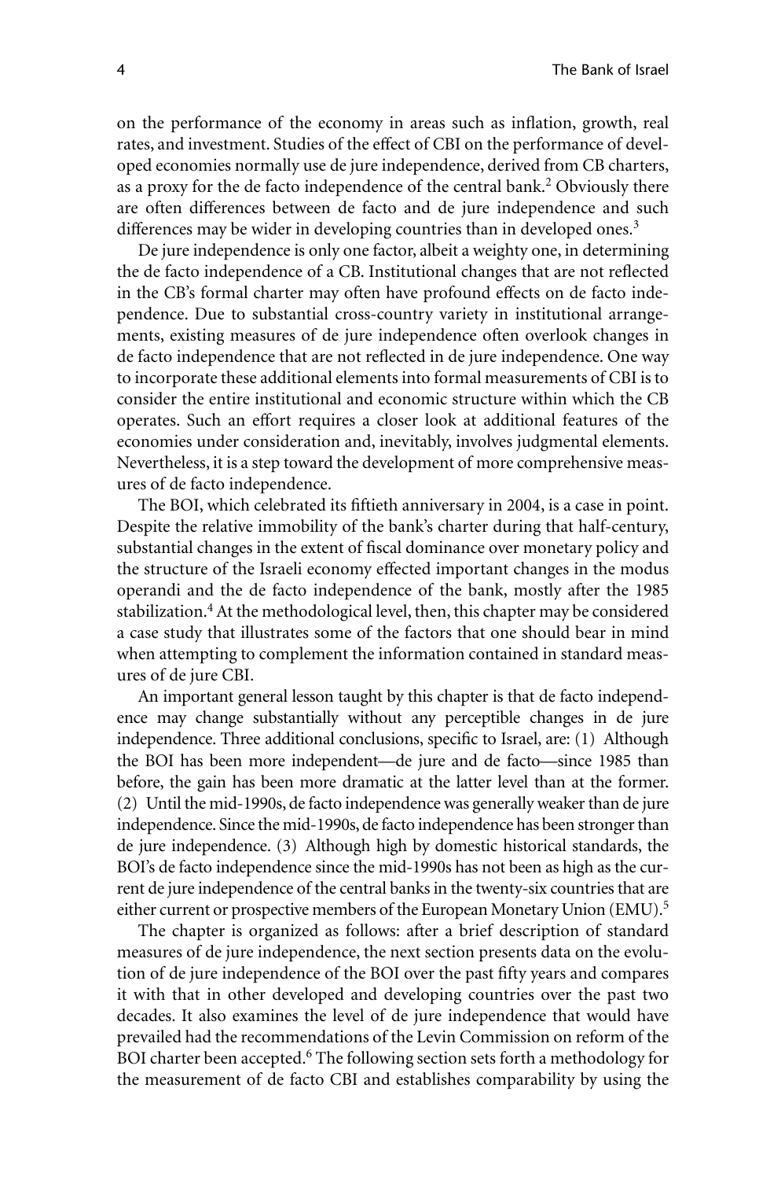on the performance of the economy in areas such as inflation, growth, real rates, and investment. Studies of the effect of CBI on the performance of developed economies normally use de jure independence, derived from CB charters, as a proxy for the de facto independence of the central bank.[2] Obviously there are often differences between de facto and de jure independence and such differences may be wider in developing countries than in developed ones.[3]

De jure independence is only one factor, albeit a weighty one, in determining the de facto independence of a CB. Institutional changes that are not reflected in the CB's formal charter may often have profound effects on de facto independence. Due to substantial cross-country variety in institutional arrangements, existing measures of de jure independence often overlook changes in de facto independence that are not reflected in de jure independence. One way to incorporate these additional elements into formal measurements of CBI is to consider the entire institutional and economic structure within which the CB operates. Such an effort requires a closer look at additional features of the economies under consideration and, inevitably, involves judgmental elements. Nevertheless, it is a step toward the development of more comprehensive measures of de facto independence.

The BOI, which celebrated its fiftieth anniversary in 2004, is a case in point. Despite the relative immobility of the bank's charter during that half-century, substantial changes in the extent of fiscal dominance over monetary policy and the structure of the Israeli economy effected important changes in the modus operandi and the de facto independence of the bank, mostly after the 1985 stabilization.[4] At the methodological level, then, this chapter may be considered a case study that illustrates some of the factors that one should bear in mind when attempting to complement the information contained in standard measures of de jure CBI.

An important general lesson taught by this chapter is that de facto independence may change substantially without any perceptible changes in de jure independence. Three additional conclusions, specific to Israel, are: (1) Although the BOI has been more independent—de jure and de facto—since 1985 than before, the gain has been more dramatic at the latter level than at the former. (2) Until the mid-1990s, de facto independence was generally weaker than de jure independence. Since the mid-1990s, de facto independence has been stronger than de jure independence. (3) Although high by domestic historical standards, the BOI's de facto independence since the mid-1990s has not been as high as the current de jure independence of the central banks in the twenty-six countries that are either current or prospective members of the European Monetary Union (EMU).[5]

The chapter is organized as follows: after a brief description of standard measures of de jure independence, the next section presents data on the evolution of de jure independence of the BOI over the past fifty years and compares it with that in other developed and developing countries over the past two decades. It also examines the level of de jure independence that would have prevailed had the recommendations of the Levin Commission on reform of the BOI charter been accepted.[6] The following section sets forth a methodology for the measurement of de facto CBI and establishes comparability by using the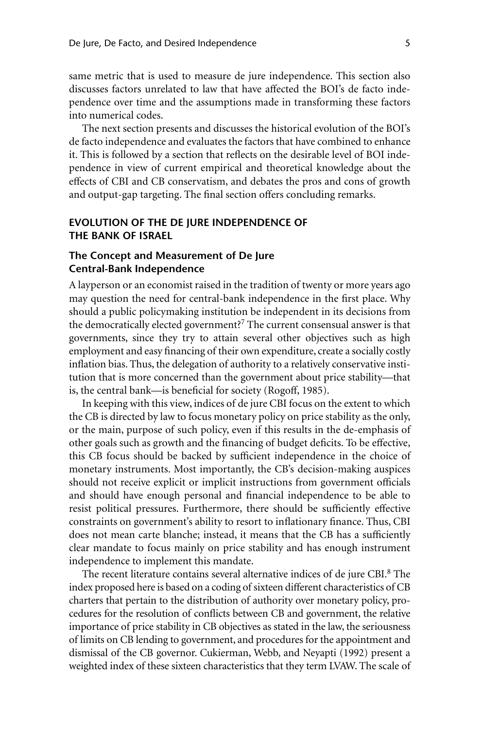same metric that is used to measure de jure independence. This section also discusses factors unrelated to law that have affected the BOI's de facto independence over time and the assumptions made in transforming these factors into numerical codes.

The next section presents and discusses the historical evolution of the BOI's de facto independence and evaluates the factors that have combined to enhance it. This is followed by a section that reflects on the desirable level of BOI independence in view of current empirical and theoretical knowledge about the effects of CBI and CB conservatism, and debates the pros and cons of growth and output-gap targeting. The final section offers concluding remarks.

## EVOLUTION OF THE DE JURE INDEPENDENCE OF THE BANK OF ISRAEL

### The Concept and Measurement of De Jure Central-Bank Independence

A layperson or an economist raised in the tradition of twenty or more years ago may question the need for central-bank independence in the first place. Why should a public policymaking institution be independent in its decisions from the democratically elected government?[7] The current consensual answer is that governments, since they try to attain several other objectives such as high employment and easy financing of their own expenditure, create a socially costly inflation bias. Thus, the delegation of authority to a relatively conservative institution that is more concerned than the government about price stability—that is, the central bank—is beneficial for society (Rogoff, 1985).

In keeping with this view, indices of de jure CBI focus on the extent to which the CB is directed by law to focus monetary policy on price stability as the only, or the main, purpose of such policy, even if this results in the de-emphasis of other goals such as growth and the financing of budget deficits. To be effective, this CB focus should be backed by sufficient independence in the choice of monetary instruments. Most importantly, the CB's decision-making auspices should not receive explicit or implicit instructions from government officials and should have enough personal and financial independence to be able to resist political pressures. Furthermore, there should be sufficiently effective constraints on government's ability to resort to inflationary finance. Thus, CBI does not mean carte blanche; instead, it means that the CB has a sufficiently clear mandate to focus mainly on price stability and has enough instrument independence to implement this mandate.

The recent literature contains several alternative indices of de jure CBI.[8] The index proposed here is based on a coding of sixteen different characteristics of CB charters that pertain to the distribution of authority over monetary policy, procedures for the resolution of conflicts between CB and government, the relative importance of price stability in CB objectives as stated in the law, the seriousness of limits on CB lending to government, and procedures for the appointment and dismissal of the CB governor. Cukierman, Webb, and Neyapti (1992) present a weighted index of these sixteen characteristics that they term LVAW. The scale of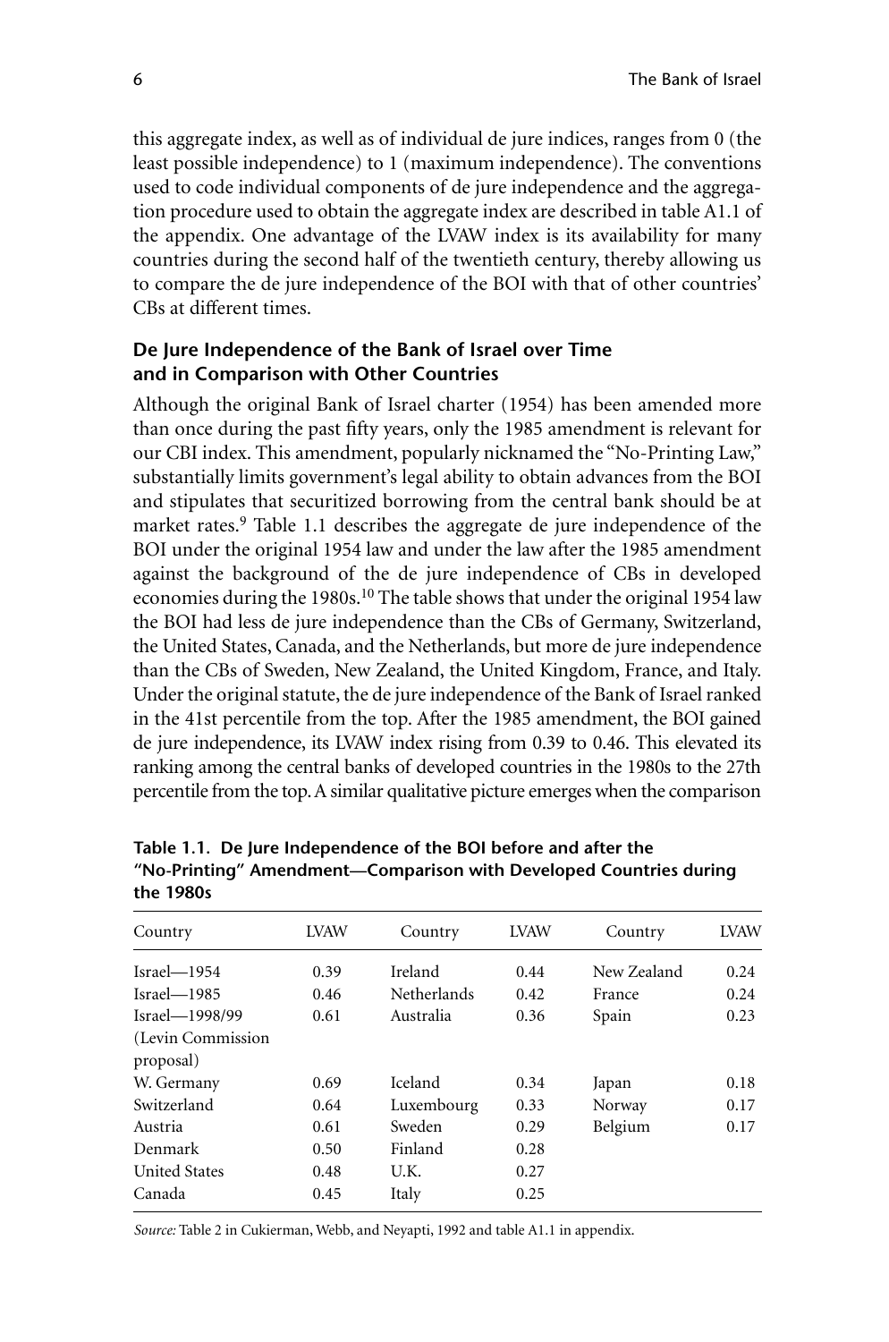this aggregate index, as well as of individual de jure indices, ranges from 0 (the least possible independence) to 1 (maximum independence). The conventions used to code individual components of de jure independence and the aggregation procedure used to obtain the aggregate index are described in table A1.1 of the appendix. One advantage of the LVAW index is its availability for many countries during the second half of the twentieth century, thereby allowing us to compare the de jure independence of the BOI with that of other countries' CBs at different times.

### De Jure Independence of the Bank of Israel over Time and in Comparison with Other Countries

Although the original Bank of Israel charter (1954) has been amended more than once during the past fifty years, only the 1985 amendment is relevant for our CBI index. This amendment, popularly nicknamed the "No-Printing Law," substantially limits government's legal ability to obtain advances from the BOI and stipulates that securitized borrowing from the central bank should be at market rates.[9] Table 1.1 describes the aggregate de jure independence of the BOI under the original 1954 law and under the law after the 1985 amendment against the background of the de jure independence of CBs in developed economies during the 1980s.[10] The table shows that under the original 1954 law the BOI had less de jure independence than the CBs of Germany, Switzerland, the United States, Canada, and the Netherlands, but more de jure independence than the CBs of Sweden, New Zealand, the United Kingdom, France, and Italy. Under the original statute, the de jure independence of the Bank of Israel ranked in the 41st percentile from the top. After the 1985 amendment, the BOI gained de jure independence, its LVAW index rising from 0.39 to 0.46. This elevated its ranking among the central banks of developed countries in the 1980s to the 27th percentile from the top. A similar qualitative picture emerges when the comparison

**Table 1.1. De Jure Independence of the BOI before and after the "No-Printing" Amendment—Comparison with Developed Countries during the 1980s**

| Country | LVAW | Country | LVAW | Country | LVAW |
|---|---|---|---|---|---|
| Israel—1954 | 0.39 | Ireland | 0.44 | New Zealand | 0.24 |
| Israel—1985 | 0.46 | Netherlands | 0.42 | France | 0.24 |
| Israel—1998/99 (Levin Commission proposal) | 0.61 | Australia | 0.36 | Spain | 0.23 |
| W. Germany | 0.69 | Iceland | 0.34 | Japan | 0.18 |
| Switzerland | 0.64 | Luxembourg | 0.33 | Norway | 0.17 |
| Austria | 0.61 | Sweden | 0.29 | Belgium | 0.17 |
| Denmark | 0.50 | Finland | 0.28 | | |
| United States | 0.48 | U.K. | 0.27 | | |
| Canada | 0.45 | Italy | 0.25 | | |

*Source:* Table 2 in Cukierman, Webb, and Neyapti, 1992 and table A1.1 in appendix.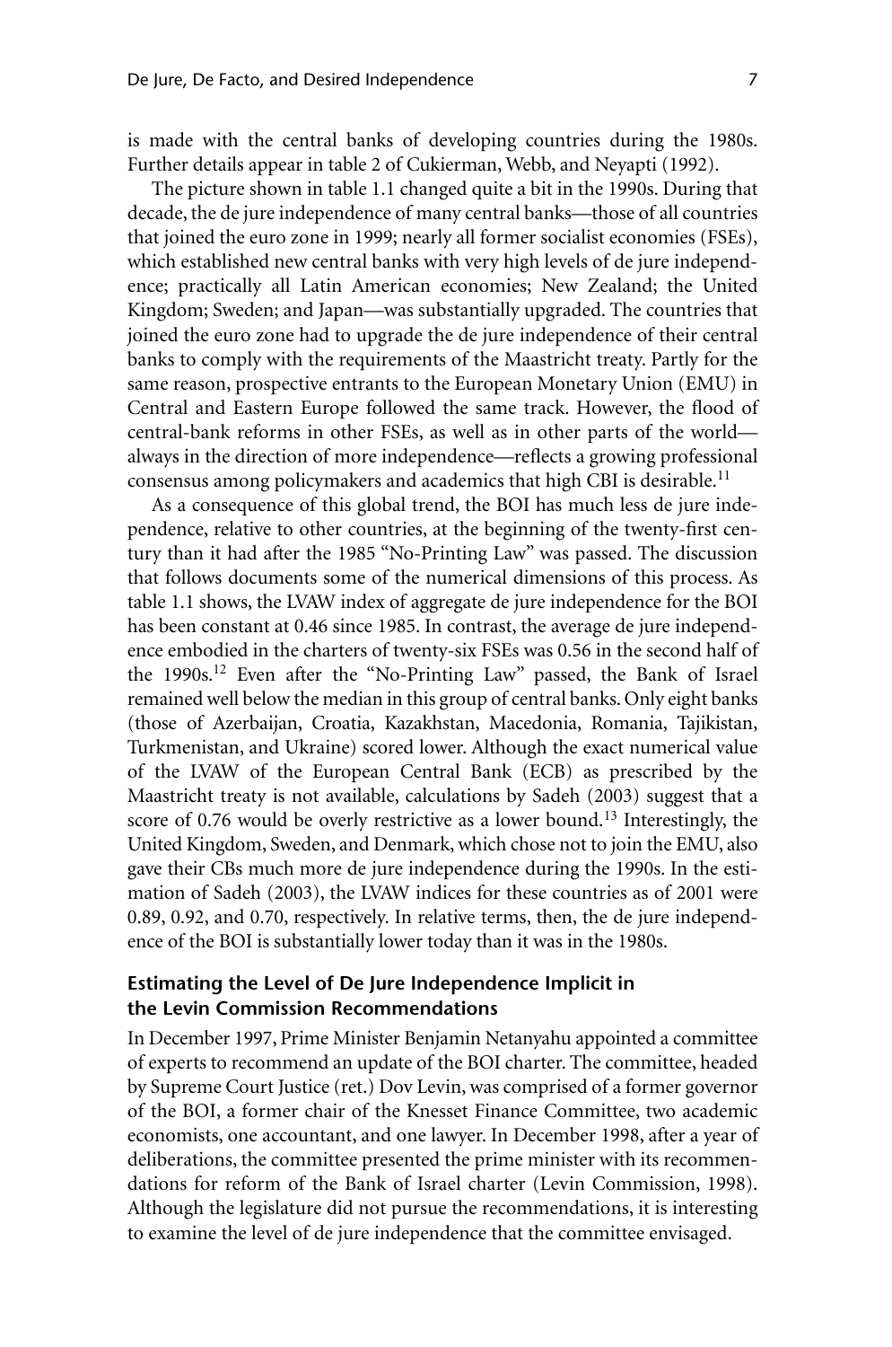is made with the central banks of developing countries during the 1980s. Further details appear in table 2 of Cukierman, Webb, and Neyapti (1992).

The picture shown in table 1.1 changed quite a bit in the 1990s. During that decade, the de jure independence of many central banks—those of all countries that joined the euro zone in 1999; nearly all former socialist economies (FSEs), which established new central banks with very high levels of de jure independence; practically all Latin American economies; New Zealand; the United Kingdom; Sweden; and Japan—was substantially upgraded. The countries that joined the euro zone had to upgrade the de jure independence of their central banks to comply with the requirements of the Maastricht treaty. Partly for the same reason, prospective entrants to the European Monetary Union (EMU) in Central and Eastern Europe followed the same track. However, the flood of central-bank reforms in other FSEs, as well as in other parts of the world—always in the direction of more independence—reflects a growing professional consensus among policymakers and academics that high CBI is desirable.[11]

As a consequence of this global trend, the BOI has much less de jure independence, relative to other countries, at the beginning of the twenty-first century than it had after the 1985 "No-Printing Law" was passed. The discussion that follows documents some of the numerical dimensions of this process. As table 1.1 shows, the LVAW index of aggregate de jure independence for the BOI has been constant at 0.46 since 1985. In contrast, the average de jure independence embodied in the charters of twenty-six FSEs was 0.56 in the second half of the 1990s.[12] Even after the "No-Printing Law" passed, the Bank of Israel remained well below the median in this group of central banks. Only eight banks (those of Azerbaijan, Croatia, Kazakhstan, Macedonia, Romania, Tajikistan, Turkmenistan, and Ukraine) scored lower. Although the exact numerical value of the LVAW of the European Central Bank (ECB) as prescribed by the Maastricht treaty is not available, calculations by Sadeh (2003) suggest that a score of 0.76 would be overly restrictive as a lower bound.[13] Interestingly, the United Kingdom, Sweden, and Denmark, which chose not to join the EMU, also gave their CBs much more de jure independence during the 1990s. In the estimation of Sadeh (2003), the LVAW indices for these countries as of 2001 were 0.89, 0.92, and 0.70, respectively. In relative terms, then, the de jure independence of the BOI is substantially lower today than it was in the 1980s.

### Estimating the Level of De Jure Independence Implicit in the Levin Commission Recommendations

In December 1997, Prime Minister Benjamin Netanyahu appointed a committee of experts to recommend an update of the BOI charter. The committee, headed by Supreme Court Justice (ret.) Dov Levin, was comprised of a former governor of the BOI, a former chair of the Knesset Finance Committee, two academic economists, one accountant, and one lawyer. In December 1998, after a year of deliberations, the committee presented the prime minister with its recommendations for reform of the Bank of Israel charter (Levin Commission, 1998). Although the legislature did not pursue the recommendations, it is interesting to examine the level of de jure independence that the committee envisaged.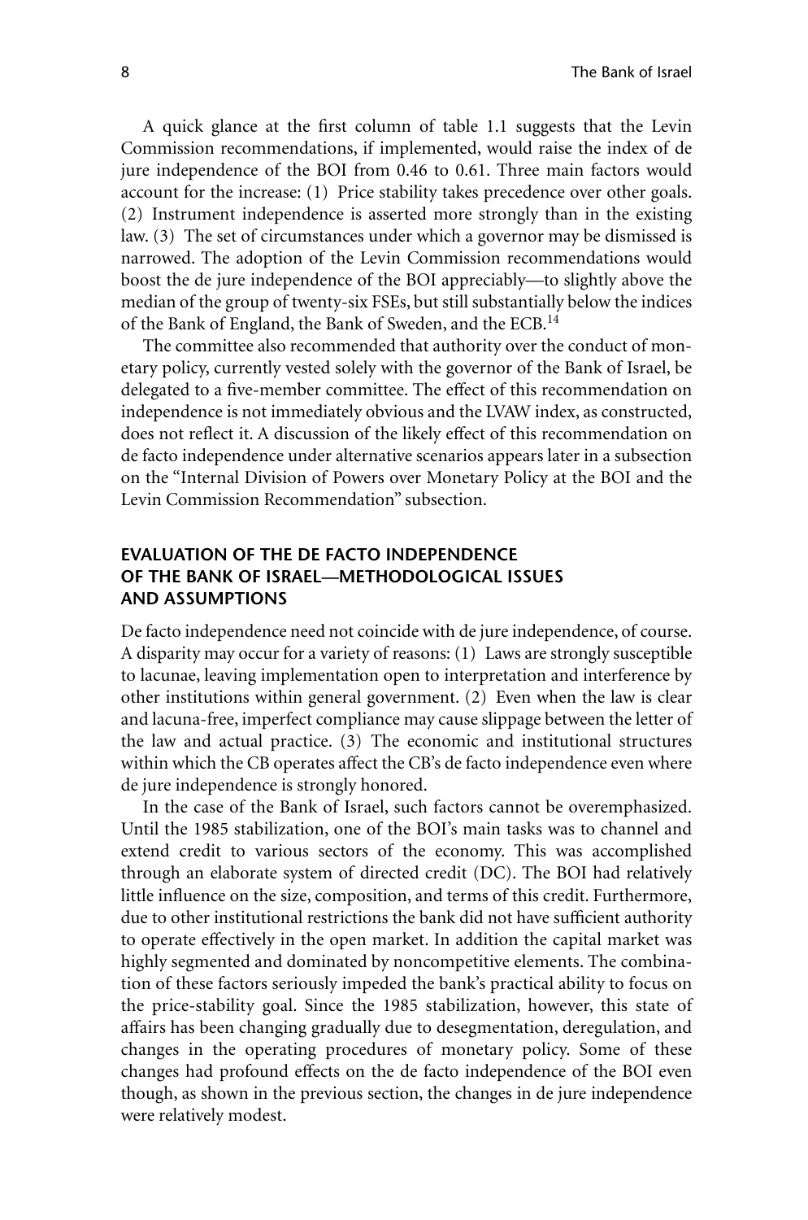A quick glance at the first column of table 1.1 suggests that the Levin Commission recommendations, if implemented, would raise the index of de jure independence of the BOI from 0.46 to 0.61. Three main factors would account for the increase: (1) Price stability takes precedence over other goals. (2) Instrument independence is asserted more strongly than in the existing law. (3) The set of circumstances under which a governor may be dismissed is narrowed. The adoption of the Levin Commission recommendations would boost the de jure independence of the BOI appreciably—to slightly above the median of the group of twenty-six FSEs, but still substantially below the indices of the Bank of England, the Bank of Sweden, and the ECB.[14]

The committee also recommended that authority over the conduct of monetary policy, currently vested solely with the governor of the Bank of Israel, be delegated to a five-member committee. The effect of this recommendation on independence is not immediately obvious and the LVAW index, as constructed, does not reflect it. A discussion of the likely effect of this recommendation on de facto independence under alternative scenarios appears later in a subsection on the "Internal Division of Powers over Monetary Policy at the BOI and the Levin Commission Recommendation" subsection.

## EVALUATION OF THE DE FACTO INDEPENDENCE OF THE BANK OF ISRAEL—METHODOLOGICAL ISSUES AND ASSUMPTIONS

De facto independence need not coincide with de jure independence, of course. A disparity may occur for a variety of reasons: (1) Laws are strongly susceptible to lacunae, leaving implementation open to interpretation and interference by other institutions within general government. (2) Even when the law is clear and lacuna-free, imperfect compliance may cause slippage between the letter of the law and actual practice. (3) The economic and institutional structures within which the CB operates affect the CB's de facto independence even where de jure independence is strongly honored.

In the case of the Bank of Israel, such factors cannot be overemphasized. Until the 1985 stabilization, one of the BOI's main tasks was to channel and extend credit to various sectors of the economy. This was accomplished through an elaborate system of directed credit (DC). The BOI had relatively little influence on the size, composition, and terms of this credit. Furthermore, due to other institutional restrictions the bank did not have sufficient authority to operate effectively in the open market. In addition the capital market was highly segmented and dominated by noncompetitive elements. The combination of these factors seriously impeded the bank's practical ability to focus on the price-stability goal. Since the 1985 stabilization, however, this state of affairs has been changing gradually due to desegmentation, deregulation, and changes in the operating procedures of monetary policy. Some of these changes had profound effects on the de facto independence of the BOI even though, as shown in the previous section, the changes in de jure independence were relatively modest.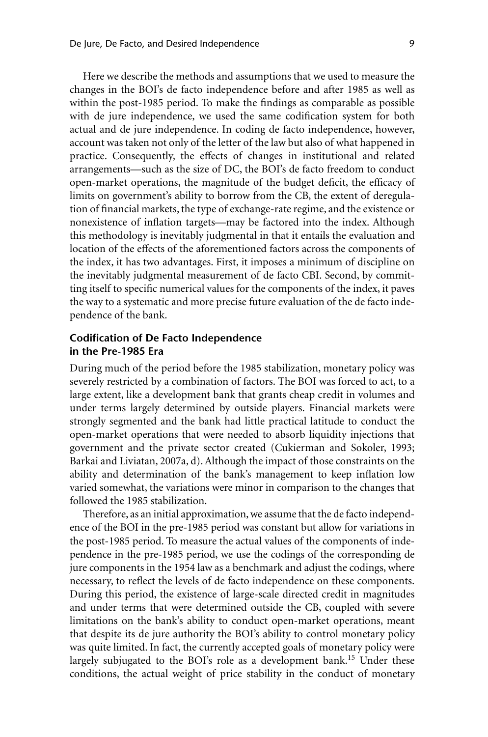Here we describe the methods and assumptions that we used to measure the changes in the BOI's de facto independence before and after 1985 as well as within the post-1985 period. To make the findings as comparable as possible with de jure independence, we used the same codification system for both actual and de jure independence. In coding de facto independence, however, account was taken not only of the letter of the law but also of what happened in practice. Consequently, the effects of changes in institutional and related arrangements—such as the size of DC, the BOI's de facto freedom to conduct open-market operations, the magnitude of the budget deficit, the efficacy of limits on government's ability to borrow from the CB, the extent of deregulation of financial markets, the type of exchange-rate regime, and the existence or nonexistence of inflation targets—may be factored into the index. Although this methodology is inevitably judgmental in that it entails the evaluation and location of the effects of the aforementioned factors across the components of the index, it has two advantages. First, it imposes a minimum of discipline on the inevitably judgmental measurement of de facto CBI. Second, by committing itself to specific numerical values for the components of the index, it paves the way to a systematic and more precise future evaluation of the de facto independence of the bank.

### Codification of De Facto Independence in the Pre-1985 Era

During much of the period before the 1985 stabilization, monetary policy was severely restricted by a combination of factors. The BOI was forced to act, to a large extent, like a development bank that grants cheap credit in volumes and under terms largely determined by outside players. Financial markets were strongly segmented and the bank had little practical latitude to conduct the open-market operations that were needed to absorb liquidity injections that government and the private sector created (Cukierman and Sokoler, 1993; Barkai and Liviatan, 2007a, d). Although the impact of those constraints on the ability and determination of the bank's management to keep inflation low varied somewhat, the variations were minor in comparison to the changes that followed the 1985 stabilization.

Therefore, as an initial approximation, we assume that the de facto independence of the BOI in the pre-1985 period was constant but allow for variations in the post-1985 period. To measure the actual values of the components of independence in the pre-1985 period, we use the codings of the corresponding de jure components in the 1954 law as a benchmark and adjust the codings, where necessary, to reflect the levels of de facto independence on these components. During this period, the existence of large-scale directed credit in magnitudes and under terms that were determined outside the CB, coupled with severe limitations on the bank's ability to conduct open-market operations, meant that despite its de jure authority the BOI's ability to control monetary policy was quite limited. In fact, the currently accepted goals of monetary policy were largely subjugated to the BOI's role as a development bank.[15] Under these conditions, the actual weight of price stability in the conduct of monetary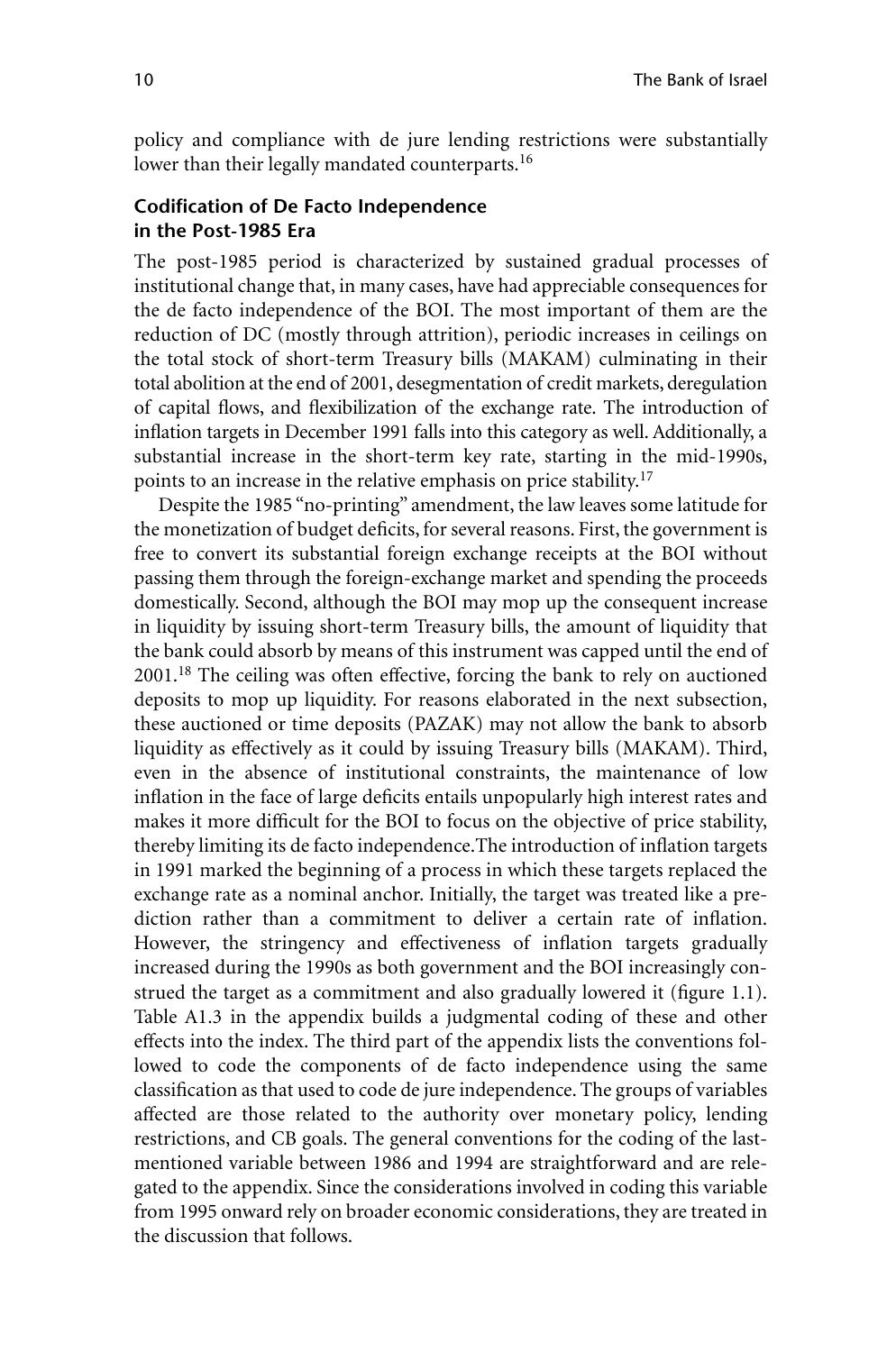policy and compliance with de jure lending restrictions were substantially lower than their legally mandated counterparts.[16]

### Codification of De Facto Independence in the Post-1985 Era

The post-1985 period is characterized by sustained gradual processes of institutional change that, in many cases, have had appreciable consequences for the de facto independence of the BOI. The most important of them are the reduction of DC (mostly through attrition), periodic increases in ceilings on the total stock of short-term Treasury bills (MAKAM) culminating in their total abolition at the end of 2001, desegmentation of credit markets, deregulation of capital flows, and flexibilization of the exchange rate. The introduction of inflation targets in December 1991 falls into this category as well. Additionally, a substantial increase in the short-term key rate, starting in the mid-1990s, points to an increase in the relative emphasis on price stability.[17]

Despite the 1985 "no-printing" amendment, the law leaves some latitude for the monetization of budget deficits, for several reasons. First, the government is free to convert its substantial foreign exchange receipts at the BOI without passing them through the foreign-exchange market and spending the proceeds domestically. Second, although the BOI may mop up the consequent increase in liquidity by issuing short-term Treasury bills, the amount of liquidity that the bank could absorb by means of this instrument was capped until the end of 2001.[18] The ceiling was often effective, forcing the bank to rely on auctioned deposits to mop up liquidity. For reasons elaborated in the next subsection, these auctioned or time deposits (PAZAK) may not allow the bank to absorb liquidity as effectively as it could by issuing Treasury bills (MAKAM). Third, even in the absence of institutional constraints, the maintenance of low inflation in the face of large deficits entails unpopularly high interest rates and makes it more difficult for the BOI to focus on the objective of price stability, thereby limiting its de facto independence.The introduction of inflation targets in 1991 marked the beginning of a process in which these targets replaced the exchange rate as a nominal anchor. Initially, the target was treated like a prediction rather than a commitment to deliver a certain rate of inflation. However, the stringency and effectiveness of inflation targets gradually increased during the 1990s as both government and the BOI increasingly construed the target as a commitment and also gradually lowered it (figure 1.1). Table A1.3 in the appendix builds a judgmental coding of these and other effects into the index. The third part of the appendix lists the conventions followed to code the components of de facto independence using the same classification as that used to code de jure independence. The groups of variables affected are those related to the authority over monetary policy, lending restrictions, and CB goals. The general conventions for the coding of the last-mentioned variable between 1986 and 1994 are straightforward and are relegated to the appendix. Since the considerations involved in coding this variable from 1995 onward rely on broader economic considerations, they are treated in the discussion that follows.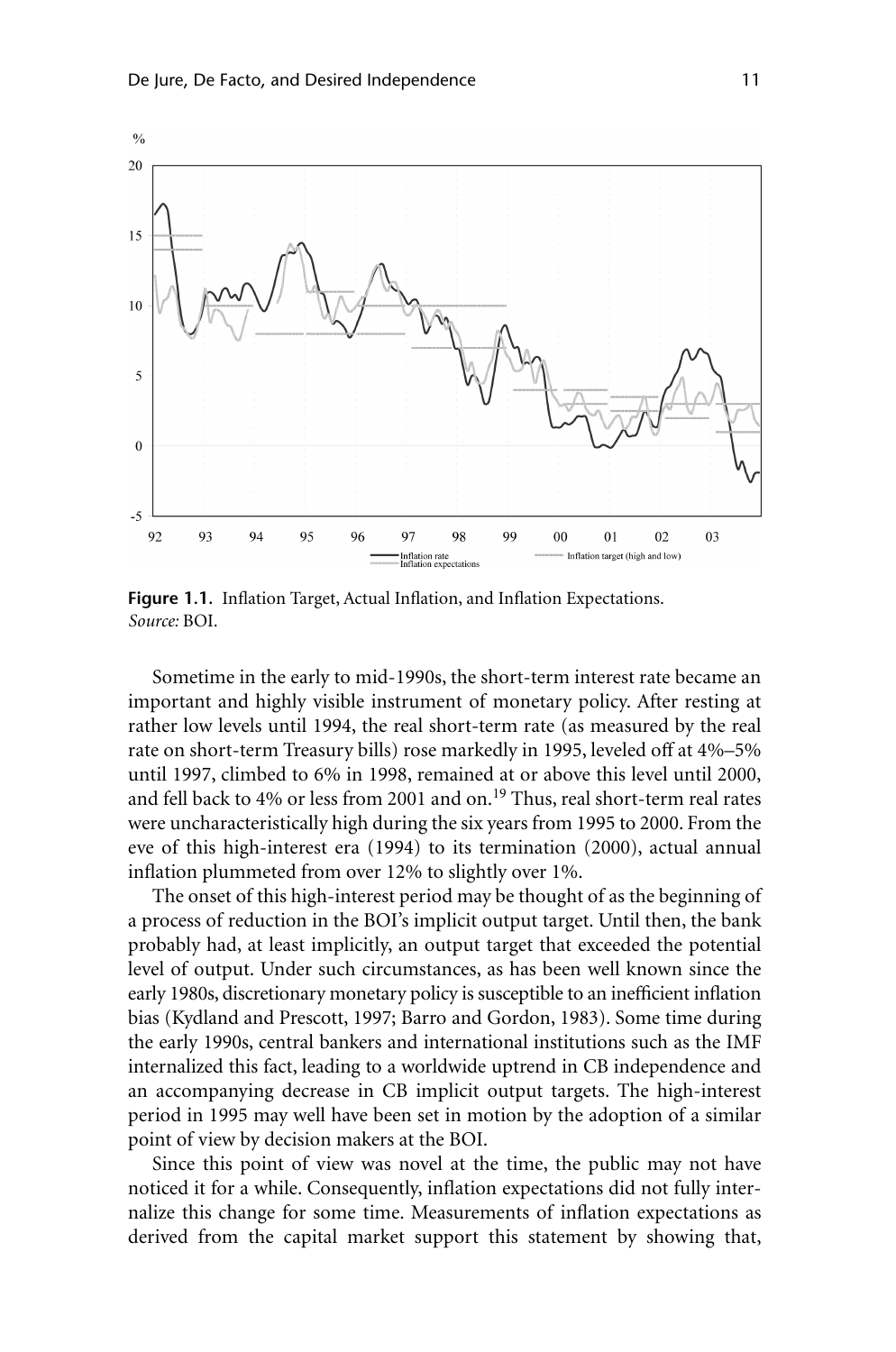**Figure 1.1.** Inflation Target, Actual Inflation, and Inflation Expectations. *Source:* BOI.

Sometime in the early to mid-1990s, the short-term interest rate became an important and highly visible instrument of monetary policy. After resting at rather low levels until 1994, the real short-term rate (as measured by the real rate on short-term Treasury bills) rose markedly in 1995, leveled off at 4%–5% until 1997, climbed to 6% in 1998, remained at or above this level until 2000, and fell back to 4% or less from 2001 and on.[19] Thus, real short-term real rates were uncharacteristically high during the six years from 1995 to 2000. From the eve of this high-interest era (1994) to its termination (2000), actual annual inflation plummeted from over 12% to slightly over 1%.

The onset of this high-interest period may be thought of as the beginning of a process of reduction in the BOI's implicit output target. Until then, the bank probably had, at least implicitly, an output target that exceeded the potential level of output. Under such circumstances, as has been well known since the early 1980s, discretionary monetary policy is susceptible to an inefficient inflation bias (Kydland and Prescott, 1997; Barro and Gordon, 1983). Some time during the early 1990s, central bankers and international institutions such as the IMF internalized this fact, leading to a worldwide uptrend in CB independence and an accompanying decrease in CB implicit output targets. The high-interest period in 1995 may well have been set in motion by the adoption of a similar point of view by decision makers at the BOI.

Since this point of view was novel at the time, the public may not have noticed it for a while. Consequently, inflation expectations did not fully internalize this change for some time. Measurements of inflation expectations as derived from the capital market support this statement by showing that,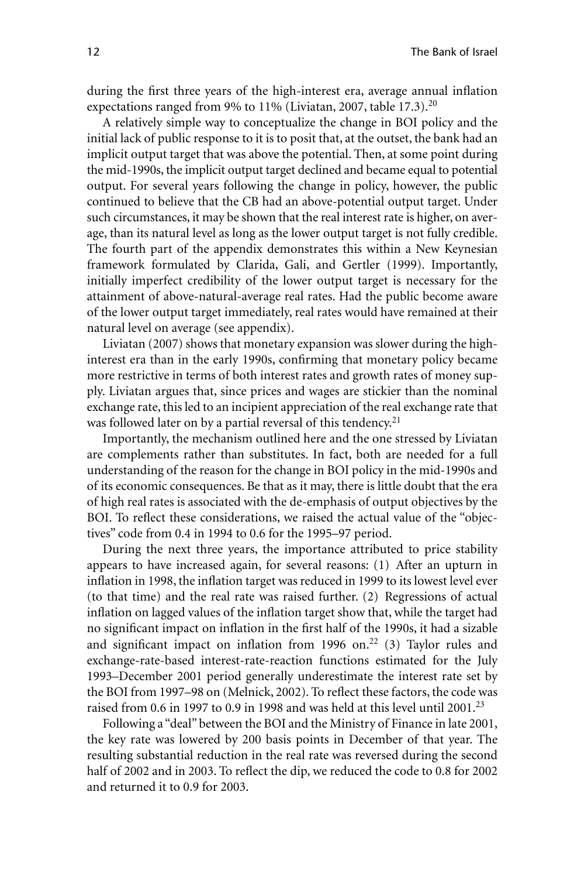during the first three years of the high-interest era, average annual inflation expectations ranged from 9% to 11% (Liviatan, 2007, table 17.3).[20]

A relatively simple way to conceptualize the change in BOI policy and the initial lack of public response to it is to posit that, at the outset, the bank had an implicit output target that was above the potential. Then, at some point during the mid-1990s, the implicit output target declined and became equal to potential output. For several years following the change in policy, however, the public continued to believe that the CB had an above-potential output target. Under such circumstances, it may be shown that the real interest rate is higher, on average, than its natural level as long as the lower output target is not fully credible. The fourth part of the appendix demonstrates this within a New Keynesian framework formulated by Clarida, Gali, and Gertler (1999). Importantly, initially imperfect credibility of the lower output target is necessary for the attainment of above-natural-average real rates. Had the public become aware of the lower output target immediately, real rates would have remained at their natural level on average (see appendix).

Liviatan (2007) shows that monetary expansion was slower during the high-interest era than in the early 1990s, confirming that monetary policy became more restrictive in terms of both interest rates and growth rates of money supply. Liviatan argues that, since prices and wages are stickier than the nominal exchange rate, this led to an incipient appreciation of the real exchange rate that was followed later on by a partial reversal of this tendency.[21]

Importantly, the mechanism outlined here and the one stressed by Liviatan are complements rather than substitutes. In fact, both are needed for a full understanding of the reason for the change in BOI policy in the mid-1990s and of its economic consequences. Be that as it may, there is little doubt that the era of high real rates is associated with the de-emphasis of output objectives by the BOI. To reflect these considerations, we raised the actual value of the "objectives" code from 0.4 in 1994 to 0.6 for the 1995–97 period.

During the next three years, the importance attributed to price stability appears to have increased again, for several reasons: (1) After an upturn in inflation in 1998, the inflation target was reduced in 1999 to its lowest level ever (to that time) and the real rate was raised further. (2) Regressions of actual inflation on lagged values of the inflation target show that, while the target had no significant impact on inflation in the first half of the 1990s, it had a sizable and significant impact on inflation from 1996 on.[22] (3) Taylor rules and exchange-rate-based interest-rate-reaction functions estimated for the July 1993–December 2001 period generally underestimate the interest rate set by the BOI from 1997–98 on (Melnick, 2002). To reflect these factors, the code was raised from 0.6 in 1997 to 0.9 in 1998 and was held at this level until 2001.[23]

Following a "deal" between the BOI and the Ministry of Finance in late 2001, the key rate was lowered by 200 basis points in December of that year. The resulting substantial reduction in the real rate was reversed during the second half of 2002 and in 2003. To reflect the dip, we reduced the code to 0.8 for 2002 and returned it to 0.9 for 2003.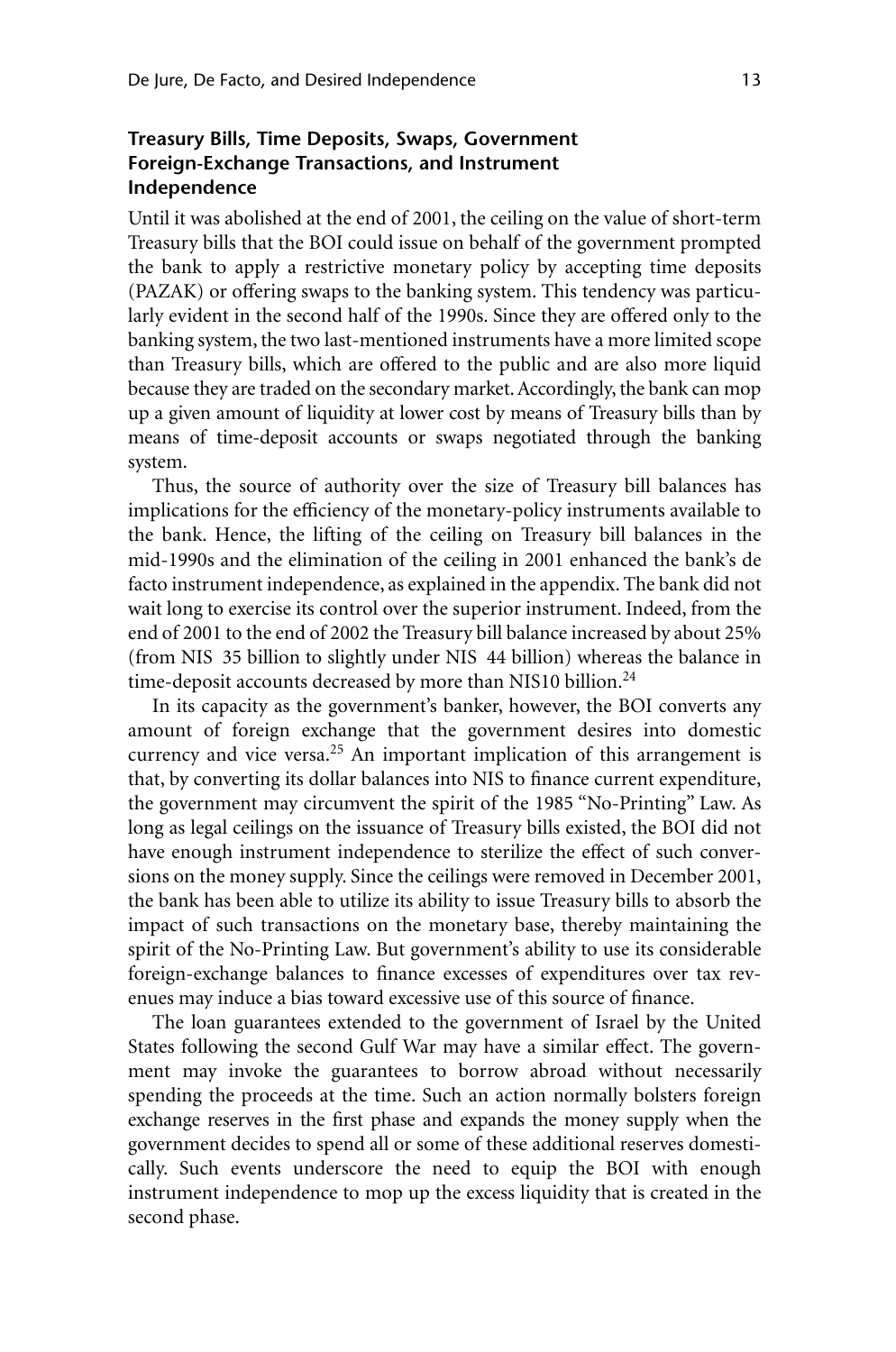### Treasury Bills, Time Deposits, Swaps, Government Foreign-Exchange Transactions, and Instrument Independence

Until it was abolished at the end of 2001, the ceiling on the value of short-term Treasury bills that the BOI could issue on behalf of the government prompted the bank to apply a restrictive monetary policy by accepting time deposits (PAZAK) or offering swaps to the banking system. This tendency was particularly evident in the second half of the 1990s. Since they are offered only to the banking system, the two last-mentioned instruments have a more limited scope than Treasury bills, which are offered to the public and are also more liquid because they are traded on the secondary market. Accordingly, the bank can mop up a given amount of liquidity at lower cost by means of Treasury bills than by means of time-deposit accounts or swaps negotiated through the banking system.

Thus, the source of authority over the size of Treasury bill balances has implications for the efficiency of the monetary-policy instruments available to the bank. Hence, the lifting of the ceiling on Treasury bill balances in the mid-1990s and the elimination of the ceiling in 2001 enhanced the bank's de facto instrument independence, as explained in the appendix. The bank did not wait long to exercise its control over the superior instrument. Indeed, from the end of 2001 to the end of 2002 the Treasury bill balance increased by about 25% (from NIS 35 billion to slightly under NIS 44 billion) whereas the balance in time-deposit accounts decreased by more than NIS10 billion.[24]

In its capacity as the government's banker, however, the BOI converts any amount of foreign exchange that the government desires into domestic currency and vice versa.[25] An important implication of this arrangement is that, by converting its dollar balances into NIS to finance current expenditure, the government may circumvent the spirit of the 1985 "No-Printing" Law. As long as legal ceilings on the issuance of Treasury bills existed, the BOI did not have enough instrument independence to sterilize the effect of such conversions on the money supply. Since the ceilings were removed in December 2001, the bank has been able to utilize its ability to issue Treasury bills to absorb the impact of such transactions on the monetary base, thereby maintaining the spirit of the No-Printing Law. But government's ability to use its considerable foreign-exchange balances to finance excesses of expenditures over tax revenues may induce a bias toward excessive use of this source of finance.

The loan guarantees extended to the government of Israel by the United States following the second Gulf War may have a similar effect. The government may invoke the guarantees to borrow abroad without necessarily spending the proceeds at the time. Such an action normally bolsters foreign exchange reserves in the first phase and expands the money supply when the government decides to spend all or some of these additional reserves domestically. Such events underscore the need to equip the BOI with enough instrument independence to mop up the excess liquidity that is created in the second phase.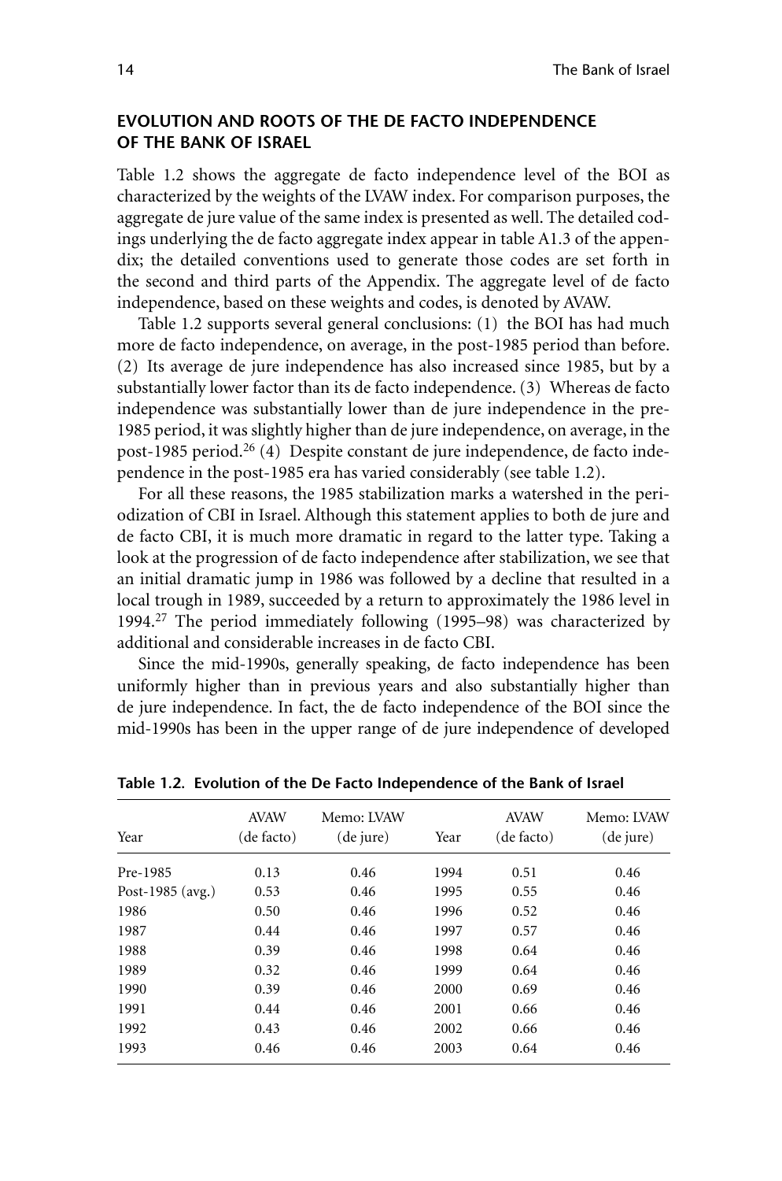## EVOLUTION AND ROOTS OF THE DE FACTO INDEPENDENCE OF THE BANK OF ISRAEL

Table 1.2 shows the aggregate de facto independence level of the BOI as characterized by the weights of the LVAW index. For comparison purposes, the aggregate de jure value of the same index is presented as well. The detailed codings underlying the de facto aggregate index appear in table A1.3 of the appendix; the detailed conventions used to generate those codes are set forth in the second and third parts of the Appendix. The aggregate level of de facto independence, based on these weights and codes, is denoted by AVAW.

Table 1.2 supports several general conclusions: (1) the BOI has had much more de facto independence, on average, in the post-1985 period than before. (2) Its average de jure independence has also increased since 1985, but by a substantially lower factor than its de facto independence. (3) Whereas de facto independence was substantially lower than de jure independence in the pre-1985 period, it was slightly higher than de jure independence, on average, in the post-1985 period.[26] (4) Despite constant de jure independence, de facto independence in the post-1985 era has varied considerably (see table 1.2).

For all these reasons, the 1985 stabilization marks a watershed in the periodization of CBI in Israel. Although this statement applies to both de jure and de facto CBI, it is much more dramatic in regard to the latter type. Taking a look at the progression of de facto independence after stabilization, we see that an initial dramatic jump in 1986 was followed by a decline that resulted in a local trough in 1989, succeeded by a return to approximately the 1986 level in 1994.[27] The period immediately following (1995–98) was characterized by additional and considerable increases in de facto CBI.

Since the mid-1990s, generally speaking, de facto independence has been uniformly higher than in previous years and also substantially higher than de jure independence. In fact, the de facto independence of the BOI since the mid-1990s has been in the upper range of de jure independence of developed

**Table 1.2. Evolution of the De Facto Independence of the Bank of Israel**

| Year | AVAW (de facto) | Memo: LVAW (de jure) | Year | AVAW (de facto) | Memo: LVAW (de jure) |
|---|---|---|---|---|---|
| Pre-1985 | 0.13 | 0.46 | 1994 | 0.51 | 0.46 |
| Post-1985 (avg.) | 0.53 | 0.46 | 1995 | 0.55 | 0.46 |
| 1986 | 0.50 | 0.46 | 1996 | 0.52 | 0.46 |
| 1987 | 0.44 | 0.46 | 1997 | 0.57 | 0.46 |
| 1988 | 0.39 | 0.46 | 1998 | 0.64 | 0.46 |
| 1989 | 0.32 | 0.46 | 1999 | 0.64 | 0.46 |
| 1990 | 0.39 | 0.46 | 2000 | 0.69 | 0.46 |
| 1991 | 0.44 | 0.46 | 2001 | 0.66 | 0.46 |
| 1992 | 0.43 | 0.46 | 2002 | 0.66 | 0.46 |
| 1993 | 0.46 | 0.46 | 2003 | 0.64 | 0.46 |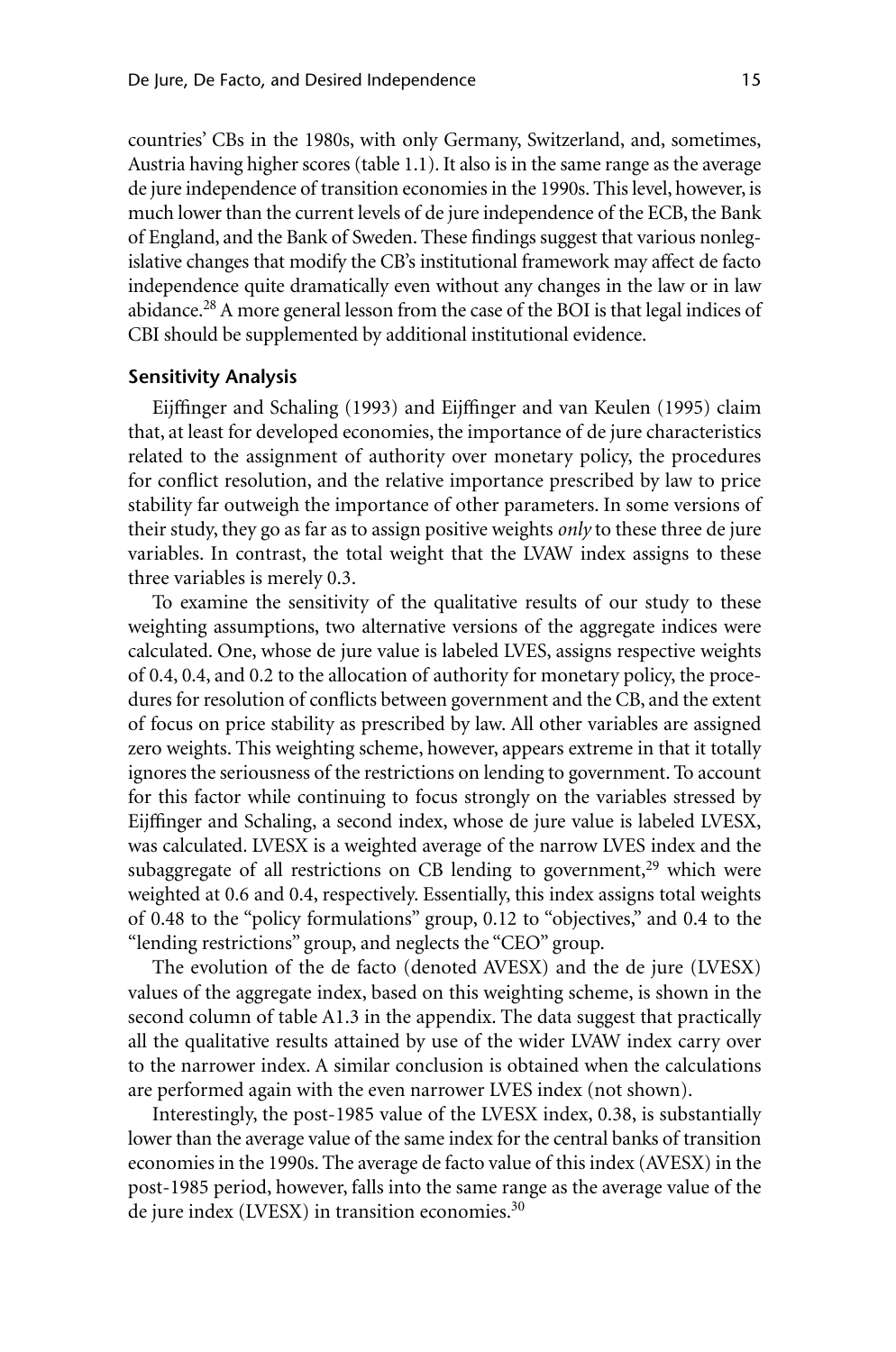countries' CBs in the 1980s, with only Germany, Switzerland, and, sometimes, Austria having higher scores (table 1.1). It also is in the same range as the average de jure independence of transition economies in the 1990s. This level, however, is much lower than the current levels of de jure independence of the ECB, the Bank of England, and the Bank of Sweden. These findings suggest that various nonlegislative changes that modify the CB's institutional framework may affect de facto independence quite dramatically even without any changes in the law or in law abidance.[28] A more general lesson from the case of the BOI is that legal indices of CBI should be supplemented by additional institutional evidence.

### Sensitivity Analysis

Eijffinger and Schaling (1993) and Eijffinger and van Keulen (1995) claim that, at least for developed economies, the importance of de jure characteristics related to the assignment of authority over monetary policy, the procedures for conflict resolution, and the relative importance prescribed by law to price stability far outweigh the importance of other parameters. In some versions of their study, they go as far as to assign positive weights *only* to these three de jure variables. In contrast, the total weight that the LVAW index assigns to these three variables is merely 0.3.

To examine the sensitivity of the qualitative results of our study to these weighting assumptions, two alternative versions of the aggregate indices were calculated. One, whose de jure value is labeled LVES, assigns respective weights of 0.4, 0.4, and 0.2 to the allocation of authority for monetary policy, the procedures for resolution of conflicts between government and the CB, and the extent of focus on price stability as prescribed by law. All other variables are assigned zero weights. This weighting scheme, however, appears extreme in that it totally ignores the seriousness of the restrictions on lending to government. To account for this factor while continuing to focus strongly on the variables stressed by Eijffinger and Schaling, a second index, whose de jure value is labeled LVESX, was calculated. LVESX is a weighted average of the narrow LVES index and the subaggregate of all restrictions on CB lending to government,[29] which were weighted at 0.6 and 0.4, respectively. Essentially, this index assigns total weights of 0.48 to the "policy formulations" group, 0.12 to "objectives," and 0.4 to the "lending restrictions" group, and neglects the "CEO" group.

The evolution of the de facto (denoted AVESX) and the de jure (LVESX) values of the aggregate index, based on this weighting scheme, is shown in the second column of table A1.3 in the appendix. The data suggest that practically all the qualitative results attained by use of the wider LVAW index carry over to the narrower index. A similar conclusion is obtained when the calculations are performed again with the even narrower LVES index (not shown).

Interestingly, the post-1985 value of the LVESX index, 0.38, is substantially lower than the average value of the same index for the central banks of transition economies in the 1990s. The average de facto value of this index (AVESX) in the post-1985 period, however, falls into the same range as the average value of the de jure index (LVESX) in transition economies.[30]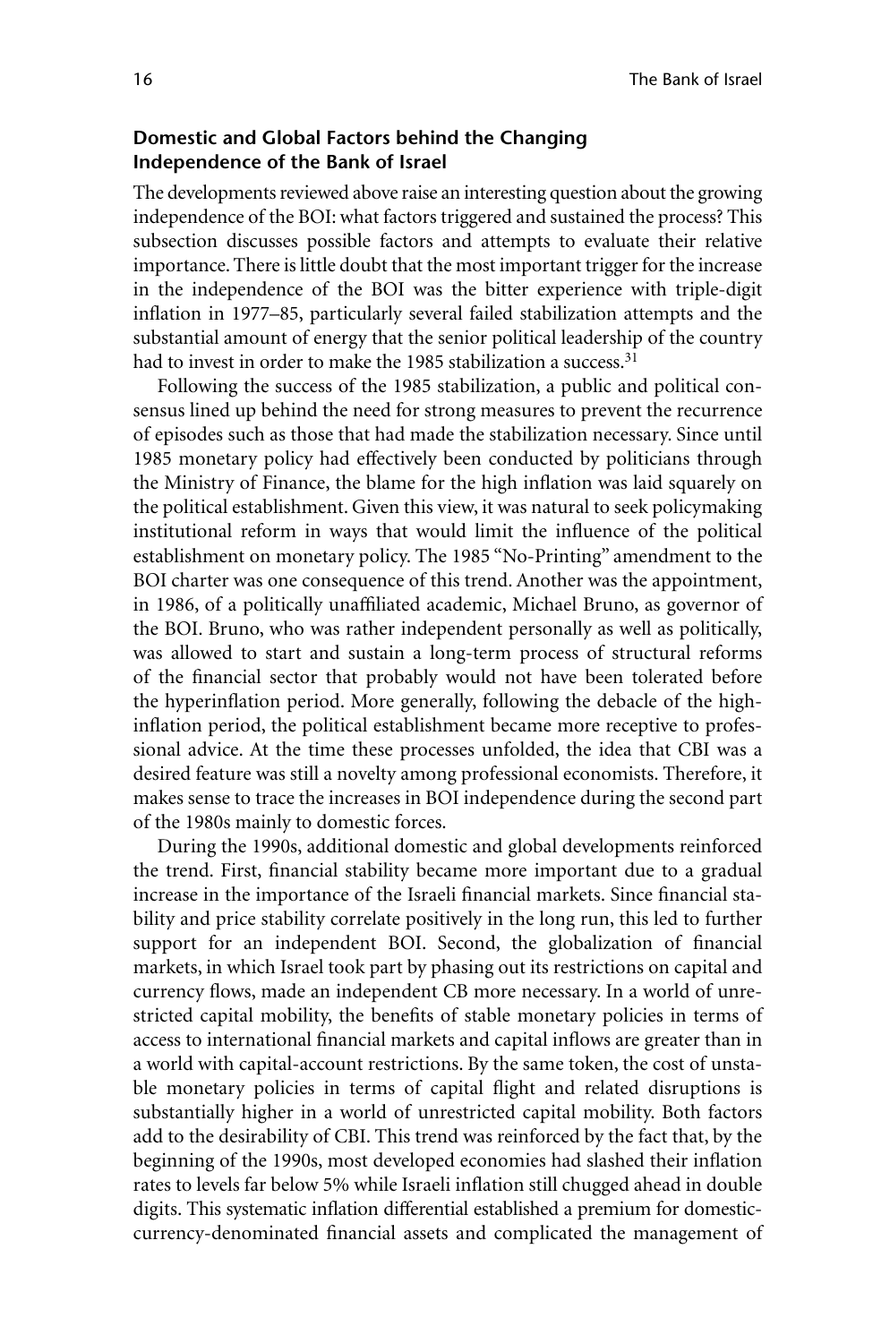### Domestic and Global Factors behind the Changing Independence of the Bank of Israel

The developments reviewed above raise an interesting question about the growing independence of the BOI: what factors triggered and sustained the process? This subsection discusses possible factors and attempts to evaluate their relative importance. There is little doubt that the most important trigger for the increase in the independence of the BOI was the bitter experience with triple-digit inflation in 1977–85, particularly several failed stabilization attempts and the substantial amount of energy that the senior political leadership of the country had to invest in order to make the 1985 stabilization a success.[31]

Following the success of the 1985 stabilization, a public and political consensus lined up behind the need for strong measures to prevent the recurrence of episodes such as those that had made the stabilization necessary. Since until 1985 monetary policy had effectively been conducted by politicians through the Ministry of Finance, the blame for the high inflation was laid squarely on the political establishment. Given this view, it was natural to seek policymaking institutional reform in ways that would limit the influence of the political establishment on monetary policy. The 1985 "No-Printing" amendment to the BOI charter was one consequence of this trend. Another was the appointment, in 1986, of a politically unaffiliated academic, Michael Bruno, as governor of the BOI. Bruno, who was rather independent personally as well as politically, was allowed to start and sustain a long-term process of structural reforms of the financial sector that probably would not have been tolerated before the hyperinflation period. More generally, following the debacle of the high-inflation period, the political establishment became more receptive to professional advice. At the time these processes unfolded, the idea that CBI was a desired feature was still a novelty among professional economists. Therefore, it makes sense to trace the increases in BOI independence during the second part of the 1980s mainly to domestic forces.

During the 1990s, additional domestic and global developments reinforced the trend. First, financial stability became more important due to a gradual increase in the importance of the Israeli financial markets. Since financial stability and price stability correlate positively in the long run, this led to further support for an independent BOI. Second, the globalization of financial markets, in which Israel took part by phasing out its restrictions on capital and currency flows, made an independent CB more necessary. In a world of unrestricted capital mobility, the benefits of stable monetary policies in terms of access to international financial markets and capital inflows are greater than in a world with capital-account restrictions. By the same token, the cost of unstable monetary policies in terms of capital flight and related disruptions is substantially higher in a world of unrestricted capital mobility. Both factors add to the desirability of CBI. This trend was reinforced by the fact that, by the beginning of the 1990s, most developed economies had slashed their inflation rates to levels far below 5% while Israeli inflation still chugged ahead in double digits. This systematic inflation differential established a premium for domestic-currency-denominated financial assets and complicated the management of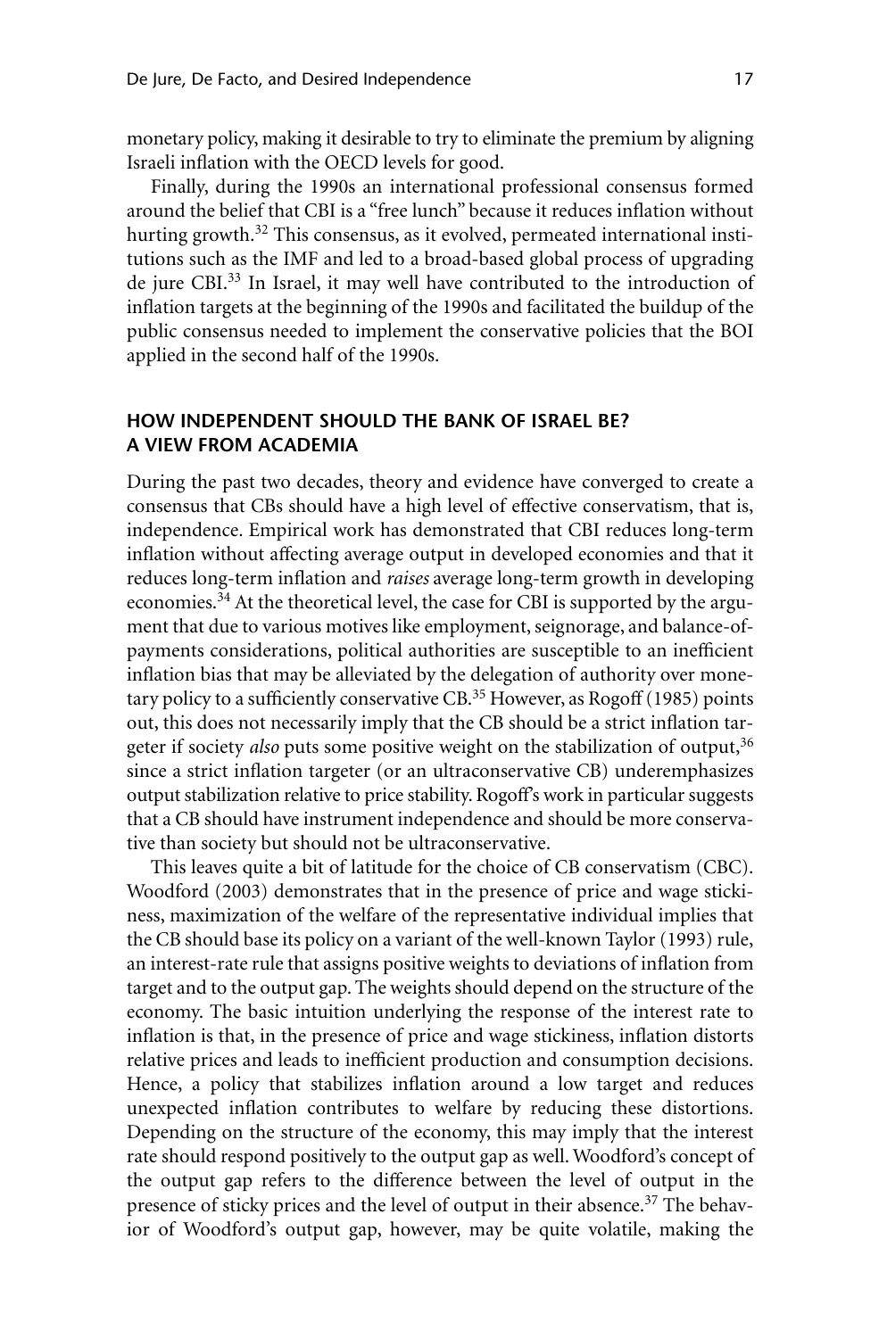monetary policy, making it desirable to try to eliminate the premium by aligning Israeli inflation with the OECD levels for good.

Finally, during the 1990s an international professional consensus formed around the belief that CBI is a "free lunch" because it reduces inflation without hurting growth.[32] This consensus, as it evolved, permeated international institutions such as the IMF and led to a broad-based global process of upgrading de jure CBI.[33] In Israel, it may well have contributed to the introduction of inflation targets at the beginning of the 1990s and facilitated the buildup of the public consensus needed to implement the conservative policies that the BOI applied in the second half of the 1990s.

## HOW INDEPENDENT SHOULD THE BANK OF ISRAEL BE? A VIEW FROM ACADEMIA

During the past two decades, theory and evidence have converged to create a consensus that CBs should have a high level of effective conservatism, that is, independence. Empirical work has demonstrated that CBI reduces long-term inflation without affecting average output in developed economies and that it reduces long-term inflation and *raises* average long-term growth in developing economies.[34] At the theoretical level, the case for CBI is supported by the argument that due to various motives like employment, seignorage, and balance-of-payments considerations, political authorities are susceptible to an inefficient inflation bias that may be alleviated by the delegation of authority over monetary policy to a sufficiently conservative CB.[35] However, as Rogoff (1985) points out, this does not necessarily imply that the CB should be a strict inflation targeter if society *also* puts some positive weight on the stabilization of output,[36] since a strict inflation targeter (or an ultraconservative CB) underemphasizes output stabilization relative to price stability. Rogoff's work in particular suggests that a CB should have instrument independence and should be more conservative than society but should not be ultraconservative.

This leaves quite a bit of latitude for the choice of CB conservatism (CBC). Woodford (2003) demonstrates that in the presence of price and wage stickiness, maximization of the welfare of the representative individual implies that the CB should base its policy on a variant of the well-known Taylor (1993) rule, an interest-rate rule that assigns positive weights to deviations of inflation from target and to the output gap. The weights should depend on the structure of the economy. The basic intuition underlying the response of the interest rate to inflation is that, in the presence of price and wage stickiness, inflation distorts relative prices and leads to inefficient production and consumption decisions. Hence, a policy that stabilizes inflation around a low target and reduces unexpected inflation contributes to welfare by reducing these distortions. Depending on the structure of the economy, this may imply that the interest rate should respond positively to the output gap as well. Woodford's concept of the output gap refers to the difference between the level of output in the presence of sticky prices and the level of output in their absence.[37] The behavior of Woodford's output gap, however, may be quite volatile, making the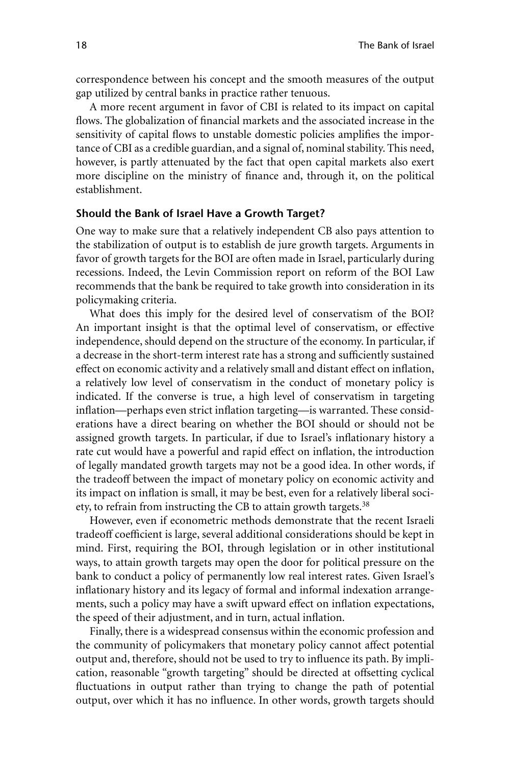correspondence between his concept and the smooth measures of the output gap utilized by central banks in practice rather tenuous.

A more recent argument in favor of CBI is related to its impact on capital flows. The globalization of financial markets and the associated increase in the sensitivity of capital flows to unstable domestic policies amplifies the importance of CBI as a credible guardian, and a signal of, nominal stability. This need, however, is partly attenuated by the fact that open capital markets also exert more discipline on the ministry of finance and, through it, on the political establishment.

### Should the Bank of Israel Have a Growth Target?

One way to make sure that a relatively independent CB also pays attention to the stabilization of output is to establish de jure growth targets. Arguments in favor of growth targets for the BOI are often made in Israel, particularly during recessions. Indeed, the Levin Commission report on reform of the BOI Law recommends that the bank be required to take growth into consideration in its policymaking criteria.

What does this imply for the desired level of conservatism of the BOI? An important insight is that the optimal level of conservatism, or effective independence, should depend on the structure of the economy. In particular, if a decrease in the short-term interest rate has a strong and sufficiently sustained effect on economic activity and a relatively small and distant effect on inflation, a relatively low level of conservatism in the conduct of monetary policy is indicated. If the converse is true, a high level of conservatism in targeting inflation—perhaps even strict inflation targeting—is warranted. These considerations have a direct bearing on whether the BOI should or should not be assigned growth targets. In particular, if due to Israel's inflationary history a rate cut would have a powerful and rapid effect on inflation, the introduction of legally mandated growth targets may not be a good idea. In other words, if the tradeoff between the impact of monetary policy on economic activity and its impact on inflation is small, it may be best, even for a relatively liberal society, to refrain from instructing the CB to attain growth targets.[38]

However, even if econometric methods demonstrate that the recent Israeli tradeoff coefficient is large, several additional considerations should be kept in mind. First, requiring the BOI, through legislation or in other institutional ways, to attain growth targets may open the door for political pressure on the bank to conduct a policy of permanently low real interest rates. Given Israel's inflationary history and its legacy of formal and informal indexation arrangements, such a policy may have a swift upward effect on inflation expectations, the speed of their adjustment, and in turn, actual inflation.

Finally, there is a widespread consensus within the economic profession and the community of policymakers that monetary policy cannot affect potential output and, therefore, should not be used to try to influence its path. By implication, reasonable "growth targeting" should be directed at offsetting cyclical fluctuations in output rather than trying to change the path of potential output, over which it has no influence. In other words, growth targets should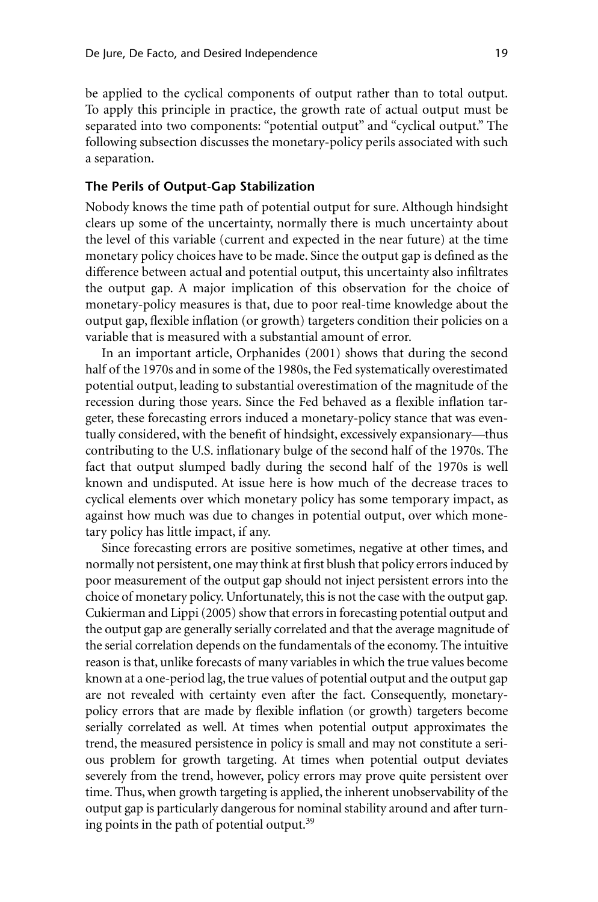be applied to the cyclical components of output rather than to total output. To apply this principle in practice, the growth rate of actual output must be separated into two components: "potential output" and "cyclical output." The following subsection discusses the monetary-policy perils associated with such a separation.

### The Perils of Output-Gap Stabilization

Nobody knows the time path of potential output for sure. Although hindsight clears up some of the uncertainty, normally there is much uncertainty about the level of this variable (current and expected in the near future) at the time monetary policy choices have to be made. Since the output gap is defined as the difference between actual and potential output, this uncertainty also infiltrates the output gap. A major implication of this observation for the choice of monetary-policy measures is that, due to poor real-time knowledge about the output gap, flexible inflation (or growth) targeters condition their policies on a variable that is measured with a substantial amount of error.

In an important article, Orphanides (2001) shows that during the second half of the 1970s and in some of the 1980s, the Fed systematically overestimated potential output, leading to substantial overestimation of the magnitude of the recession during those years. Since the Fed behaved as a flexible inflation targeter, these forecasting errors induced a monetary-policy stance that was eventually considered, with the benefit of hindsight, excessively expansionary—thus contributing to the U.S. inflationary bulge of the second half of the 1970s. The fact that output slumped badly during the second half of the 1970s is well known and undisputed. At issue here is how much of the decrease traces to cyclical elements over which monetary policy has some temporary impact, as against how much was due to changes in potential output, over which monetary policy has little impact, if any.

Since forecasting errors are positive sometimes, negative at other times, and normally not persistent, one may think at first blush that policy errors induced by poor measurement of the output gap should not inject persistent errors into the choice of monetary policy. Unfortunately, this is not the case with the output gap. Cukierman and Lippi (2005) show that errors in forecasting potential output and the output gap are generally serially correlated and that the average magnitude of the serial correlation depends on the fundamentals of the economy. The intuitive reason is that, unlike forecasts of many variables in which the true values become known at a one-period lag, the true values of potential output and the output gap are not revealed with certainty even after the fact. Consequently, monetary-policy errors that are made by flexible inflation (or growth) targeters become serially correlated as well. At times when potential output approximates the trend, the measured persistence in policy is small and may not constitute a serious problem for growth targeting. At times when potential output deviates severely from the trend, however, policy errors may prove quite persistent over time. Thus, when growth targeting is applied, the inherent unobservability of the output gap is particularly dangerous for nominal stability around and after turning points in the path of potential output.[39]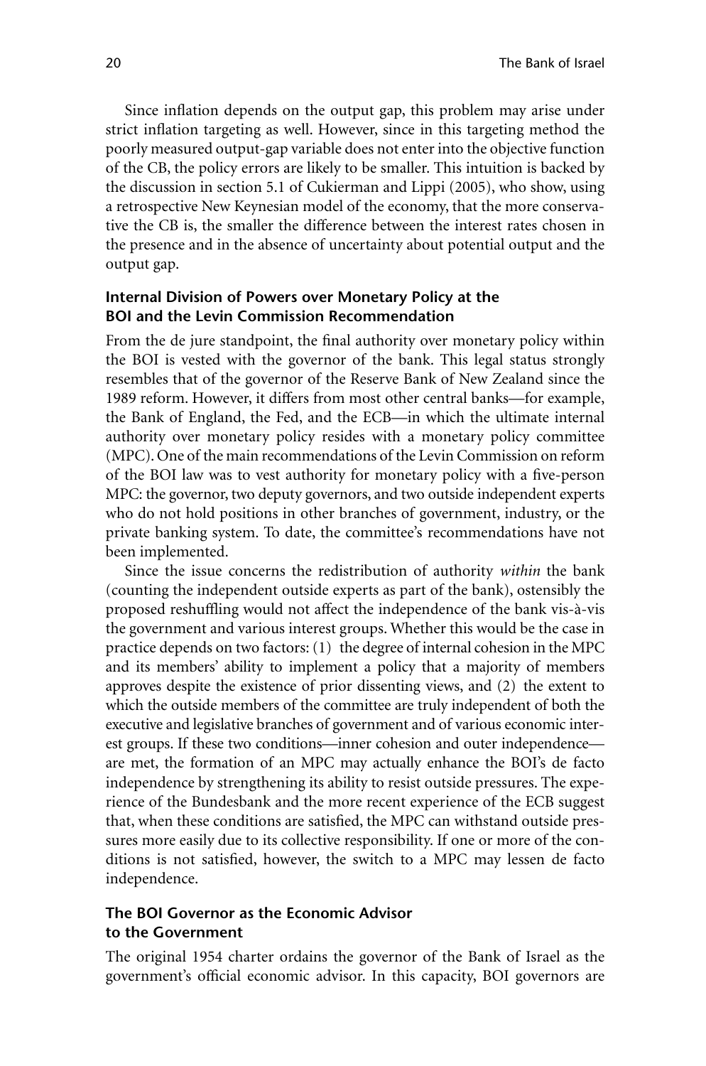Since inflation depends on the output gap, this problem may arise under strict inflation targeting as well. However, since in this targeting method the poorly measured output-gap variable does not enter into the objective function of the CB, the policy errors are likely to be smaller. This intuition is backed by the discussion in section 5.1 of Cukierman and Lippi (2005), who show, using a retrospective New Keynesian model of the economy, that the more conservative the CB is, the smaller the difference between the interest rates chosen in the presence and in the absence of uncertainty about potential output and the output gap.

### Internal Division of Powers over Monetary Policy at the BOI and the Levin Commission Recommendation

From the de jure standpoint, the final authority over monetary policy within the BOI is vested with the governor of the bank. This legal status strongly resembles that of the governor of the Reserve Bank of New Zealand since the 1989 reform. However, it differs from most other central banks—for example, the Bank of England, the Fed, and the ECB—in which the ultimate internal authority over monetary policy resides with a monetary policy committee (MPC). One of the main recommendations of the Levin Commission on reform of the BOI law was to vest authority for monetary policy with a five-person MPC: the governor, two deputy governors, and two outside independent experts who do not hold positions in other branches of government, industry, or the private banking system. To date, the committee's recommendations have not been implemented.

Since the issue concerns the redistribution of authority *within* the bank (counting the independent outside experts as part of the bank), ostensibly the proposed reshuffling would not affect the independence of the bank vis-à-vis the government and various interest groups. Whether this would be the case in practice depends on two factors: (1) the degree of internal cohesion in the MPC and its members' ability to implement a policy that a majority of members approves despite the existence of prior dissenting views, and (2) the extent to which the outside members of the committee are truly independent of both the executive and legislative branches of government and of various economic interest groups. If these two conditions—inner cohesion and outer independence—are met, the formation of an MPC may actually enhance the BOI's de facto independence by strengthening its ability to resist outside pressures. The experience of the Bundesbank and the more recent experience of the ECB suggest that, when these conditions are satisfied, the MPC can withstand outside pressures more easily due to its collective responsibility. If one or more of the conditions is not satisfied, however, the switch to a MPC may lessen de facto independence.

### The BOI Governor as the Economic Advisor to the Government

The original 1954 charter ordains the governor of the Bank of Israel as the government's official economic advisor. In this capacity, BOI governors are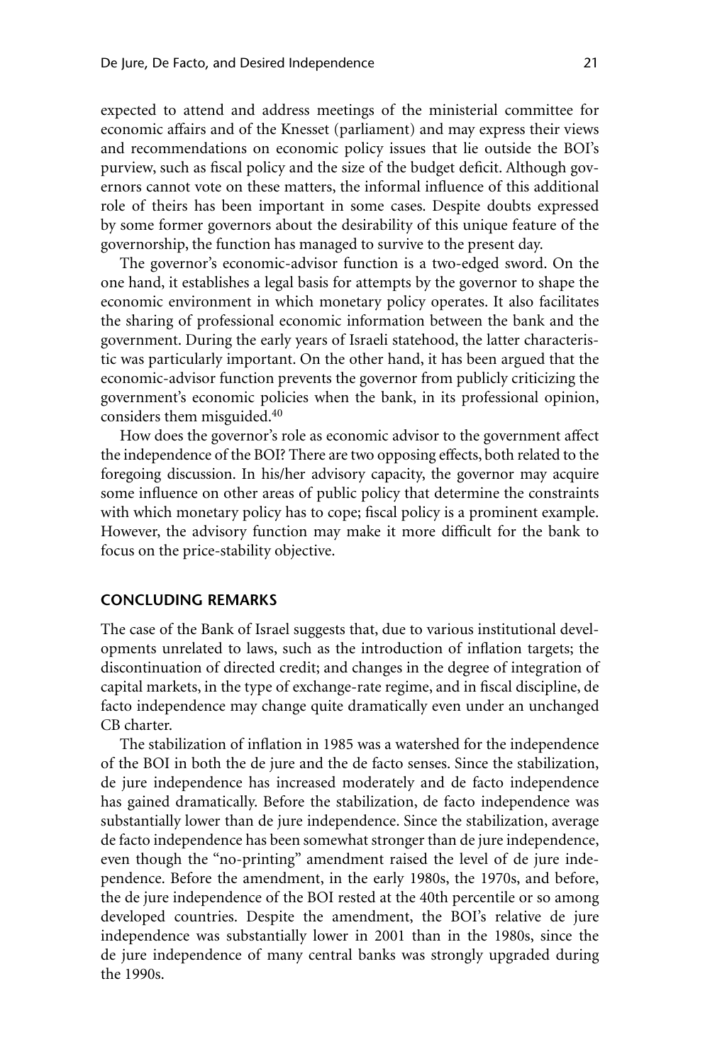expected to attend and address meetings of the ministerial committee for economic affairs and of the Knesset (parliament) and may express their views and recommendations on economic policy issues that lie outside the BOI's purview, such as fiscal policy and the size of the budget deficit. Although governors cannot vote on these matters, the informal influence of this additional role of theirs has been important in some cases. Despite doubts expressed by some former governors about the desirability of this unique feature of the governorship, the function has managed to survive to the present day.

The governor's economic-advisor function is a two-edged sword. On the one hand, it establishes a legal basis for attempts by the governor to shape the economic environment in which monetary policy operates. It also facilitates the sharing of professional economic information between the bank and the government. During the early years of Israeli statehood, the latter characteristic was particularly important. On the other hand, it has been argued that the economic-advisor function prevents the governor from publicly criticizing the government's economic policies when the bank, in its professional opinion, considers them misguided.[40]

How does the governor's role as economic advisor to the government affect the independence of the BOI? There are two opposing effects, both related to the foregoing discussion. In his/her advisory capacity, the governor may acquire some influence on other areas of public policy that determine the constraints with which monetary policy has to cope; fiscal policy is a prominent example. However, the advisory function may make it more difficult for the bank to focus on the price-stability objective.

## CONCLUDING REMARKS

The case of the Bank of Israel suggests that, due to various institutional developments unrelated to laws, such as the introduction of inflation targets; the discontinuation of directed credit; and changes in the degree of integration of capital markets, in the type of exchange-rate regime, and in fiscal discipline, de facto independence may change quite dramatically even under an unchanged CB charter.

The stabilization of inflation in 1985 was a watershed for the independence of the BOI in both the de jure and the de facto senses. Since the stabilization, de jure independence has increased moderately and de facto independence has gained dramatically. Before the stabilization, de facto independence was substantially lower than de jure independence. Since the stabilization, average de facto independence has been somewhat stronger than de jure independence, even though the "no-printing" amendment raised the level of de jure independence. Before the amendment, in the early 1980s, the 1970s, and before, the de jure independence of the BOI rested at the 40th percentile or so among developed countries. Despite the amendment, the BOI's relative de jure independence was substantially lower in 2001 than in the 1980s, since the de jure independence of many central banks was strongly upgraded during the 1990s.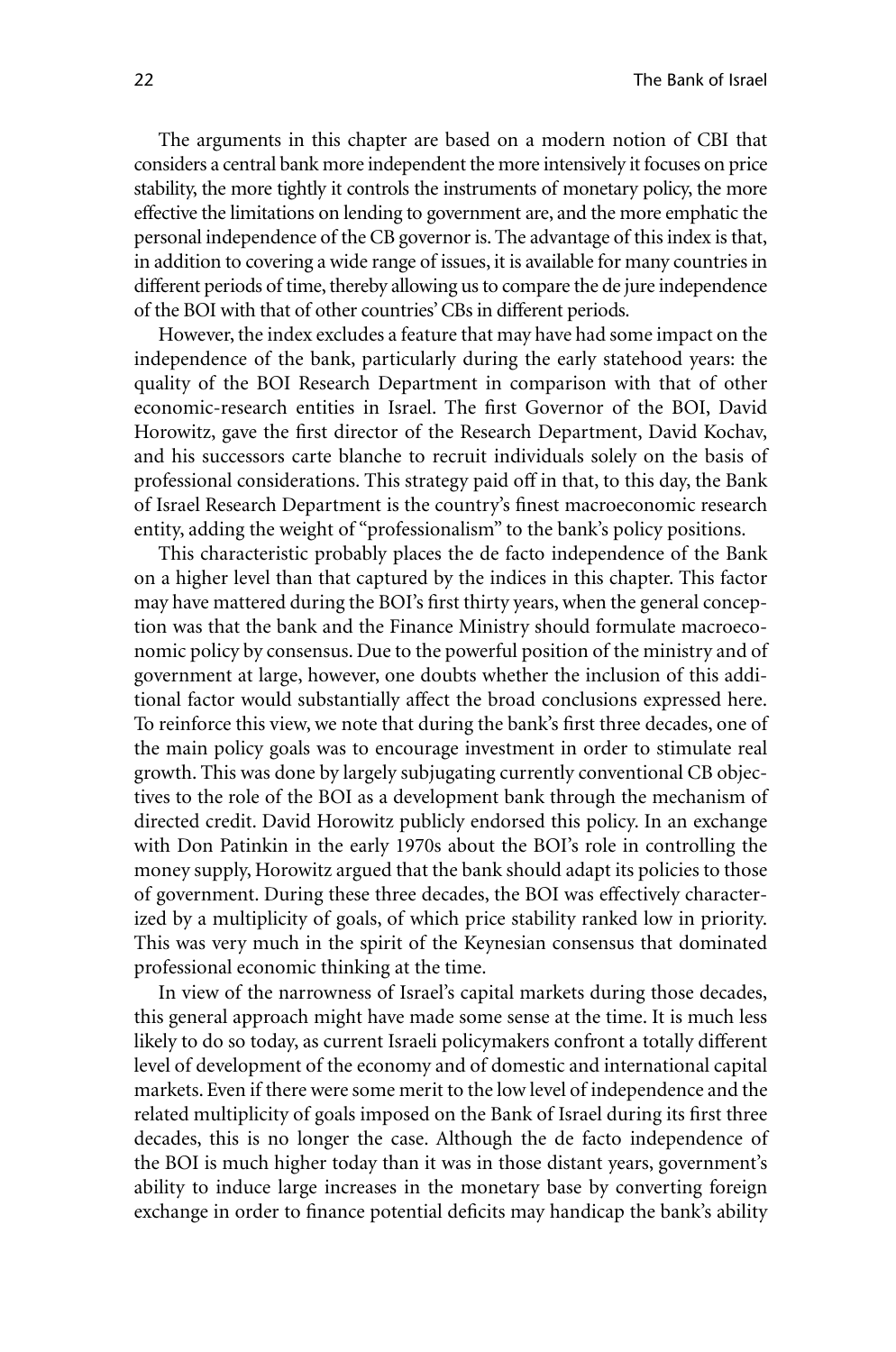The arguments in this chapter are based on a modern notion of CBI that considers a central bank more independent the more intensively it focuses on price stability, the more tightly it controls the instruments of monetary policy, the more effective the limitations on lending to government are, and the more emphatic the personal independence of the CB governor is. The advantage of this index is that, in addition to covering a wide range of issues, it is available for many countries in different periods of time, thereby allowing us to compare the de jure independence of the BOI with that of other countries' CBs in different periods.

However, the index excludes a feature that may have had some impact on the independence of the bank, particularly during the early statehood years: the quality of the BOI Research Department in comparison with that of other economic-research entities in Israel. The first Governor of the BOI, David Horowitz, gave the first director of the Research Department, David Kochav, and his successors carte blanche to recruit individuals solely on the basis of professional considerations. This strategy paid off in that, to this day, the Bank of Israel Research Department is the country's finest macroeconomic research entity, adding the weight of "professionalism" to the bank's policy positions.

This characteristic probably places the de facto independence of the Bank on a higher level than that captured by the indices in this chapter. This factor may have mattered during the BOI's first thirty years, when the general conception was that the bank and the Finance Ministry should formulate macroeconomic policy by consensus. Due to the powerful position of the ministry and of government at large, however, one doubts whether the inclusion of this additional factor would substantially affect the broad conclusions expressed here. To reinforce this view, we note that during the bank's first three decades, one of the main policy goals was to encourage investment in order to stimulate real growth. This was done by largely subjugating currently conventional CB objectives to the role of the BOI as a development bank through the mechanism of directed credit. David Horowitz publicly endorsed this policy. In an exchange with Don Patinkin in the early 1970s about the BOI's role in controlling the money supply, Horowitz argued that the bank should adapt its policies to those of government. During these three decades, the BOI was effectively characterized by a multiplicity of goals, of which price stability ranked low in priority. This was very much in the spirit of the Keynesian consensus that dominated professional economic thinking at the time.

In view of the narrowness of Israel's capital markets during those decades, this general approach might have made some sense at the time. It is much less likely to do so today, as current Israeli policymakers confront a totally different level of development of the economy and of domestic and international capital markets. Even if there were some merit to the low level of independence and the related multiplicity of goals imposed on the Bank of Israel during its first three decades, this is no longer the case. Although the de facto independence of the BOI is much higher today than it was in those distant years, government's ability to induce large increases in the monetary base by converting foreign exchange in order to finance potential deficits may handicap the bank's ability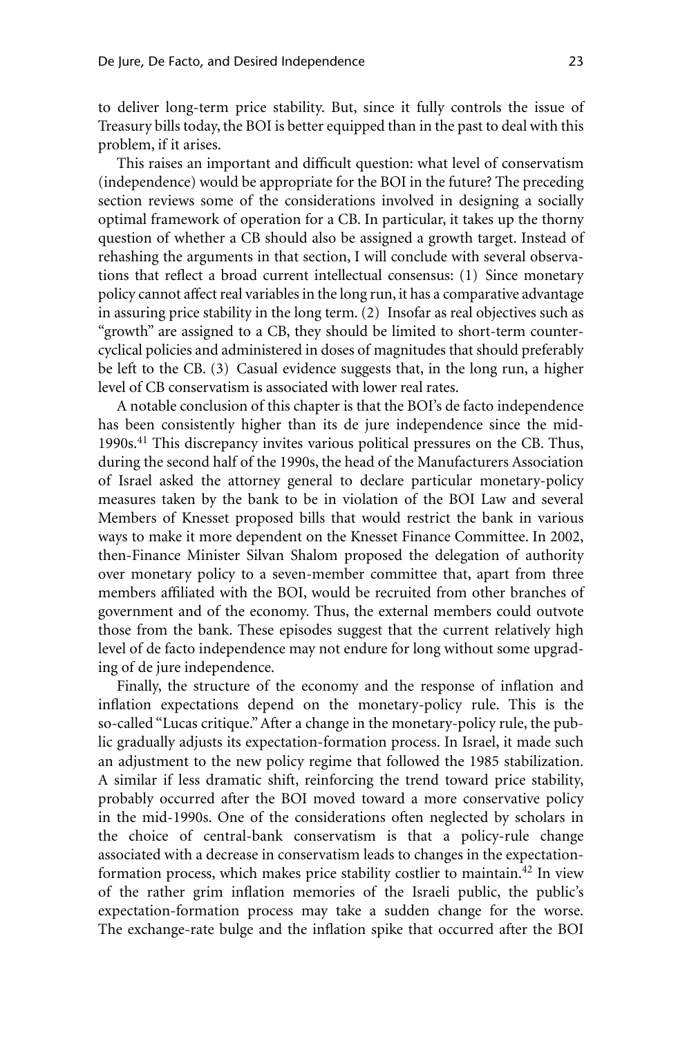to deliver long-term price stability. But, since it fully controls the issue of Treasury bills today, the BOI is better equipped than in the past to deal with this problem, if it arises.

This raises an important and difficult question: what level of conservatism (independence) would be appropriate for the BOI in the future? The preceding section reviews some of the considerations involved in designing a socially optimal framework of operation for a CB. In particular, it takes up the thorny question of whether a CB should also be assigned a growth target. Instead of rehashing the arguments in that section, I will conclude with several observations that reflect a broad current intellectual consensus: (1) Since monetary policy cannot affect real variables in the long run, it has a comparative advantage in assuring price stability in the long term. (2) Insofar as real objectives such as "growth" are assigned to a CB, they should be limited to short-term countercyclical policies and administered in doses of magnitudes that should preferably be left to the CB. (3) Casual evidence suggests that, in the long run, a higher level of CB conservatism is associated with lower real rates.

A notable conclusion of this chapter is that the BOI's de facto independence has been consistently higher than its de jure independence since the mid-1990s.[41] This discrepancy invites various political pressures on the CB. Thus, during the second half of the 1990s, the head of the Manufacturers Association of Israel asked the attorney general to declare particular monetary-policy measures taken by the bank to be in violation of the BOI Law and several Members of Knesset proposed bills that would restrict the bank in various ways to make it more dependent on the Knesset Finance Committee. In 2002, then-Finance Minister Silvan Shalom proposed the delegation of authority over monetary policy to a seven-member committee that, apart from three members affiliated with the BOI, would be recruited from other branches of government and of the economy. Thus, the external members could outvote those from the bank. These episodes suggest that the current relatively high level of de facto independence may not endure for long without some upgrading of de jure independence.

Finally, the structure of the economy and the response of inflation and inflation expectations depend on the monetary-policy rule. This is the so-called "Lucas critique." After a change in the monetary-policy rule, the public gradually adjusts its expectation-formation process. In Israel, it made such an adjustment to the new policy regime that followed the 1985 stabilization. A similar if less dramatic shift, reinforcing the trend toward price stability, probably occurred after the BOI moved toward a more conservative policy in the mid-1990s. One of the considerations often neglected by scholars in the choice of central-bank conservatism is that a policy-rule change associated with a decrease in conservatism leads to changes in the expectation-formation process, which makes price stability costlier to maintain.[42] In view of the rather grim inflation memories of the Israeli public, the public's expectation-formation process may take a sudden change for the worse. The exchange-rate bulge and the inflation spike that occurred after the BOI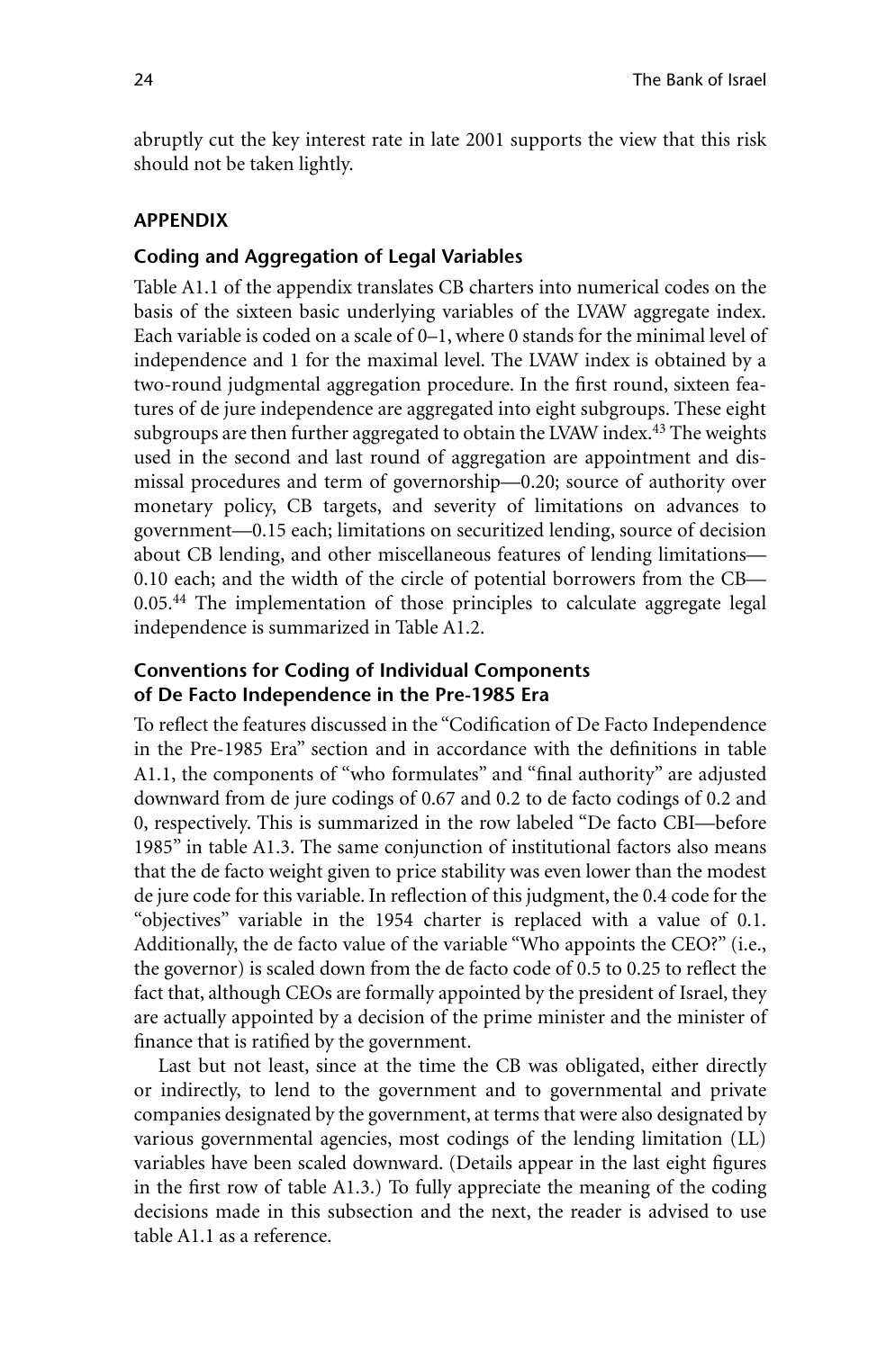abruptly cut the key interest rate in late 2001 supports the view that this risk should not be taken lightly.

## APPENDIX

### Coding and Aggregation of Legal Variables

Table A1.1 of the appendix translates CB charters into numerical codes on the basis of the sixteen basic underlying variables of the LVAW aggregate index. Each variable is coded on a scale of 0–1, where 0 stands for the minimal level of independence and 1 for the maximal level. The LVAW index is obtained by a two-round judgmental aggregation procedure. In the first round, sixteen features of de jure independence are aggregated into eight subgroups. These eight subgroups are then further aggregated to obtain the LVAW index.[43] The weights used in the second and last round of aggregation are appointment and dismissal procedures and term of governorship—0.20; source of authority over monetary policy, CB targets, and severity of limitations on advances to government—0.15 each; limitations on securitized lending, source of decision about CB lending, and other miscellaneous features of lending limitations—0.10 each; and the width of the circle of potential borrowers from the CB—0.05.[44] The implementation of those principles to calculate aggregate legal independence is summarized in Table A1.2.

### Conventions for Coding of Individual Components of De Facto Independence in the Pre-1985 Era

To reflect the features discussed in the "Codification of De Facto Independence in the Pre-1985 Era" section and in accordance with the definitions in table A1.1, the components of "who formulates" and "final authority" are adjusted downward from de jure codings of 0.67 and 0.2 to de facto codings of 0.2 and 0, respectively. This is summarized in the row labeled "De facto CBI—before 1985" in table A1.3. The same conjunction of institutional factors also means that the de facto weight given to price stability was even lower than the modest de jure code for this variable. In reflection of this judgment, the 0.4 code for the "objectives" variable in the 1954 charter is replaced with a value of 0.1. Additionally, the de facto value of the variable "Who appoints the CEO?" (i.e., the governor) is scaled down from the de facto code of 0.5 to 0.25 to reflect the fact that, although CEOs are formally appointed by the president of Israel, they are actually appointed by a decision of the prime minister and the minister of finance that is ratified by the government.

Last but not least, since at the time the CB was obligated, either directly or indirectly, to lend to the government and to governmental and private companies designated by the government, at terms that were also designated by various governmental agencies, most codings of the lending limitation (LL) variables have been scaled downward. (Details appear in the last eight figures in the first row of table A1.3.) To fully appreciate the meaning of the coding decisions made in this subsection and the next, the reader is advised to use table A1.1 as a reference.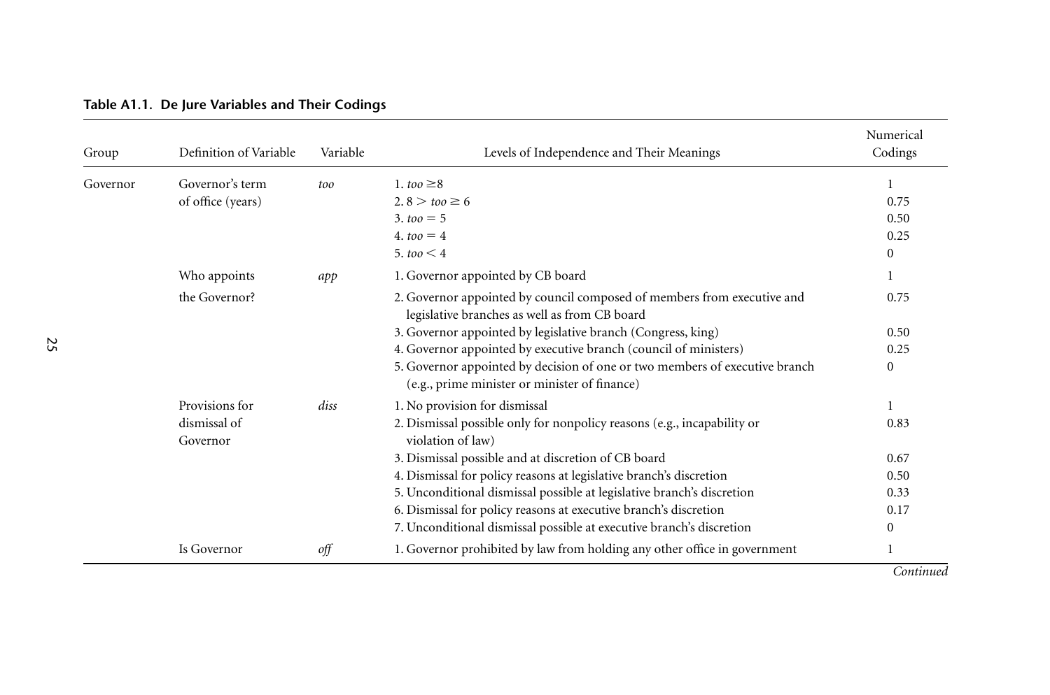**Table A1.1. De Jure Variables and Their Codings**

| Group | Definition of Variable | Variable | Levels of Independence and Their Meanings | Numerical Codings |
|---|---|---|---|---|
| Governor | Governor's term of office (years) | *too* | 1. $too \geq 8$ | 1 |
| | | | 2. $8 > too \geq 6$ | 0.75 |
| | | | 3. $too = 5$ | 0.50 |
| | | | 4. $too = 4$ | 0.25 |
| | | | 5. $too < 4$ | 0 |
| | Who appoints the Governor? | *app* | 1. Governor appointed by CB board | 1 |
| | | | 2. Governor appointed by council composed of members from executive and legislative branches as well as from CB board | 0.75 |
| | | | 3. Governor appointed by legislative branch (Congress, king) | 0.50 |
| | | | 4. Governor appointed by executive branch (council of ministers) | 0.25 |
| | | | 5. Governor appointed by decision of one or two members of executive branch (e.g., prime minister or minister of finance) | 0 |
| | Provisions for dismissal of Governor | *diss* | 1. No provision for dismissal | 1 |
| | | | 2. Dismissal possible only for nonpolicy reasons (e.g., incapability or violation of law) | 0.83 |
| | | | 3. Dismissal possible and at discretion of CB board | 0.67 |
| | | | 4. Dismissal for policy reasons at legislative branch's discretion | 0.50 |
| | | | 5. Unconditional dismissal possible at legislative branch's discretion | 0.33 |
| | | | 6. Dismissal for policy reasons at executive branch's discretion | 0.17 |
| | | | 7. Unconditional dismissal possible at executive branch's discretion | 0 |
| | Is Governor | *off* | 1. Governor prohibited by law from holding any other office in government | 1 |

*Continued*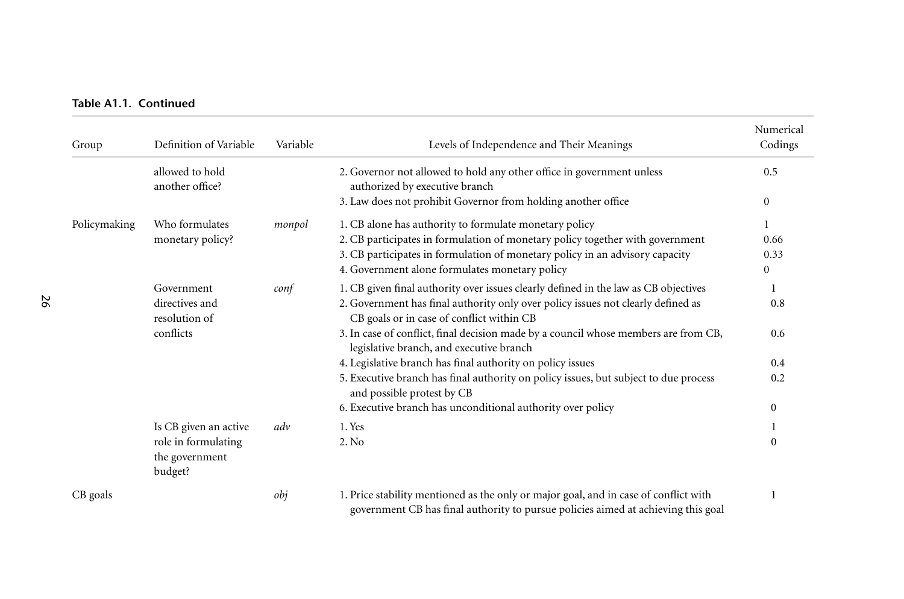**Table A1.1. Continued**

| Group | Definition of Variable | Variable | Levels of Independence and Their Meanings | Numerical Codings |
|---|---|---|---|---|
| | allowed to hold another office? | | 2. Governor not allowed to hold any other office in government unless authorized by executive branch | 0.5 |
| | | | 3. Law does not prohibit Governor from holding another office | 0 |
| Policymaking | Who formulates monetary policy? | *monpol* | 1. CB alone has authority to formulate monetary policy | 1 |
| | | | 2. CB participates in formulation of monetary policy together with government | 0.66 |
| | | | 3. CB participates in formulation of monetary policy in an advisory capacity | 0.33 |
| | | | 4. Government alone formulates monetary policy | 0 |
| | Government directives and resolution of conflicts | *conf* | 1. CB given final authority over issues clearly defined in the law as CB objectives | 1 |
| | | | 2. Government has final authority only over policy issues not clearly defined as CB goals or in case of conflict within CB | 0.8 |
| | | | 3. In case of conflict, final decision made by a council whose members are from CB, legislative branch, and executive branch | 0.6 |
| | | | 4. Legislative branch has final authority on policy issues | 0.4 |
| | | | 5. Executive branch has final authority on policy issues, but subject to due process and possible protest by CB | 0.2 |
| | | | 6. Executive branch has unconditional authority over policy | 0 |
| | Is CB given an active role in formulating the government budget? | *adv* | 1. Yes | 1 |
| | | | 2. No | 0 |
| CB goals | | *obj* | 1. Price stability mentioned as the only or major goal, and in case of conflict with government CB has final authority to pursue policies aimed at achieving this goal | 1 |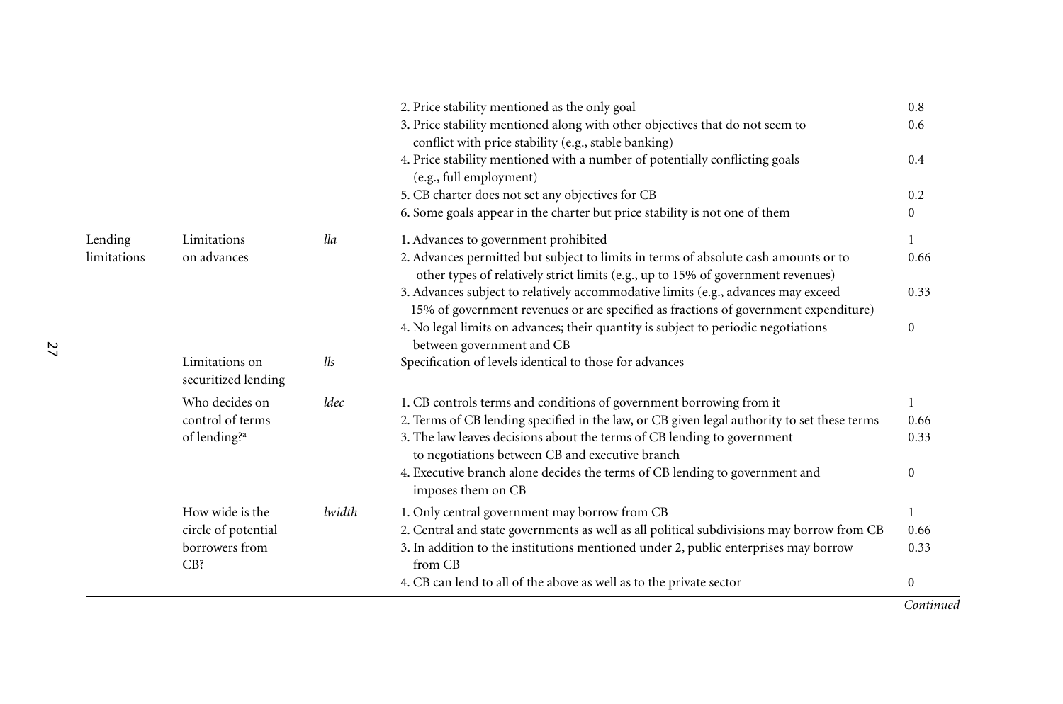| | | | | |
|---|---|---|---|---|
| | | | 2. Price stability mentioned as the only goal | 0.8 |
| | | | 3. Price stability mentioned along with other objectives that do not seem to conflict with price stability (e.g., stable banking) | 0.6 |
| | | | 4. Price stability mentioned with a number of potentially conflicting goals (e.g., full employment) | 0.4 |
| | | | 5. CB charter does not set any objectives for CB | 0.2 |
| | | | 6. Some goals appear in the charter but price stability is not one of them | 0 |
| Lending limitations | Limitations on advances | *lla* | 1. Advances to government prohibited | 1 |
| | | | 2. Advances permitted but subject to limits in terms of absolute cash amounts or to other types of relatively strict limits (e.g., up to 15% of government revenues) | 0.66 |
| | | | 3. Advances subject to relatively accommodative limits (e.g., advances may exceed 15% of government revenues or are specified as fractions of government expenditure) | 0.33 |
| | | | 4. No legal limits on advances; their quantity is subject to periodic negotiations between government and CB | 0 |
| | Limitations on securitized lending | *lls* | Specification of levels identical to those for advances | |
| | Who decides on control of terms of lending?[a] | *ldec* | 1. CB controls terms and conditions of government borrowing from it | 1 |
| | | | 2. Terms of CB lending specified in the law, or CB given legal authority to set these terms | 0.66 |
| | | | 3. The law leaves decisions about the terms of CB lending to government to negotiations between CB and executive branch | 0.33 |
| | | | 4. Executive branch alone decides the terms of CB lending to government and imposes them on CB | 0 |
| | How wide is the circle of potential borrowers from CB? | *lwidth* | 1. Only central government may borrow from CB | 1 |
| | | | 2. Central and state governments as well as all political subdivisions may borrow from CB | 0.66 |
| | | | 3. In addition to the institutions mentioned under 2, public enterprises may borrow from CB | 0.33 |
| | | | 4. CB can lend to all of the above as well as to the private sector | 0 |

*Continued*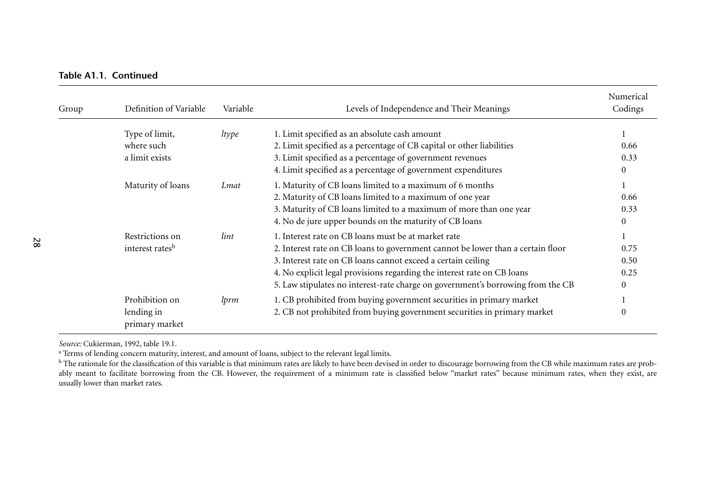**Table A1.1. Continued**

| Group | Definition of Variable | Variable | Levels of Independence and Their Meanings | Numerical Codings |
|---|---|---|---|---|
| | Type of limit, where such a limit exists | *ltype* | 1. Limit specified as an absolute cash amount | 1 |
| | | | 2. Limit specified as a percentage of CB capital or other liabilities | 0.66 |
| | | | 3. Limit specified as a percentage of government revenues | 0.33 |
| | | | 4. Limit specified as a percentage of government expenditures | 0 |
| | Maturity of loans | *Lmat* | 1. Maturity of CB loans limited to a maximum of 6 months | 1 |
| | | | 2. Maturity of CB loans limited to a maximum of one year | 0.66 |
| | | | 3. Maturity of CB loans limited to a maximum of more than one year | 0.33 |
| | | | 4. No de jure upper bounds on the maturity of CB loans | 0 |
| | Restrictions on interest rates[b] | *lint* | 1. Interest rate on CB loans must be at market rate | 1 |
| | | | 2. Interest rate on CB loans to government cannot be lower than a certain floor | 0.75 |
| | | | 3. Interest rate on CB loans cannot exceed a certain ceiling | 0.50 |
| | | | 4. No explicit legal provisions regarding the interest rate on CB loans | 0.25 |
| | | | 5. Law stipulates no interest-rate charge on government's borrowing from the CB | 0 |
| | Prohibition on lending in primary market | *lprm* | 1. CB prohibited from buying government securities in primary market | 1 |
| | | | 2. CB not prohibited from buying government securities in primary market | 0 |

*Source:* Cukierman, 1992, table 19.1.

[a] Terms of lending concern maturity, interest, and amount of loans, subject to the relevant legal limits.

[b] The rationale for the classification of this variable is that minimum rates are likely to have been devised in order to discourage borrowing from the CB while maximum rates are probably meant to facilitate borrowing from the CB. However, the requirement of a minimum rate is classified below "market rates" because minimum rates, when they exist, are usually lower than market rates.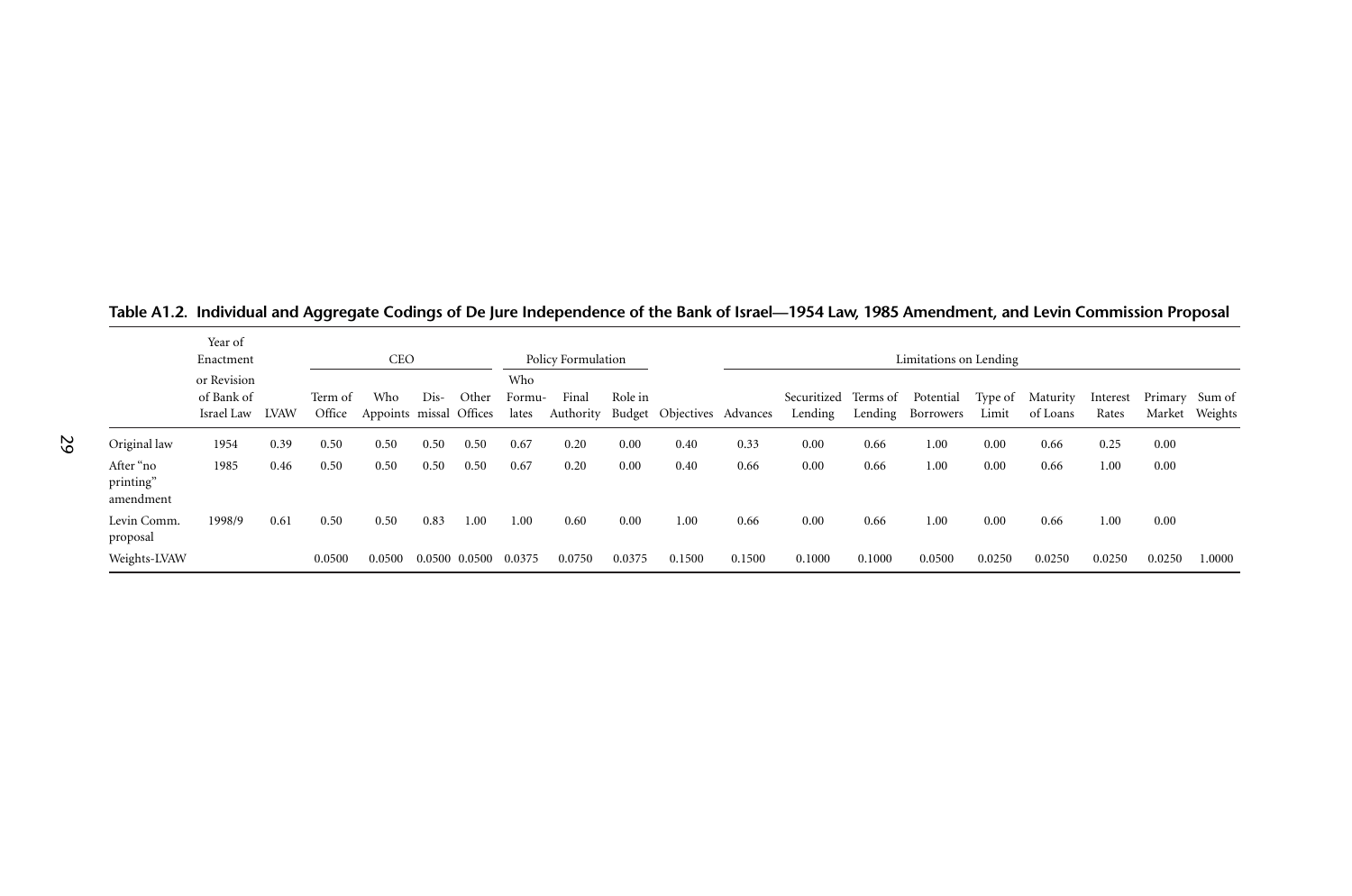**Table A1.2. Individual and Aggregate Codings of De Jure Independence of the Bank of Israel—1954 Law, 1985 Amendment, and Levin Commission Proposal**

| | Year of Enactment or Revision of Bank of Israel Law | LVAW | CEO | | | | Policy Formulation | | | | | Limitations on Lending | | | | | | | | |
|---|---|---|---|---|---|---|---|---|---|---|---|---|---|---|---|---|---|---|---|
| | | | Term of Office | Who Appoints | Dis-missal | Other Offices | Who Formu-lates | Final Authority | Role in Budget | Objectives | Advances | Securitized Lending | Terms of Lending | Potential Borrowers | Type of Limit | Maturity of Loans | Interest Rates | Primary Market | Sum of Weights |
| Original law | 1954 | 0.39 | 0.50 | 0.50 | 0.50 | 0.50 | 0.67 | 0.20 | 0.00 | 0.40 | 0.33 | 0.00 | 0.66 | 1.00 | 0.00 | 0.66 | 0.25 | 0.00 | |
| After "no printing" amendment | 1985 | 0.46 | 0.50 | 0.50 | 0.50 | 0.50 | 0.67 | 0.20 | 0.00 | 0.40 | 0.66 | 0.00 | 0.66 | 1.00 | 0.00 | 0.66 | 1.00 | 0.00 | |
| Levin Comm. proposal | 1998/9 | 0.61 | 0.50 | 0.50 | 0.83 | 1.00 | 1.00 | 0.60 | 0.00 | 1.00 | 0.66 | 0.00 | 0.66 | 1.00 | 0.00 | 0.66 | 1.00 | 0.00 | |
| Weights-LVAW | | | 0.0500 | 0.0500 | 0.0500 | 0.0500 | 0.0375 | 0.0750 | 0.0375 | 0.1500 | 0.1500 | 0.1000 | 0.1000 | 0.0500 | 0.0250 | 0.0250 | 0.0250 | 0.0250 | 1.0000 |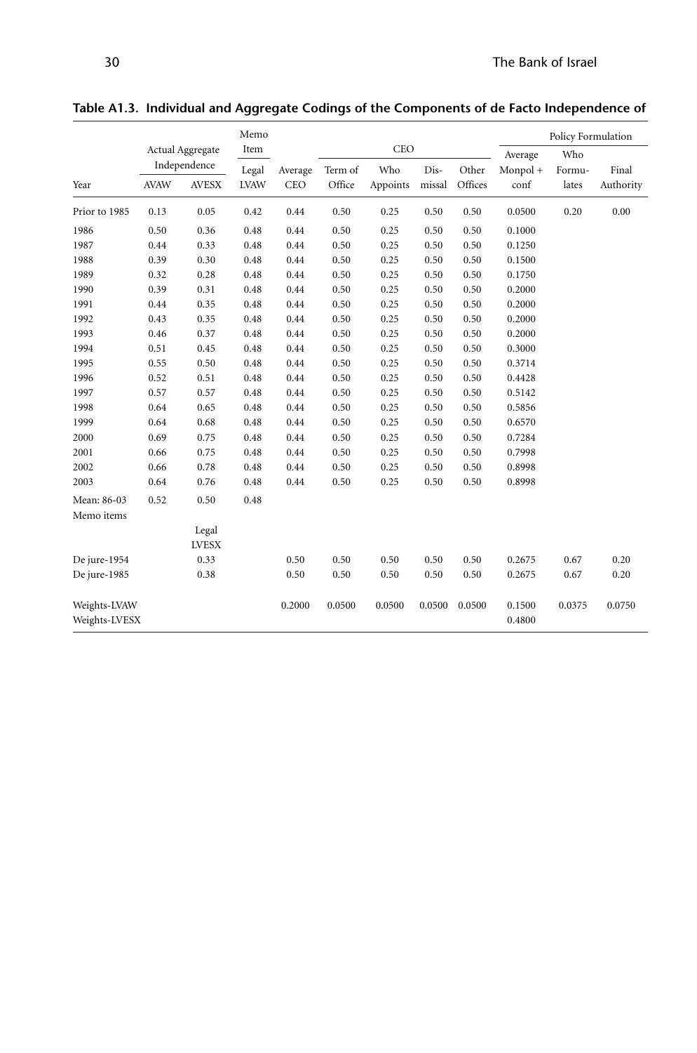**Table A1.3. Individual and Aggregate Codings of the Components of de Facto Independence of**

| Year | Actual Aggregate Independence AVAW | Actual Aggregate Independence AVESX | Memo Item Legal LVAW | Average CEO | CEO Term of Office | CEO Who Appoints | CEO Dis-missal | CEO Other Offices | Policy Formulation Average Monpol + conf | Policy Formulation Who Formu-lates | Policy Formulation Final Authority |
|---|---|---|---|---|---|---|---|---|---|---|---|
| Prior to 1985 | 0.13 | 0.05 | 0.42 | 0.44 | 0.50 | 0.25 | 0.50 | 0.50 | 0.0500 | 0.20 | 0.00 |
| 1986 | 0.50 | 0.36 | 0.48 | 0.44 | 0.50 | 0.25 | 0.50 | 0.50 | 0.1000 | | |
| 1987 | 0.44 | 0.33 | 0.48 | 0.44 | 0.50 | 0.25 | 0.50 | 0.50 | 0.1250 | | |
| 1988 | 0.39 | 0.30 | 0.48 | 0.44 | 0.50 | 0.25 | 0.50 | 0.50 | 0.1500 | | |
| 1989 | 0.32 | 0.28 | 0.48 | 0.44 | 0.50 | 0.25 | 0.50 | 0.50 | 0.1750 | | |
| 1990 | 0.39 | 0.31 | 0.48 | 0.44 | 0.50 | 0.25 | 0.50 | 0.50 | 0.2000 | | |
| 1991 | 0.44 | 0.35 | 0.48 | 0.44 | 0.50 | 0.25 | 0.50 | 0.50 | 0.2000 | | |
| 1992 | 0.43 | 0.35 | 0.48 | 0.44 | 0.50 | 0.25 | 0.50 | 0.50 | 0.2000 | | |
| 1993 | 0.46 | 0.37 | 0.48 | 0.44 | 0.50 | 0.25 | 0.50 | 0.50 | 0.2000 | | |
| 1994 | 0.51 | 0.45 | 0.48 | 0.44 | 0.50 | 0.25 | 0.50 | 0.50 | 0.3000 | | |
| 1995 | 0.55 | 0.50 | 0.48 | 0.44 | 0.50 | 0.25 | 0.50 | 0.50 | 0.3714 | | |
| 1996 | 0.52 | 0.51 | 0.48 | 0.44 | 0.50 | 0.25 | 0.50 | 0.50 | 0.4428 | | |
| 1997 | 0.57 | 0.57 | 0.48 | 0.44 | 0.50 | 0.25 | 0.50 | 0.50 | 0.5142 | | |
| 1998 | 0.64 | 0.65 | 0.48 | 0.44 | 0.50 | 0.25 | 0.50 | 0.50 | 0.5856 | | |
| 1999 | 0.64 | 0.68 | 0.48 | 0.44 | 0.50 | 0.25 | 0.50 | 0.50 | 0.6570 | | |
| 2000 | 0.69 | 0.75 | 0.48 | 0.44 | 0.50 | 0.25 | 0.50 | 0.50 | 0.7284 | | |
| 2001 | 0.66 | 0.75 | 0.48 | 0.44 | 0.50 | 0.25 | 0.50 | 0.50 | 0.7998 | | |
| 2002 | 0.66 | 0.78 | 0.48 | 0.44 | 0.50 | 0.25 | 0.50 | 0.50 | 0.8998 | | |
| 2003 | 0.64 | 0.76 | 0.48 | 0.44 | 0.50 | 0.25 | 0.50 | 0.50 | 0.8998 | | |
| Mean: 86-03 | 0.52 | 0.50 | 0.48 | | | | | | | | |
| Memo items | | | | | | | | | | | |
| | | Legal LVESX | | | | | | | | | |
| De jure-1954 | | 0.33 | | 0.50 | 0.50 | 0.50 | 0.50 | 0.50 | 0.2675 | 0.67 | 0.20 |
| De jure-1985 | | 0.38 | | 0.50 | 0.50 | 0.50 | 0.50 | 0.50 | 0.2675 | 0.67 | 0.20 |
| Weights-LVAW | | | | 0.2000 | 0.0500 | 0.0500 | 0.0500 | 0.0500 | 0.1500 | 0.0375 | 0.0750 |
| Weights-LVESX | | | | | | | | | 0.4800 | | |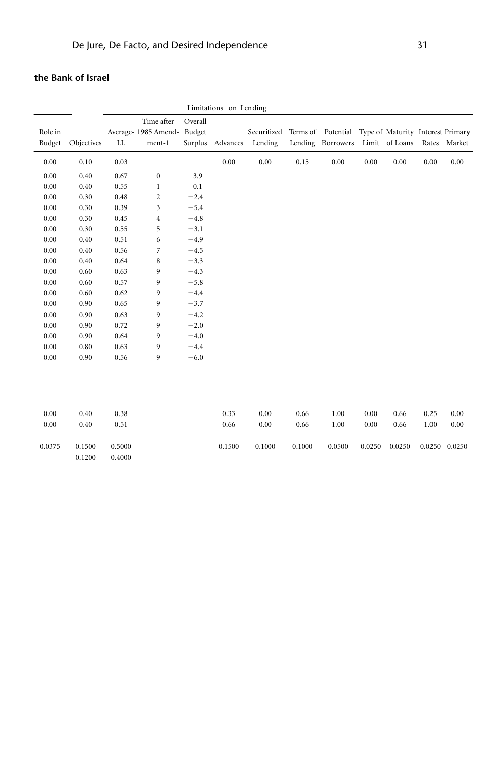**the Bank of Israel**

| | | | | | Limitations on Lending | | | | | | | | |
|---|---|---|---|---|---|---|---|---|---|---|---|---|---|
| Role in Budget | Objectives | Average-LL | Time after 1985 Amendment-1 | Overall Budget Surplus | Advances | Securitized Lending | Terms of Lending | Potential Borrowers | Type of Limit | Maturity of Loans | Interest Rates | Primary Market |
| 0.00 | 0.10 | 0.03 | | | 0.00 | 0.00 | 0.15 | 0.00 | 0.00 | 0.00 | 0.00 | 0.00 |
| 0.00 | 0.40 | 0.67 | 0 | 3.9 | | | | | | | | |
| 0.00 | 0.40 | 0.55 | 1 | 0.1 | | | | | | | | |
| 0.00 | 0.30 | 0.48 | 2 | −2.4 | | | | | | | | |
| 0.00 | 0.30 | 0.39 | 3 | −5.4 | | | | | | | | |
| 0.00 | 0.30 | 0.45 | 4 | −4.8 | | | | | | | | |
| 0.00 | 0.30 | 0.55 | 5 | −3.1 | | | | | | | | |
| 0.00 | 0.40 | 0.51 | 6 | −4.9 | | | | | | | | |
| 0.00 | 0.40 | 0.56 | 7 | −4.5 | | | | | | | | |
| 0.00 | 0.40 | 0.64 | 8 | −3.3 | | | | | | | | |
| 0.00 | 0.60 | 0.63 | 9 | −4.3 | | | | | | | | |
| 0.00 | 0.60 | 0.57 | 9 | −5.8 | | | | | | | | |
| 0.00 | 0.60 | 0.62 | 9 | −4.4 | | | | | | | | |
| 0.00 | 0.90 | 0.65 | 9 | −3.7 | | | | | | | | |
| 0.00 | 0.90 | 0.63 | 9 | −4.2 | | | | | | | | |
| 0.00 | 0.90 | 0.72 | 9 | −2.0 | | | | | | | | |
| 0.00 | 0.90 | 0.64 | 9 | −4.0 | | | | | | | | |
| 0.00 | 0.80 | 0.63 | 9 | −4.4 | | | | | | | | |
| 0.00 | 0.90 | 0.56 | 9 | −6.0 | | | | | | | | |
| 0.00 | 0.40 | 0.38 | | | 0.33 | 0.00 | 0.66 | 1.00 | 0.00 | 0.66 | 0.25 | 0.00 |
| 0.00 | 0.40 | 0.51 | | | 0.66 | 0.00 | 0.66 | 1.00 | 0.00 | 0.66 | 1.00 | 0.00 |
| 0.0375 | 0.1500<br>0.1200 | 0.5000<br>0.4000 | | | 0.1500 | 0.1000 | 0.1000 | 0.0500 | 0.0250 | 0.0250 | 0.0250 | 0.0250 |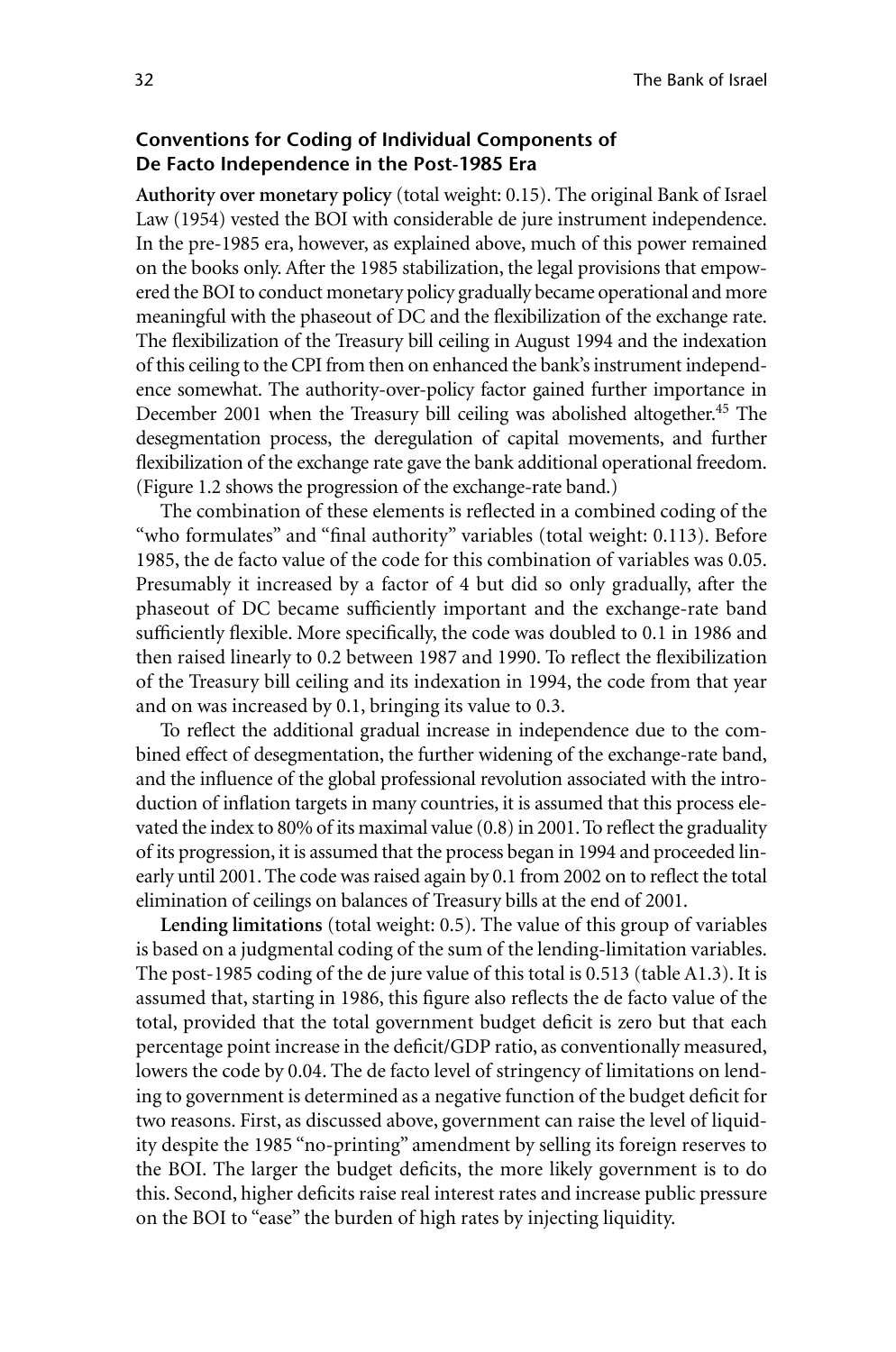### Conventions for Coding of Individual Components of De Facto Independence in the Post-1985 Era

**Authority over monetary policy** (total weight: 0.15). The original Bank of Israel Law (1954) vested the BOI with considerable de jure instrument independence. In the pre-1985 era, however, as explained above, much of this power remained on the books only. After the 1985 stabilization, the legal provisions that empowered the BOI to conduct monetary policy gradually became operational and more meaningful with the phaseout of DC and the flexibilization of the exchange rate. The flexibilization of the Treasury bill ceiling in August 1994 and the indexation of this ceiling to the CPI from then on enhanced the bank's instrument independence somewhat. The authority-over-policy factor gained further importance in December 2001 when the Treasury bill ceiling was abolished altogether.[45] The desegmentation process, the deregulation of capital movements, and further flexibilization of the exchange rate gave the bank additional operational freedom. (Figure 1.2 shows the progression of the exchange-rate band.)

The combination of these elements is reflected in a combined coding of the "who formulates" and "final authority" variables (total weight: 0.113). Before 1985, the de facto value of the code for this combination of variables was 0.05. Presumably it increased by a factor of 4 but did so only gradually, after the phaseout of DC became sufficiently important and the exchange-rate band sufficiently flexible. More specifically, the code was doubled to 0.1 in 1986 and then raised linearly to 0.2 between 1987 and 1990. To reflect the flexibilization of the Treasury bill ceiling and its indexation in 1994, the code from that year and on was increased by 0.1, bringing its value to 0.3.

To reflect the additional gradual increase in independence due to the combined effect of desegmentation, the further widening of the exchange-rate band, and the influence of the global professional revolution associated with the introduction of inflation targets in many countries, it is assumed that this process elevated the index to 80% of its maximal value (0.8) in 2001. To reflect the graduality of its progression, it is assumed that the process began in 1994 and proceeded linearly until 2001. The code was raised again by 0.1 from 2002 on to reflect the total elimination of ceilings on balances of Treasury bills at the end of 2001.

**Lending limitations** (total weight: 0.5). The value of this group of variables is based on a judgmental coding of the sum of the lending-limitation variables. The post-1985 coding of the de jure value of this total is 0.513 (table A1.3). It is assumed that, starting in 1986, this figure also reflects the de facto value of the total, provided that the total government budget deficit is zero but that each percentage point increase in the deficit/GDP ratio, as conventionally measured, lowers the code by 0.04. The de facto level of stringency of limitations on lending to government is determined as a negative function of the budget deficit for two reasons. First, as discussed above, government can raise the level of liquidity despite the 1985 "no-printing" amendment by selling its foreign reserves to the BOI. The larger the budget deficits, the more likely government is to do this. Second, higher deficits raise real interest rates and increase public pressure on the BOI to "ease" the burden of high rates by injecting liquidity.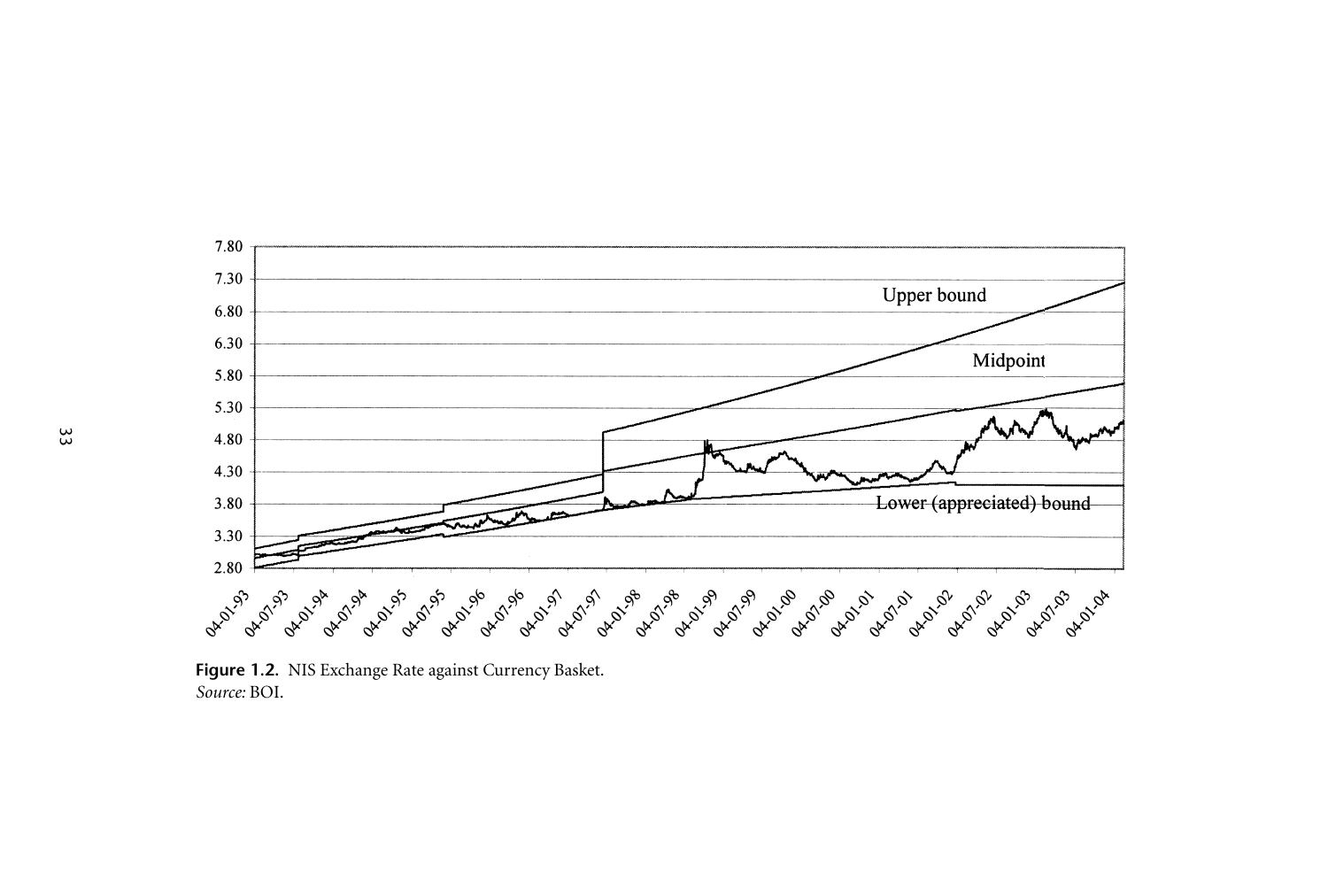**Figure 1.2.** NIS Exchange Rate against Currency Basket.
*Source:* BOI.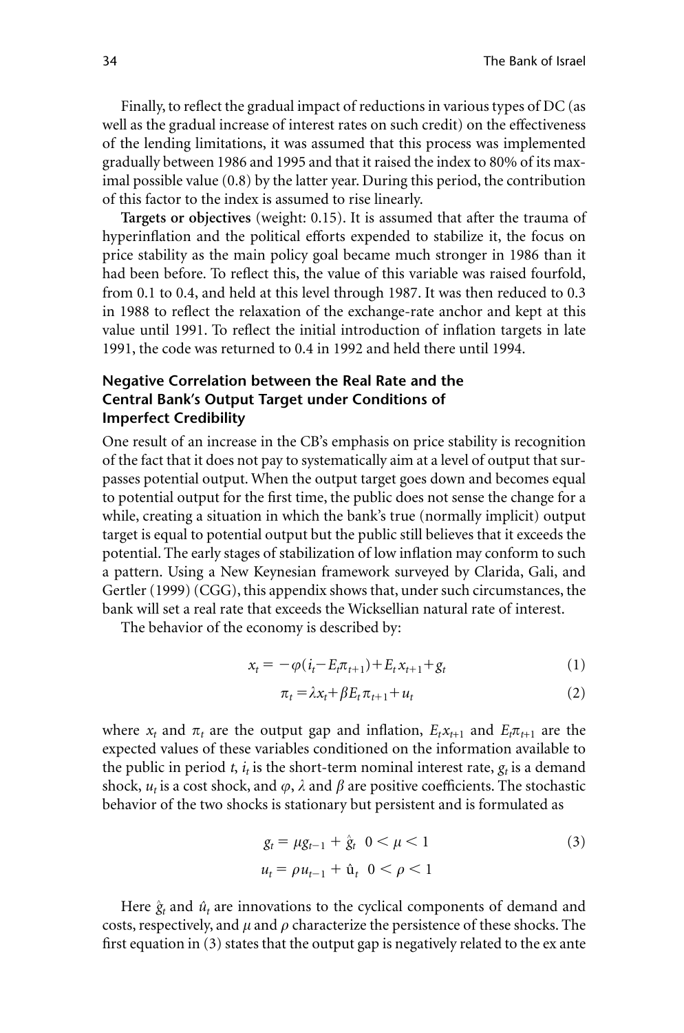Finally, to reflect the gradual impact of reductions in various types of DC (as well as the gradual increase of interest rates on such credit) on the effectiveness of the lending limitations, it was assumed that this process was implemented gradually between 1986 and 1995 and that it raised the index to 80% of its maximal possible value (0.8) by the latter year. During this period, the contribution of this factor to the index is assumed to rise linearly.

**Targets or objectives** (weight: 0.15). It is assumed that after the trauma of hyperinflation and the political efforts expended to stabilize it, the focus on price stability as the main policy goal became much stronger in 1986 than it had been before. To reflect this, the value of this variable was raised fourfold, from 0.1 to 0.4, and held at this level through 1987. It was then reduced to 0.3 in 1988 to reflect the relaxation of the exchange-rate anchor and kept at this value until 1991. To reflect the initial introduction of inflation targets in late 1991, the code was returned to 0.4 in 1992 and held there until 1994.

### Negative Correlation between the Real Rate and the Central Bank's Output Target under Conditions of Imperfect Credibility

One result of an increase in the CB's emphasis on price stability is recognition of the fact that it does not pay to systematically aim at a level of output that surpasses potential output. When the output target goes down and becomes equal to potential output for the first time, the public does not sense the change for a while, creating a situation in which the bank's true (normally implicit) output target is equal to potential output but the public still believes that it exceeds the potential. The early stages of stabilization of low inflation may conform to such a pattern. Using a New Keynesian framework surveyed by Clarida, Gali, and Gertler (1999) (CGG), this appendix shows that, under such circumstances, the bank will set a real rate that exceeds the Wicksellian natural rate of interest.

The behavior of the economy is described by:

$$x_t = -\varphi(i_t - E_t\pi_{t+1}) + E_t x_{t+1} + g_t \tag{1}$$

$$\pi_t = \lambda x_t + \beta E_t \pi_{t+1} + u_t \tag{2}$$

where $x_t$ and $\pi_t$ are the output gap and inflation, $E_t x_{t+1}$ and $E_t\pi_{t+1}$ are the expected values of these variables conditioned on the information available to the public in period $t$, $i_t$ is the short-term nominal interest rate, $g_t$ is a demand shock, $u_t$ is a cost shock, and $\varphi$, $\lambda$ and $\beta$ are positive coefficients. The stochastic behavior of the two shocks is stationary but persistent and is formulated as

$$g_t = \mu g_{t-1} + \hat{g}_t \quad 0 < \mu < 1 \tag{3}$$

$$u_t = \rho u_{t-1} + \hat{u}_t \quad 0 < \rho < 1$$

Here $\hat{g}_t$ and $\hat{u}_t$ are innovations to the cyclical components of demand and costs, respectively, and $\mu$ and $\rho$ characterize the persistence of these shocks. The first equation in (3) states that the output gap is negatively related to the ex ante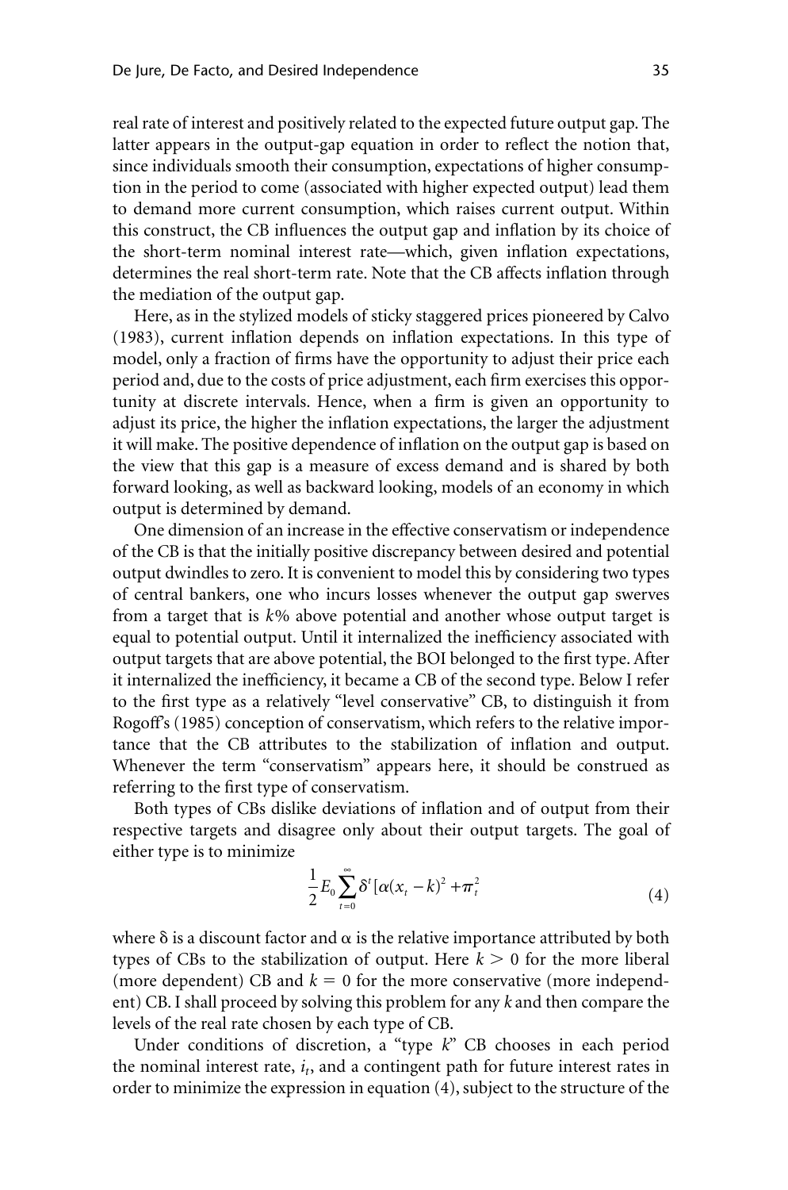real rate of interest and positively related to the expected future output gap. The latter appears in the output-gap equation in order to reflect the notion that, since individuals smooth their consumption, expectations of higher consumption in the period to come (associated with higher expected output) lead them to demand more current consumption, which raises current output. Within this construct, the CB influences the output gap and inflation by its choice of the short-term nominal interest rate—which, given inflation expectations, determines the real short-term rate. Note that the CB affects inflation through the mediation of the output gap.

Here, as in the stylized models of sticky staggered prices pioneered by Calvo (1983), current inflation depends on inflation expectations. In this type of model, only a fraction of firms have the opportunity to adjust their price each period and, due to the costs of price adjustment, each firm exercises this opportunity at discrete intervals. Hence, when a firm is given an opportunity to adjust its price, the higher the inflation expectations, the larger the adjustment it will make. The positive dependence of inflation on the output gap is based on the view that this gap is a measure of excess demand and is shared by both forward looking, as well as backward looking, models of an economy in which output is determined by demand.

One dimension of an increase in the effective conservatism or independence of the CB is that the initially positive discrepancy between desired and potential output dwindles to zero. It is convenient to model this by considering two types of central bankers, one who incurs losses whenever the output gap swerves from a target that is $k$% above potential and another whose output target is equal to potential output. Until it internalized the inefficiency associated with output targets that are above potential, the BOI belonged to the first type. After it internalized the inefficiency, it became a CB of the second type. Below I refer to the first type as a relatively "level conservative" CB, to distinguish it from Rogoff's (1985) conception of conservatism, which refers to the relative importance that the CB attributes to the stabilization of inflation and output. Whenever the term "conservatism" appears here, it should be construed as referring to the first type of conservatism.

Both types of CBs dislike deviations of inflation and of output from their respective targets and disagree only about their output targets. The goal of either type is to minimize

$$\frac{1}{2}E_0\sum_{t=0}^{\infty}\delta^t[\alpha(x_t-k)^2+\pi_t^2 \tag{4}$$

where $\delta$ is a discount factor and $\alpha$ is the relative importance attributed by both types of CBs to the stabilization of output. Here $k > 0$ for the more liberal (more dependent) CB and $k = 0$ for the more conservative (more independent) CB. I shall proceed by solving this problem for any $k$ and then compare the levels of the real rate chosen by each type of CB.

Under conditions of discretion, a "type $k$" CB chooses in each period the nominal interest rate, $i_t$, and a contingent path for future interest rates in order to minimize the expression in equation (4), subject to the structure of the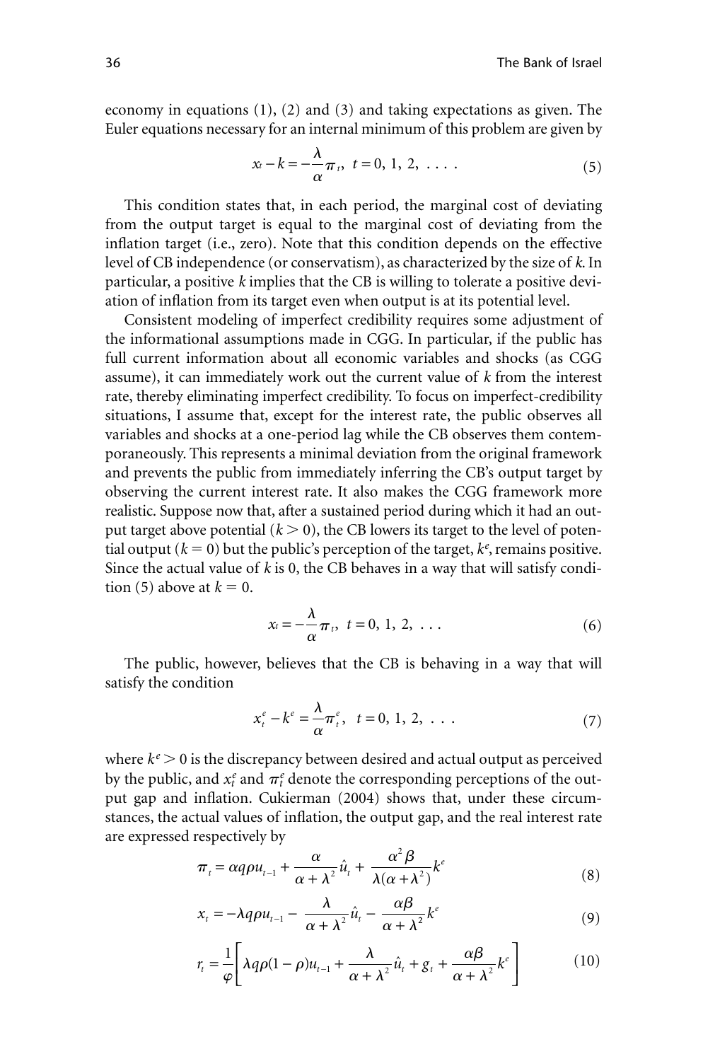economy in equations (1), (2) and (3) and taking expectations as given. The Euler equations necessary for an internal minimum of this problem are given by

$$x_t - k = -\frac{\lambda}{\alpha}\pi_t, \ \ t = 0, 1, 2, \ \dots \ . \tag{5}$$

This condition states that, in each period, the marginal cost of deviating from the output target is equal to the marginal cost of deviating from the inflation target (i.e., zero). Note that this condition depends on the effective level of CB independence (or conservatism), as characterized by the size of $k$. In particular, a positive $k$ implies that the CB is willing to tolerate a positive deviation of inflation from its target even when output is at its potential level.

Consistent modeling of imperfect credibility requires some adjustment of the informational assumptions made in CGG. In particular, if the public has full current information about all economic variables and shocks (as CGG assume), it can immediately work out the current value of $k$ from the interest rate, thereby eliminating imperfect credibility. To focus on imperfect-credibility situations, I assume that, except for the interest rate, the public observes all variables and shocks at a one-period lag while the CB observes them contemporaneously. This represents a minimal deviation from the original framework and prevents the public from immediately inferring the CB's output target by observing the current interest rate. It also makes the CGG framework more realistic. Suppose now that, after a sustained period during which it had an output target above potential ($k > 0$), the CB lowers its target to the level of potential output ($k = 0$) but the public's perception of the target, $k^e$, remains positive. Since the actual value of $k$ is 0, the CB behaves in a way that will satisfy condition (5) above at $k = 0$.

$$x_t = -\frac{\lambda}{\alpha}\pi_t, \ \ t = 0, 1, 2, \ \dots \tag{6}$$

The public, however, believes that the CB is behaving in a way that will satisfy the condition

$$x_t^e - k^e = \frac{\lambda}{\alpha}\pi_t^e, \ \ \ t = 0, 1, 2, \ \dots \tag{7}$$

where $k^e > 0$ is the discrepancy between desired and actual output as perceived by the public, and $x_t^e$ and $\pi_t^e$ denote the corresponding perceptions of the output gap and inflation. Cukierman (2004) shows that, under these circumstances, the actual values of inflation, the output gap, and the real interest rate are expressed respectively by

$$\pi_t = \alpha q \rho u_{t-1} + \frac{\alpha}{\alpha + \lambda^2}\hat{u}_t + \frac{\alpha^2 \beta}{\lambda(\alpha + \lambda^2)}k^e \tag{8}$$

$$x_t = -\lambda q \rho u_{t-1} - \frac{\lambda}{\alpha + \lambda^2}\hat{u}_t - \frac{\alpha\beta}{\alpha + \lambda^2}k^e \tag{9}$$

$$r_t = \frac{1}{\varphi}\left[\lambda q \rho(1-\rho)u_{t-1} + \frac{\lambda}{\alpha + \lambda^2}\hat{u}_t + g_t + \frac{\alpha\beta}{\alpha + \lambda^2}k^e\right] \tag{10}$$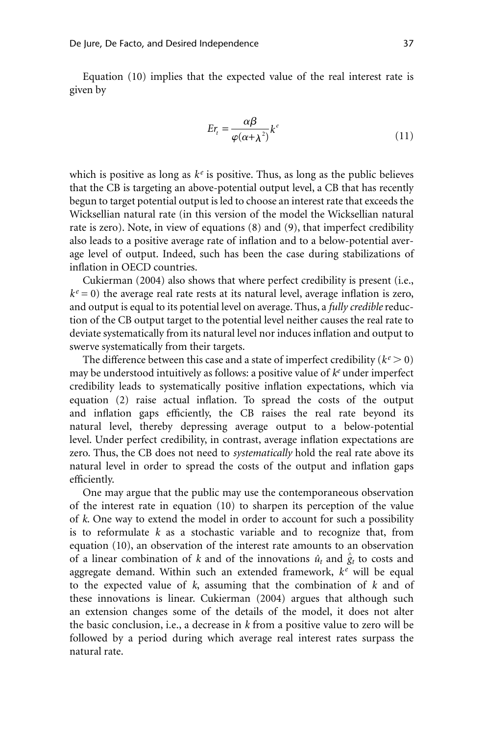Equation (10) implies that the expected value of the real interest rate is given by

$$Er_t = \frac{\alpha\beta}{\varphi(\alpha+\lambda^2)}k^e \tag{11}$$

which is positive as long as $k^e$ is positive. Thus, as long as the public believes that the CB is targeting an above-potential output level, a CB that has recently begun to target potential output is led to choose an interest rate that exceeds the Wicksellian natural rate (in this version of the model the Wicksellian natural rate is zero). Note, in view of equations (8) and (9), that imperfect credibility also leads to a positive average rate of inflation and to a below-potential average level of output. Indeed, such has been the case during stabilizations of inflation in OECD countries.

Cukierman (2004) also shows that where perfect credibility is present (i.e., $k^e = 0$) the average real rate rests at its natural level, average inflation is zero, and output is equal to its potential level on average. Thus, a *fully credible* reduction of the CB output target to the potential level neither causes the real rate to deviate systematically from its natural level nor induces inflation and output to swerve systematically from their targets.

The difference between this case and a state of imperfect credibility ($k^e > 0$) may be understood intuitively as follows: a positive value of $k^e$ under imperfect credibility leads to systematically positive inflation expectations, which via equation (2) raise actual inflation. To spread the costs of the output and inflation gaps efficiently, the CB raises the real rate beyond its natural level, thereby depressing average output to a below-potential level. Under perfect credibility, in contrast, average inflation expectations are zero. Thus, the CB does not need to *systematically* hold the real rate above its natural level in order to spread the costs of the output and inflation gaps efficiently.

One may argue that the public may use the contemporaneous observation of the interest rate in equation (10) to sharpen its perception of the value of $k$. One way to extend the model in order to account for such a possibility is to reformulate $k$ as a stochastic variable and to recognize that, from equation (10), an observation of the interest rate amounts to an observation of a linear combination of $k$ and of the innovations $\hat{u}_t$ and $\hat{g}_t$ to costs and aggregate demand. Within such an extended framework, $k^e$ will be equal to the expected value of $k$, assuming that the combination of $k$ and of these innovations is linear. Cukierman (2004) argues that although such an extension changes some of the details of the model, it does not alter the basic conclusion, i.e., a decrease in $k$ from a positive value to zero will be followed by a period during which average real interest rates surpass the natural rate.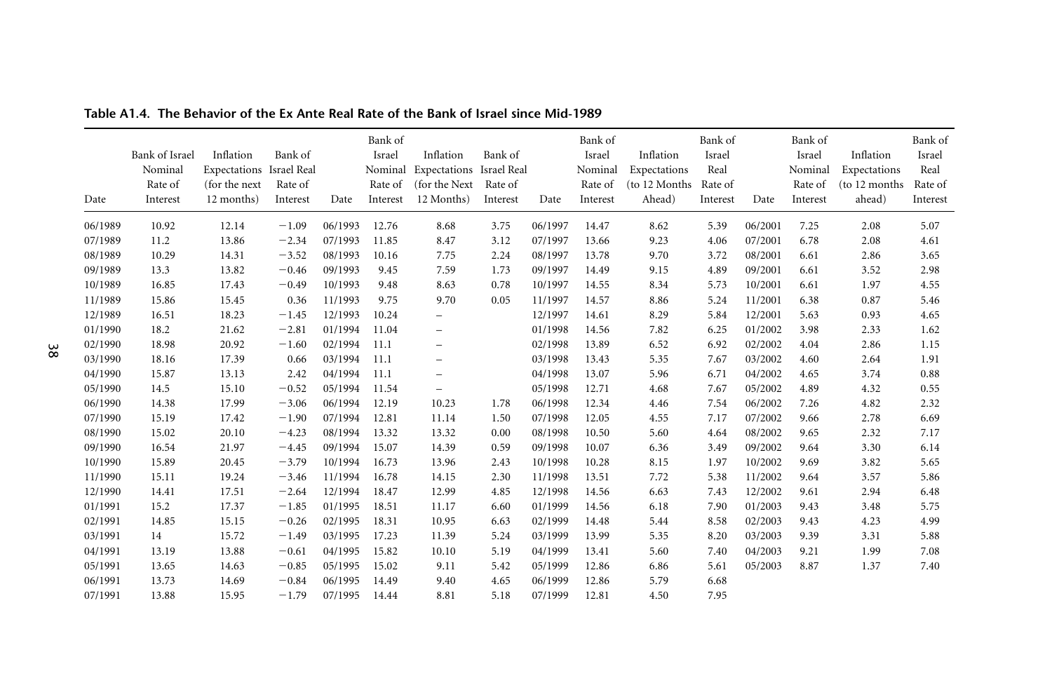**Table A1.4. The Behavior of the Ex Ante Real Rate of the Bank of Israel since Mid-1989**

| Date | Bank of Israel Nominal Rate of Interest | Inflation Expectations (for the next 12 months) | Bank of Israel Real Rate of Interest | Date | Bank of Israel Nominal Rate of Interest | Inflation Expectations (for the Next 12 Months) | Bank of Israel Real Rate of Interest | Date | Bank of Israel Nominal Rate of Interest | Inflation Expectations (to 12 Months Ahead) | Bank of Israel Real Rate of Interest | Date | Bank of Israel Nominal Rate of Interest | Inflation Expectations (to 12 months ahead) | Bank of Israel Real Rate of Interest |
|---|---|---|---|---|---|---|---|---|---|---|---|---|---|---|---|
| 06/1989 | 10.92 | 12.14 | −1.09 | 06/1993 | 12.76 | 8.68 | 3.75 | 06/1997 | 14.47 | 8.62 | 5.39 | 06/2001 | 7.25 | 2.08 | 5.07 |
| 07/1989 | 11.2 | 13.86 | −2.34 | 07/1993 | 11.85 | 8.47 | 3.12 | 07/1997 | 13.66 | 9.23 | 4.06 | 07/2001 | 6.78 | 2.08 | 4.61 |
| 08/1989 | 10.29 | 14.31 | −3.52 | 08/1993 | 10.16 | 7.75 | 2.24 | 08/1997 | 13.78 | 9.70 | 3.72 | 08/2001 | 6.61 | 2.86 | 3.65 |
| 09/1989 | 13.3 | 13.82 | −0.46 | 09/1993 | 9.45 | 7.59 | 1.73 | 09/1997 | 14.49 | 9.15 | 4.89 | 09/2001 | 6.61 | 3.52 | 2.98 |
| 10/1989 | 16.85 | 17.43 | −0.49 | 10/1993 | 9.48 | 8.63 | 0.78 | 10/1997 | 14.55 | 8.34 | 5.73 | 10/2001 | 6.61 | 1.97 | 4.55 |
| 11/1989 | 15.86 | 15.45 | 0.36 | 11/1993 | 9.75 | 9.70 | 0.05 | 11/1997 | 14.57 | 8.86 | 5.24 | 11/2001 | 6.38 | 0.87 | 5.46 |
| 12/1989 | 16.51 | 18.23 | −1.45 | 12/1993 | 10.24 | – | | 12/1997 | 14.61 | 8.29 | 5.84 | 12/2001 | 5.63 | 0.93 | 4.65 |
| 01/1990 | 18.2 | 21.62 | −2.81 | 01/1994 | 11.04 | – | | 01/1998 | 14.56 | 7.82 | 6.25 | 01/2002 | 3.98 | 2.33 | 1.62 |
| 02/1990 | 18.98 | 20.92 | −1.60 | 02/1994 | 11.1 | – | | 02/1998 | 13.89 | 6.52 | 6.92 | 02/2002 | 4.04 | 2.86 | 1.15 |
| 03/1990 | 18.16 | 17.39 | 0.66 | 03/1994 | 11.1 | – | | 03/1998 | 13.43 | 5.35 | 7.67 | 03/2002 | 4.60 | 2.64 | 1.91 |
| 04/1990 | 15.87 | 13.13 | 2.42 | 04/1994 | 11.1 | – | | 04/1998 | 13.07 | 5.96 | 6.71 | 04/2002 | 4.65 | 3.74 | 0.88 |
| 05/1990 | 14.5 | 15.10 | −0.52 | 05/1994 | 11.54 | – | | 05/1998 | 12.71 | 4.68 | 7.67 | 05/2002 | 4.89 | 4.32 | 0.55 |
| 06/1990 | 14.38 | 17.99 | −3.06 | 06/1994 | 12.19 | 10.23 | 1.78 | 06/1998 | 12.34 | 4.46 | 7.54 | 06/2002 | 7.26 | 4.82 | 2.32 |
| 07/1990 | 15.19 | 17.42 | −1.90 | 07/1994 | 12.81 | 11.14 | 1.50 | 07/1998 | 12.05 | 4.55 | 7.17 | 07/2002 | 9.66 | 2.78 | 6.69 |
| 08/1990 | 15.02 | 20.10 | −4.23 | 08/1994 | 13.32 | 13.32 | 0.00 | 08/1998 | 10.50 | 5.60 | 4.64 | 08/2002 | 9.65 | 2.32 | 7.17 |
| 09/1990 | 16.54 | 21.97 | −4.45 | 09/1994 | 15.07 | 14.39 | 0.59 | 09/1998 | 10.07 | 6.36 | 3.49 | 09/2002 | 9.64 | 3.30 | 6.14 |
| 10/1990 | 15.89 | 20.45 | −3.79 | 10/1994 | 16.73 | 13.96 | 2.43 | 10/1998 | 10.28 | 8.15 | 1.97 | 10/2002 | 9.69 | 3.82 | 5.65 |
| 11/1990 | 15.11 | 19.24 | −3.46 | 11/1994 | 16.78 | 14.15 | 2.30 | 11/1998 | 13.51 | 7.72 | 5.38 | 11/2002 | 9.64 | 3.57 | 5.86 |
| 12/1990 | 14.41 | 17.51 | −2.64 | 12/1994 | 18.47 | 12.99 | 4.85 | 12/1998 | 14.56 | 6.63 | 7.43 | 12/2002 | 9.61 | 2.94 | 6.48 |
| 01/1991 | 15.2 | 17.37 | −1.85 | 01/1995 | 18.51 | 11.17 | 6.60 | 01/1999 | 14.56 | 6.18 | 7.90 | 01/2003 | 9.43 | 3.48 | 5.75 |
| 02/1991 | 14.85 | 15.15 | −0.26 | 02/1995 | 18.31 | 10.95 | 6.63 | 02/1999 | 14.48 | 5.44 | 8.58 | 02/2003 | 9.43 | 4.23 | 4.99 |
| 03/1991 | 14 | 15.72 | −1.49 | 03/1995 | 17.23 | 11.39 | 5.24 | 03/1999 | 13.99 | 5.35 | 8.20 | 03/2003 | 9.39 | 3.31 | 5.88 |
| 04/1991 | 13.19 | 13.88 | −0.61 | 04/1995 | 15.82 | 10.10 | 5.19 | 04/1999 | 13.41 | 5.60 | 7.40 | 04/2003 | 9.21 | 1.99 | 7.08 |
| 05/1991 | 13.65 | 14.63 | −0.85 | 05/1995 | 15.02 | 9.11 | 5.42 | 05/1999 | 12.86 | 6.86 | 5.61 | 05/2003 | 8.87 | 1.37 | 7.40 |
| 06/1991 | 13.73 | 14.69 | −0.84 | 06/1995 | 14.49 | 9.40 | 4.65 | 06/1999 | 12.86 | 5.79 | 6.68 | | | | |
| 07/1991 | 13.88 | 15.95 | −1.79 | 07/1995 | 14.44 | 8.81 | 5.18 | 07/1999 | 12.81 | 4.50 | 7.95 | | | | |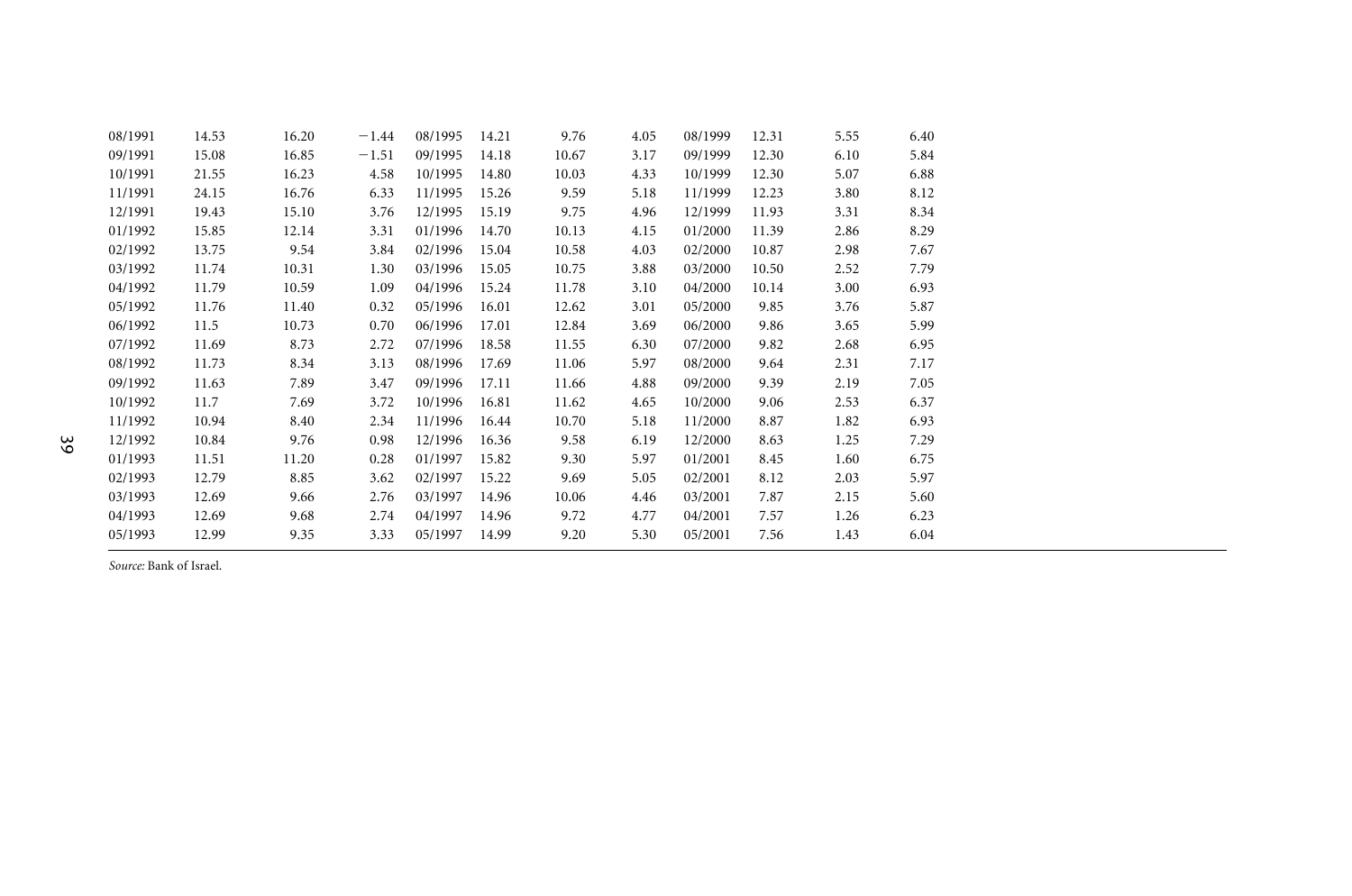| | | | | | | | | | | | |
|---|---|---|---|---|---|---|---|---|---|---|---|
| 08/1991 | 14.53 | 16.20 | −1.44 | 08/1995 | 14.21 | 9.76 | 4.05 | 08/1999 | 12.31 | 5.55 | 6.40 |
| 09/1991 | 15.08 | 16.85 | −1.51 | 09/1995 | 14.18 | 10.67 | 3.17 | 09/1999 | 12.30 | 6.10 | 5.84 |
| 10/1991 | 21.55 | 16.23 | 4.58 | 10/1995 | 14.80 | 10.03 | 4.33 | 10/1999 | 12.30 | 5.07 | 6.88 |
| 11/1991 | 24.15 | 16.76 | 6.33 | 11/1995 | 15.26 | 9.59 | 5.18 | 11/1999 | 12.23 | 3.80 | 8.12 |
| 12/1991 | 19.43 | 15.10 | 3.76 | 12/1995 | 15.19 | 9.75 | 4.96 | 12/1999 | 11.93 | 3.31 | 8.34 |
| 01/1992 | 15.85 | 12.14 | 3.31 | 01/1996 | 14.70 | 10.13 | 4.15 | 01/2000 | 11.39 | 2.86 | 8.29 |
| 02/1992 | 13.75 | 9.54 | 3.84 | 02/1996 | 15.04 | 10.58 | 4.03 | 02/2000 | 10.87 | 2.98 | 7.67 |
| 03/1992 | 11.74 | 10.31 | 1.30 | 03/1996 | 15.05 | 10.75 | 3.88 | 03/2000 | 10.50 | 2.52 | 7.79 |
| 04/1992 | 11.79 | 10.59 | 1.09 | 04/1996 | 15.24 | 11.78 | 3.10 | 04/2000 | 10.14 | 3.00 | 6.93 |
| 05/1992 | 11.76 | 11.40 | 0.32 | 05/1996 | 16.01 | 12.62 | 3.01 | 05/2000 | 9.85 | 3.76 | 5.87 |
| 06/1992 | 11.5 | 10.73 | 0.70 | 06/1996 | 17.01 | 12.84 | 3.69 | 06/2000 | 9.86 | 3.65 | 5.99 |
| 07/1992 | 11.69 | 8.73 | 2.72 | 07/1996 | 18.58 | 11.55 | 6.30 | 07/2000 | 9.82 | 2.68 | 6.95 |
| 08/1992 | 11.73 | 8.34 | 3.13 | 08/1996 | 17.69 | 11.06 | 5.97 | 08/2000 | 9.64 | 2.31 | 7.17 |
| 09/1992 | 11.63 | 7.89 | 3.47 | 09/1996 | 17.11 | 11.66 | 4.88 | 09/2000 | 9.39 | 2.19 | 7.05 |
| 10/1992 | 11.7 | 7.69 | 3.72 | 10/1996 | 16.81 | 11.62 | 4.65 | 10/2000 | 9.06 | 2.53 | 6.37 |
| 11/1992 | 10.94 | 8.40 | 2.34 | 11/1996 | 16.44 | 10.70 | 5.18 | 11/2000 | 8.87 | 1.82 | 6.93 |
| 12/1992 | 10.84 | 9.76 | 0.98 | 12/1996 | 16.36 | 9.58 | 6.19 | 12/2000 | 8.63 | 1.25 | 7.29 |
| 01/1993 | 11.51 | 11.20 | 0.28 | 01/1997 | 15.82 | 9.30 | 5.97 | 01/2001 | 8.45 | 1.60 | 6.75 |
| 02/1993 | 12.79 | 8.85 | 3.62 | 02/1997 | 15.22 | 9.69 | 5.05 | 02/2001 | 8.12 | 2.03 | 5.97 |
| 03/1993 | 12.69 | 9.66 | 2.76 | 03/1997 | 14.96 | 10.06 | 4.46 | 03/2001 | 7.87 | 2.15 | 5.60 |
| 04/1993 | 12.69 | 9.68 | 2.74 | 04/1997 | 14.96 | 9.72 | 4.77 | 04/2001 | 7.57 | 1.26 | 6.23 |
| 05/1993 | 12.99 | 9.35 | 3.33 | 05/1997 | 14.99 | 9.20 | 5.30 | 05/2001 | 7.56 | 1.43 | 6.04 |

*Source:* Bank of Israel.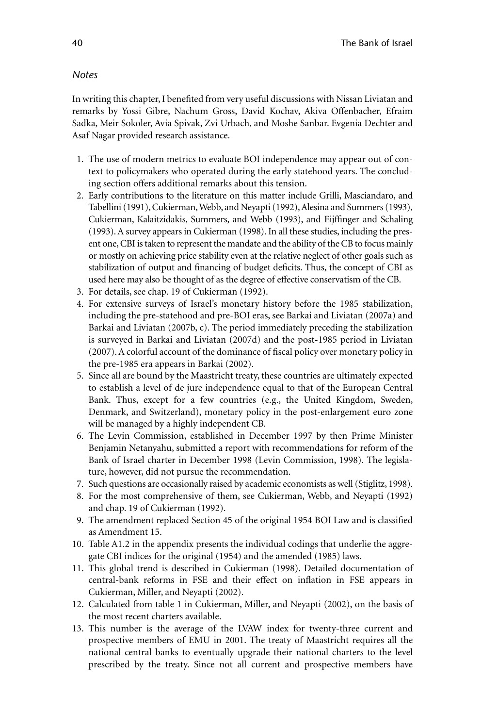*Notes*

In writing this chapter, I benefited from very useful discussions with Nissan Liviatan and remarks by Yossi Gibre, Nachum Gross, David Kochav, Akiva Offenbacher, Efraim Sadka, Meir Sokoler, Avia Spivak, Zvi Urbach, and Moshe Sanbar. Evgenia Dechter and Asaf Nagar provided research assistance.

1. The use of modern metrics to evaluate BOI independence may appear out of context to policymakers who operated during the early statehood years. The concluding section offers additional remarks about this tension.
2. Early contributions to the literature on this matter include Grilli, Masciandaro, and Tabellini (1991), Cukierman, Webb, and Neyapti (1992), Alesina and Summers (1993), Cukierman, Kalaitzidakis, Summers, and Webb (1993), and Eijffinger and Schaling (1993). A survey appears in Cukierman (1998). In all these studies, including the present one, CBI is taken to represent the mandate and the ability of the CB to focus mainly or mostly on achieving price stability even at the relative neglect of other goals such as stabilization of output and financing of budget deficits. Thus, the concept of CBI as used here may also be thought of as the degree of effective conservatism of the CB.
3. For details, see chap. 19 of Cukierman (1992).
4. For extensive surveys of Israel's monetary history before the 1985 stabilization, including the pre-statehood and pre-BOI eras, see Barkai and Liviatan (2007a) and Barkai and Liviatan (2007b, c). The period immediately preceding the stabilization is surveyed in Barkai and Liviatan (2007d) and the post-1985 period in Liviatan (2007). A colorful account of the dominance of fiscal policy over monetary policy in the pre-1985 era appears in Barkai (2002).
5. Since all are bound by the Maastricht treaty, these countries are ultimately expected to establish a level of de jure independence equal to that of the European Central Bank. Thus, except for a few countries (e.g., the United Kingdom, Sweden, Denmark, and Switzerland), monetary policy in the post-enlargement euro zone will be managed by a highly independent CB.
6. The Levin Commission, established in December 1997 by then Prime Minister Benjamin Netanyahu, submitted a report with recommendations for reform of the Bank of Israel charter in December 1998 (Levin Commission, 1998). The legislature, however, did not pursue the recommendation.
7. Such questions are occasionally raised by academic economists as well (Stiglitz, 1998).
8. For the most comprehensive of them, see Cukierman, Webb, and Neyapti (1992) and chap. 19 of Cukierman (1992).
9. The amendment replaced Section 45 of the original 1954 BOI Law and is classified as Amendment 15.
10. Table A1.2 in the appendix presents the individual codings that underlie the aggregate CBI indices for the original (1954) and the amended (1985) laws.
11. This global trend is described in Cukierman (1998). Detailed documentation of central-bank reforms in FSE and their effect on inflation in FSE appears in Cukierman, Miller, and Neyapti (2002).
12. Calculated from table 1 in Cukierman, Miller, and Neyapti (2002), on the basis of the most recent charters available.
13. This number is the average of the LVAW index for twenty-three current and prospective members of EMU in 2001. The treaty of Maastricht requires all the national central banks to eventually upgrade their national charters to the level prescribed by the treaty. Since not all current and prospective members have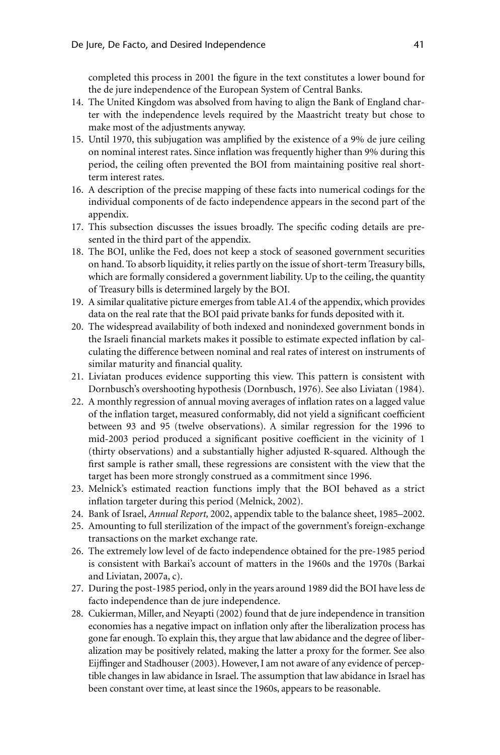completed this process in 2001 the figure in the text constitutes a lower bound for the de jure independence of the European System of Central Banks.

14. The United Kingdom was absolved from having to align the Bank of England charter with the independence levels required by the Maastricht treaty but chose to make most of the adjustments anyway.
15. Until 1970, this subjugation was amplified by the existence of a 9% de jure ceiling on nominal interest rates. Since inflation was frequently higher than 9% during this period, the ceiling often prevented the BOI from maintaining positive real short-term interest rates.
16. A description of the precise mapping of these facts into numerical codings for the individual components of de facto independence appears in the second part of the appendix.
17. This subsection discusses the issues broadly. The specific coding details are presented in the third part of the appendix.
18. The BOI, unlike the Fed, does not keep a stock of seasoned government securities on hand. To absorb liquidity, it relies partly on the issue of short-term Treasury bills, which are formally considered a government liability. Up to the ceiling, the quantity of Treasury bills is determined largely by the BOI.
19. A similar qualitative picture emerges from table A1.4 of the appendix, which provides data on the real rate that the BOI paid private banks for funds deposited with it.
20. The widespread availability of both indexed and nonindexed government bonds in the Israeli financial markets makes it possible to estimate expected inflation by calculating the difference between nominal and real rates of interest on instruments of similar maturity and financial quality.
21. Liviatan produces evidence supporting this view. This pattern is consistent with Dornbusch's overshooting hypothesis (Dornbusch, 1976). See also Liviatan (1984).
22. A monthly regression of annual moving averages of inflation rates on a lagged value of the inflation target, measured conformably, did not yield a significant coefficient between 93 and 95 (twelve observations). A similar regression for the 1996 to mid-2003 period produced a significant positive coefficient in the vicinity of 1 (thirty observations) and a substantially higher adjusted R-squared. Although the first sample is rather small, these regressions are consistent with the view that the target has been more strongly construed as a commitment since 1996.
23. Melnick's estimated reaction functions imply that the BOI behaved as a strict inflation targeter during this period (Melnick, 2002).
24. Bank of Israel, *Annual Report,* 2002, appendix table to the balance sheet, 1985–2002.
25. Amounting to full sterilization of the impact of the government's foreign-exchange transactions on the market exchange rate.
26. The extremely low level of de facto independence obtained for the pre-1985 period is consistent with Barkai's account of matters in the 1960s and the 1970s (Barkai and Liviatan, 2007a, c).
27. During the post-1985 period, only in the years around 1989 did the BOI have less de facto independence than de jure independence.
28. Cukierman, Miller, and Neyapti (2002) found that de jure independence in transition economies has a negative impact on inflation only after the liberalization process has gone far enough. To explain this, they argue that law abidance and the degree of liberalization may be positively related, making the latter a proxy for the former. See also Eijffinger and Stadhouser (2003). However, I am not aware of any evidence of perceptible changes in law abidance in Israel. The assumption that law abidance in Israel has been constant over time, at least since the 1960s, appears to be reasonable.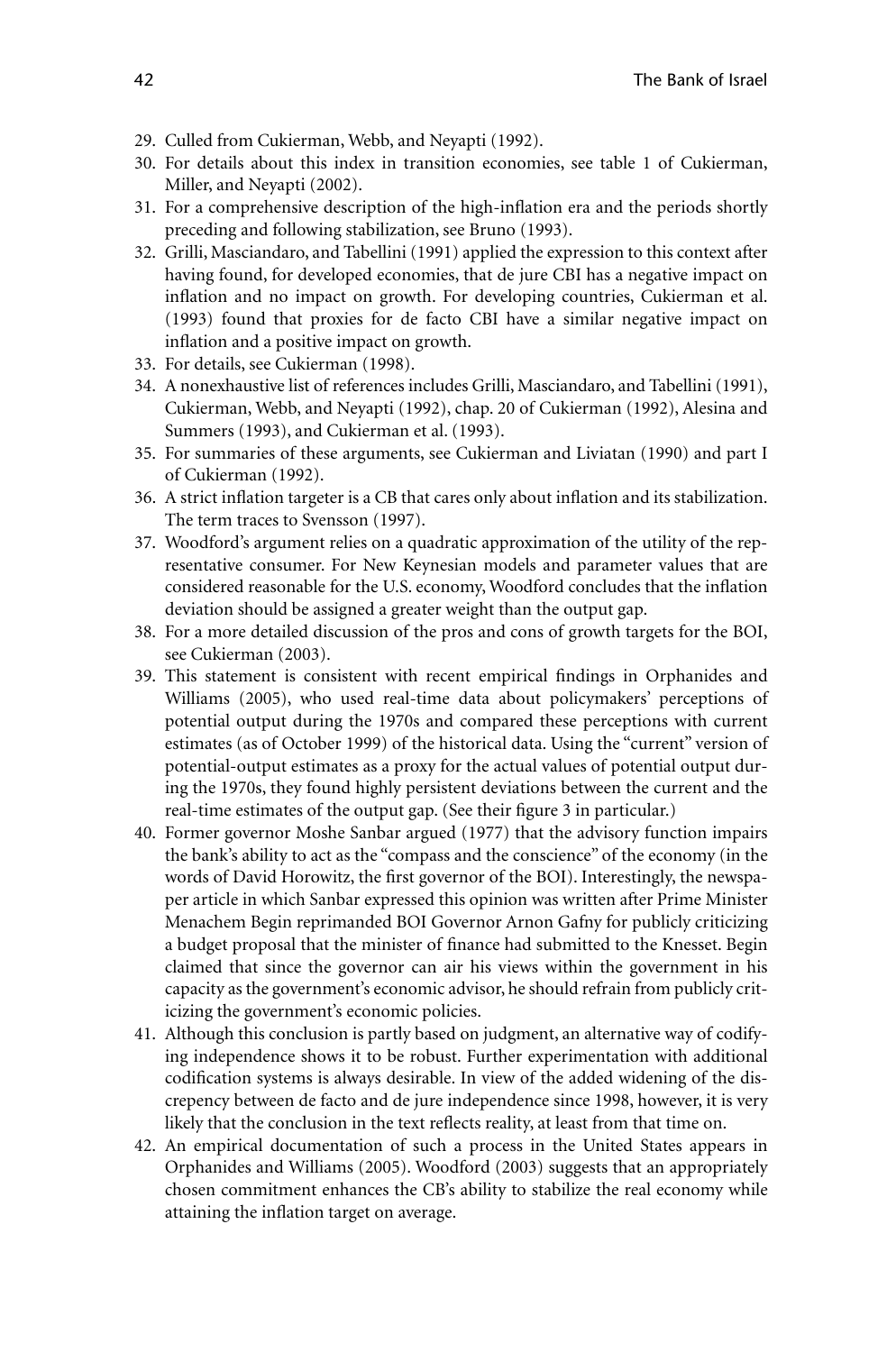29. Culled from Cukierman, Webb, and Neyapti (1992).
30. For details about this index in transition economies, see table 1 of Cukierman, Miller, and Neyapti (2002).
31. For a comprehensive description of the high-inflation era and the periods shortly preceding and following stabilization, see Bruno (1993).
32. Grilli, Masciandaro, and Tabellini (1991) applied the expression to this context after having found, for developed economies, that de jure CBI has a negative impact on inflation and no impact on growth. For developing countries, Cukierman et al. (1993) found that proxies for de facto CBI have a similar negative impact on inflation and a positive impact on growth.
33. For details, see Cukierman (1998).
34. A nonexhaustive list of references includes Grilli, Masciandaro, and Tabellini (1991), Cukierman, Webb, and Neyapti (1992), chap. 20 of Cukierman (1992), Alesina and Summers (1993), and Cukierman et al. (1993).
35. For summaries of these arguments, see Cukierman and Liviatan (1990) and part I of Cukierman (1992).
36. A strict inflation targeter is a CB that cares only about inflation and its stabilization. The term traces to Svensson (1997).
37. Woodford's argument relies on a quadratic approximation of the utility of the representative consumer. For New Keynesian models and parameter values that are considered reasonable for the U.S. economy, Woodford concludes that the inflation deviation should be assigned a greater weight than the output gap.
38. For a more detailed discussion of the pros and cons of growth targets for the BOI, see Cukierman (2003).
39. This statement is consistent with recent empirical findings in Orphanides and Williams (2005), who used real-time data about policymakers' perceptions of potential output during the 1970s and compared these perceptions with current estimates (as of October 1999) of the historical data. Using the "current" version of potential-output estimates as a proxy for the actual values of potential output during the 1970s, they found highly persistent deviations between the current and the real-time estimates of the output gap. (See their figure 3 in particular.)
40. Former governor Moshe Sanbar argued (1977) that the advisory function impairs the bank's ability to act as the "compass and the conscience" of the economy (in the words of David Horowitz, the first governor of the BOI). Interestingly, the newspaper article in which Sanbar expressed this opinion was written after Prime Minister Menachem Begin reprimanded BOI Governor Arnon Gafny for publicly criticizing a budget proposal that the minister of finance had submitted to the Knesset. Begin claimed that since the governor can air his views within the government in his capacity as the government's economic advisor, he should refrain from publicly criticizing the government's economic policies.
41. Although this conclusion is partly based on judgment, an alternative way of codifying independence shows it to be robust. Further experimentation with additional codification systems is always desirable. In view of the added widening of the discrepancy between de facto and de jure independence since 1998, however, it is very likely that the conclusion in the text reflects reality, at least from that time on.
42. An empirical documentation of such a process in the United States appears in Orphanides and Williams (2005). Woodford (2003) suggests that an appropriately chosen commitment enhances the CB's ability to stabilize the real economy while attaining the inflation target on average.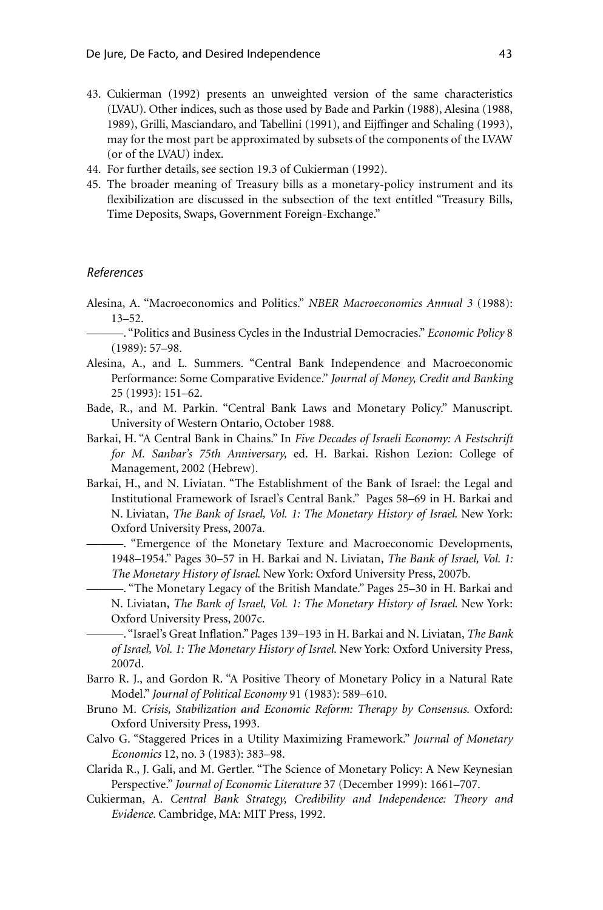43. Cukierman (1992) presents an unweighted version of the same characteristics (LVAU). Other indices, such as those used by Bade and Parkin (1988), Alesina (1988, 1989), Grilli, Masciandaro, and Tabellini (1991), and Eijffinger and Schaling (1993), may for the most part be approximated by subsets of the components of the LVAW (or of the LVAU) index.
44. For further details, see section 19.3 of Cukierman (1992).
45. The broader meaning of Treasury bills as a monetary-policy instrument and its flexibilization are discussed in the subsection of the text entitled "Treasury Bills, Time Deposits, Swaps, Government Foreign-Exchange."

## *References*

Alesina, A. "Macroeconomics and Politics." *NBER Macroeconomics Annual 3* (1988): 13–52.

———. "Politics and Business Cycles in the Industrial Democracies." *Economic Policy* 8 (1989): 57–98.

Alesina, A., and L. Summers. "Central Bank Independence and Macroeconomic Performance: Some Comparative Evidence." *Journal of Money, Credit and Banking* 25 (1993): 151–62.

Bade, R., and M. Parkin. "Central Bank Laws and Monetary Policy." Manuscript. University of Western Ontario, October 1988.

Barkai, H. "A Central Bank in Chains." In *Five Decades of Israeli Economy: A Festschrift for M. Sanbar's 75th Anniversary,* ed. H. Barkai. Rishon Lezion: College of Management, 2002 (Hebrew).

Barkai, H., and N. Liviatan. "The Establishment of the Bank of Israel: the Legal and Institutional Framework of Israel's Central Bank." Pages 58–69 in H. Barkai and N. Liviatan, *The Bank of Israel, Vol. 1: The Monetary History of Israel.* New York: Oxford University Press, 2007a.

———. "Emergence of the Monetary Texture and Macroeconomic Developments, 1948–1954." Pages 30–57 in H. Barkai and N. Liviatan, *The Bank of Israel, Vol. 1: The Monetary History of Israel.* New York: Oxford University Press, 2007b.

———. "The Monetary Legacy of the British Mandate." Pages 25–30 in H. Barkai and N. Liviatan, *The Bank of Israel, Vol. 1: The Monetary History of Israel.* New York: Oxford University Press, 2007c.

———. "Israel's Great Inflation." Pages 139–193 in H. Barkai and N. Liviatan, *The Bank of Israel, Vol. 1: The Monetary History of Israel.* New York: Oxford University Press, 2007d.

Barro R. J., and Gordon R. "A Positive Theory of Monetary Policy in a Natural Rate Model." *Journal of Political Economy* 91 (1983): 589–610.

Bruno M. *Crisis, Stabilization and Economic Reform: Therapy by Consensus.* Oxford: Oxford University Press, 1993.

Calvo G. "Staggered Prices in a Utility Maximizing Framework." *Journal of Monetary Economics* 12, no. 3 (1983): 383–98.

Clarida R., J. Gali, and M. Gertler. "The Science of Monetary Policy: A New Keynesian Perspective." *Journal of Economic Literature* 37 (December 1999): 1661–707.

Cukierman, A. *Central Bank Strategy, Credibility and Independence: Theory and Evidence.* Cambridge, MA: MIT Press, 1992.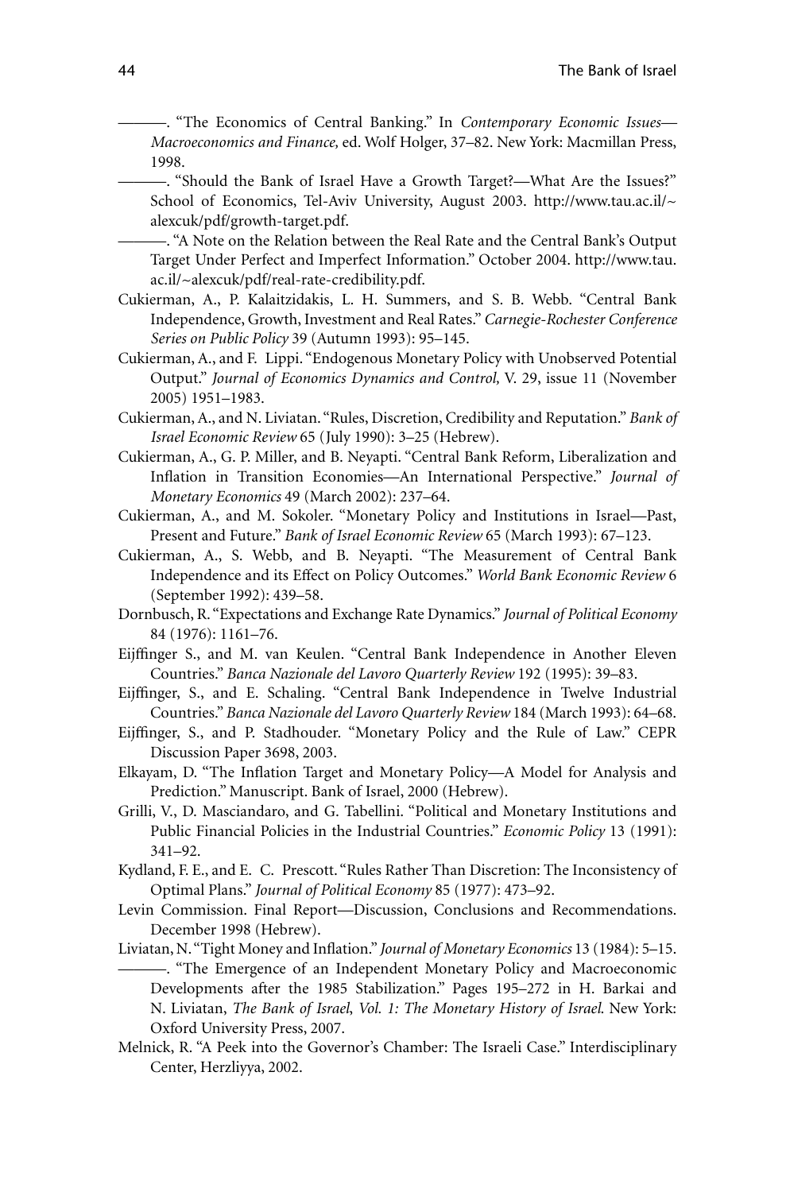———. "The Economics of Central Banking." In *Contemporary Economic Issues—Macroeconomics and Finance,* ed. Wolf Holger, 37–82. New York: Macmillan Press, 1998.

———. "Should the Bank of Israel Have a Growth Target?—What Are the Issues?" School of Economics, Tel-Aviv University, August 2003. http://www.tau.ac.il/~alexcuk/pdf/growth-target.pdf.

———. "A Note on the Relation between the Real Rate and the Central Bank's Output Target Under Perfect and Imperfect Information." October 2004. http://www.tau.ac.il/~alexcuk/pdf/real-rate-credibility.pdf.

Cukierman, A., P. Kalaitzidakis, L. H. Summers, and S. B. Webb. "Central Bank Independence, Growth, Investment and Real Rates." *Carnegie-Rochester Conference Series on Public Policy* 39 (Autumn 1993): 95–145.

Cukierman, A., and F. Lippi. "Endogenous Monetary Policy with Unobserved Potential Output." *Journal of Economics Dynamics and Control,* V. 29, issue 11 (November 2005) 1951–1983.

Cukierman, A., and N. Liviatan. "Rules, Discretion, Credibility and Reputation." *Bank of Israel Economic Review* 65 (July 1990): 3–25 (Hebrew).

Cukierman, A., G. P. Miller, and B. Neyapti. "Central Bank Reform, Liberalization and Inflation in Transition Economies—An International Perspective." *Journal of Monetary Economics* 49 (March 2002): 237–64.

Cukierman, A., and M. Sokoler. "Monetary Policy and Institutions in Israel—Past, Present and Future." *Bank of Israel Economic Review* 65 (March 1993): 67–123.

Cukierman, A., S. Webb, and B. Neyapti. "The Measurement of Central Bank Independence and its Effect on Policy Outcomes." *World Bank Economic Review* 6 (September 1992): 439–58.

Dornbusch, R. "Expectations and Exchange Rate Dynamics." *Journal of Political Economy* 84 (1976): 1161–76.

Eijffinger S., and M. van Keulen. "Central Bank Independence in Another Eleven Countries." *Banca Nazionale del Lavoro Quarterly Review* 192 (1995): 39–83.

Eijffinger, S., and E. Schaling. "Central Bank Independence in Twelve Industrial Countries." *Banca Nazionale del Lavoro Quarterly Review* 184 (March 1993): 64–68.

Eijffinger, S., and P. Stadhouder. "Monetary Policy and the Rule of Law." CEPR Discussion Paper 3698, 2003.

Elkayam, D. "The Inflation Target and Monetary Policy—A Model for Analysis and Prediction." Manuscript. Bank of Israel, 2000 (Hebrew).

Grilli, V., D. Masciandaro, and G. Tabellini. "Political and Monetary Institutions and Public Financial Policies in the Industrial Countries." *Economic Policy* 13 (1991): 341–92.

Kydland, F. E., and E. C. Prescott. "Rules Rather Than Discretion: The Inconsistency of Optimal Plans." *Journal of Political Economy* 85 (1977): 473–92.

Levin Commission. Final Report—Discussion, Conclusions and Recommendations. December 1998 (Hebrew).

Liviatan, N. "Tight Money and Inflation." *Journal of Monetary Economics* 13 (1984): 5–15.

———. "The Emergence of an Independent Monetary Policy and Macroeconomic Developments after the 1985 Stabilization." Pages 195–272 in H. Barkai and N. Liviatan, *The Bank of Israel*, *Vol. 1: The Monetary History of Israel*. New York: Oxford University Press, 2007.

Melnick, R. "A Peek into the Governor's Chamber: The Israeli Case." Interdisciplinary Center, Herzliyya, 2002.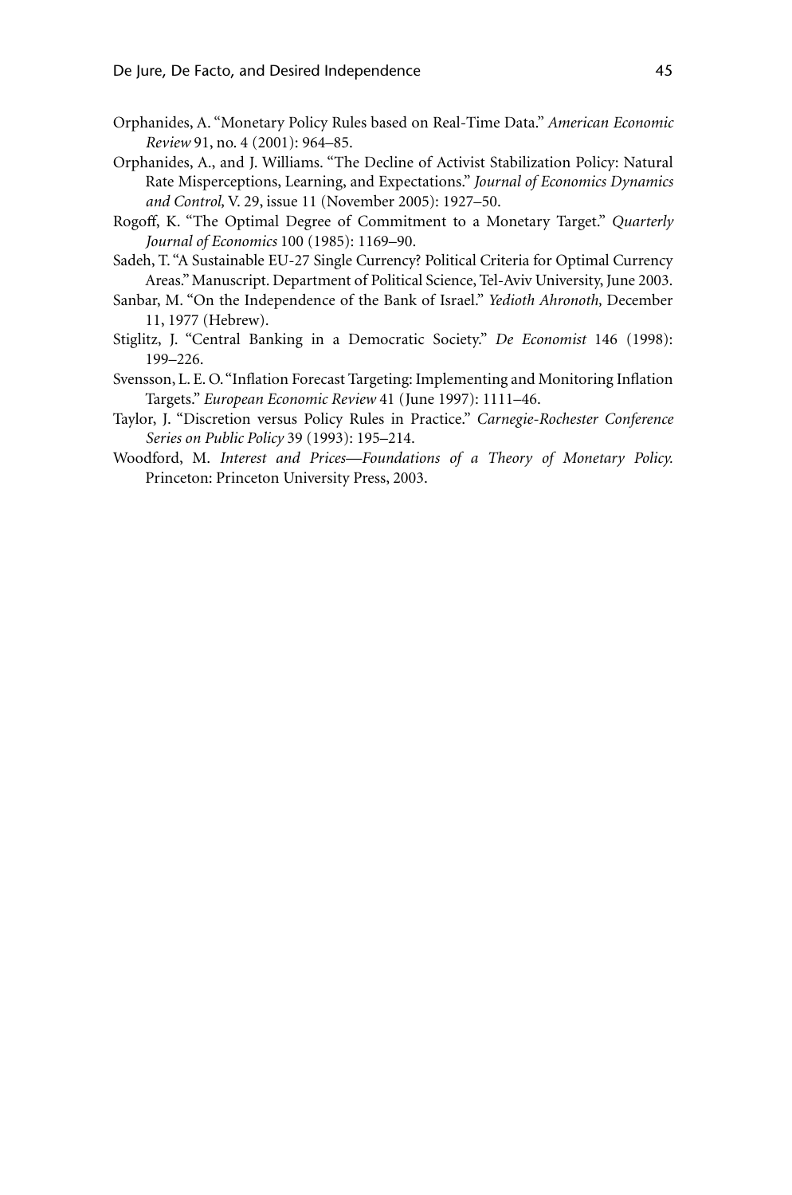Orphanides, A. "Monetary Policy Rules based on Real-Time Data." *American Economic Review* 91, no. 4 (2001): 964–85.

Orphanides, A., and J. Williams. "The Decline of Activist Stabilization Policy: Natural Rate Misperceptions, Learning, and Expectations." *Journal of Economics Dynamics and Control,* V. 29, issue 11 (November 2005): 1927–50.

Rogoff, K. "The Optimal Degree of Commitment to a Monetary Target." *Quarterly Journal of Economics* 100 (1985): 1169–90.

Sadeh, T. "A Sustainable EU-27 Single Currency? Political Criteria for Optimal Currency Areas." Manuscript. Department of Political Science, Tel-Aviv University, June 2003.

Sanbar, M. "On the Independence of the Bank of Israel." *Yedioth Ahronoth,* December 11, 1977 (Hebrew).

Stiglitz, J. "Central Banking in a Democratic Society." *De Economist* 146 (1998): 199–226.

Svensson, L. E. O. "Inflation Forecast Targeting: Implementing and Monitoring Inflation Targets." *European Economic Review* 41 (June 1997): 1111–46.

Taylor, J. "Discretion versus Policy Rules in Practice." *Carnegie-Rochester Conference Series on Public Policy* 39 (1993): 195–214.

Woodford, M. *Interest and Prices—Foundations of a Theory of Monetary Policy.* Princeton: Princeton University Press, 2003.